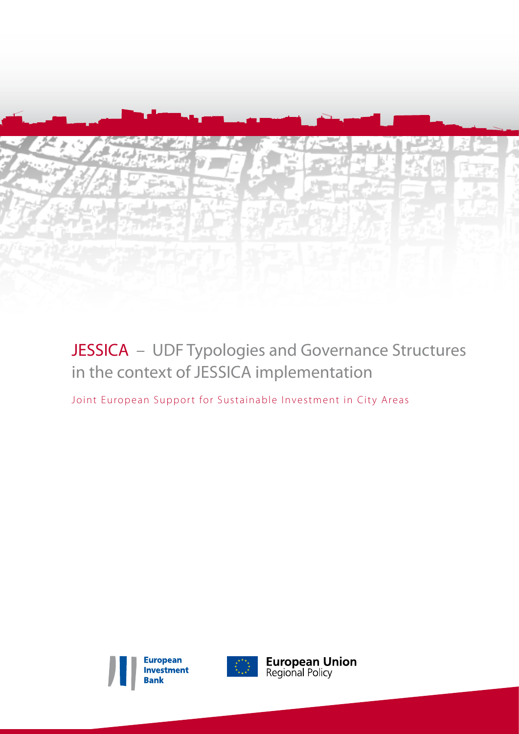# JESSICA – UDF Typologies and Governance Structures in the context of JESSICA implementation

Joint European Support for Sustainable Investment in City Areas

European Investment Bank

European Union Regional Policy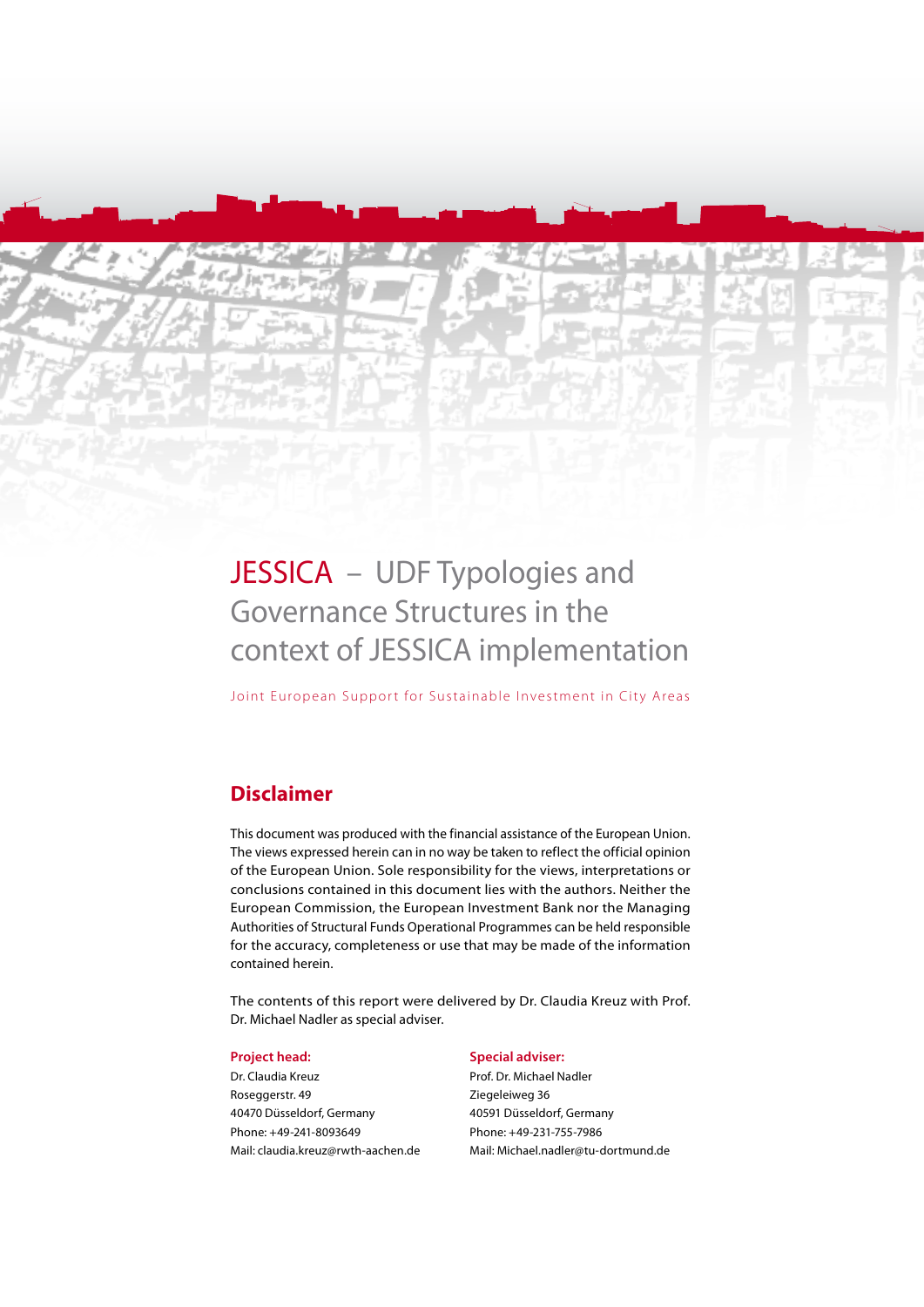# JESSICA – UDF Typologies and Governance Structures in the context of JESSICA implementation

Joint European Support for Sustainable Investment in City Areas

## Disclaimer

This document was produced with the financial assistance of the European Union. The views expressed herein can in no way be taken to reflect the official opinion of the European Union. Sole responsibility for the views, interpretations or conclusions contained in this document lies with the authors. Neither the European Commission, the European Investment Bank nor the Managing Authorities of Structural Funds Operational Programmes can be held responsible for the accuracy, completeness or use that may be made of the information contained herein.

The contents of this report were delivered by Dr. Claudia Kreuz with Prof. Dr. Michael Nadler as special adviser.

**Project head:**
Dr. Claudia Kreuz
Roseggerstr. 49
40470 Düsseldorf, Germany
Phone: +49-241-8093649
Mail: claudia.kreuz@rwth-aachen.de

**Special adviser:**
Prof. Dr. Michael Nadler
Ziegeleiweg 36
40591 Düsseldorf, Germany
Phone: +49-231-755-7986
Mail: Michael.nadler@tu-dortmund.de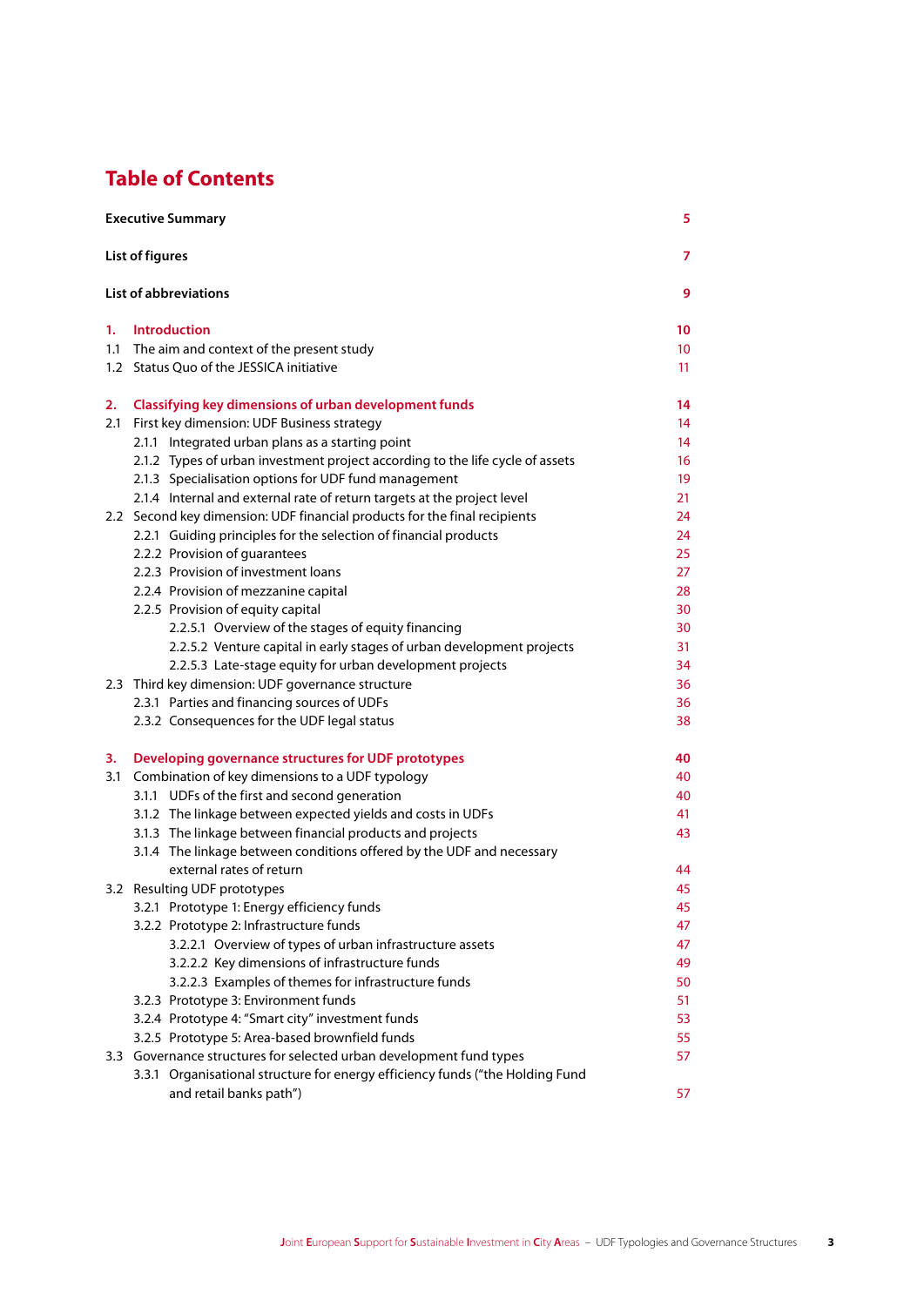# Table of Contents

| | |
|---|---|
| **Executive Summary** | **5** |
| **List of figures** | **7** |
| **List of abbreviations** | **9** |
| **1. Introduction** | **10** |
| 1.1 The aim and context of the present study | 10 |
| 1.2 Status Quo of the JESSICA initiative | 11 |
| **2. Classifying key dimensions of urban development funds** | **14** |
| 2.1 First key dimension: UDF Business strategy | 14 |
| 2.1.1 Integrated urban plans as a starting point | 14 |
| 2.1.2 Types of urban investment project according to the life cycle of assets | 16 |
| 2.1.3 Specialisation options for UDF fund management | 19 |
| 2.1.4 Internal and external rate of return targets at the project level | 21 |
| 2.2 Second key dimension: UDF financial products for the final recipients | 24 |
| 2.2.1 Guiding principles for the selection of financial products | 24 |
| 2.2.2 Provision of guarantees | 25 |
| 2.2.3 Provision of investment loans | 27 |
| 2.2.4 Provision of mezzanine capital | 28 |
| 2.2.5 Provision of equity capital | 30 |
| 2.2.5.1 Overview of the stages of equity financing | 30 |
| 2.2.5.2 Venture capital in early stages of urban development projects | 31 |
| 2.2.5.3 Late-stage equity for urban development projects | 34 |
| 2.3 Third key dimension: UDF governance structure | 36 |
| 2.3.1 Parties and financing sources of UDFs | 36 |
| 2.3.2 Consequences for the UDF legal status | 38 |
| **3. Developing governance structures for UDF prototypes** | **40** |
| 3.1 Combination of key dimensions to a UDF typology | 40 |
| 3.1.1 UDFs of the first and second generation | 40 |
| 3.1.2 The linkage between expected yields and costs in UDFs | 41 |
| 3.1.3 The linkage between financial products and projects | 43 |
| 3.1.4 The linkage between conditions offered by the UDF and necessary external rates of return | 44 |
| 3.2 Resulting UDF prototypes | 45 |
| 3.2.1 Prototype 1: Energy efficiency funds | 45 |
| 3.2.2 Prototype 2: Infrastructure funds | 47 |
| 3.2.2.1 Overview of types of urban infrastructure assets | 47 |
| 3.2.2.2 Key dimensions of infrastructure funds | 49 |
| 3.2.2.3 Examples of themes for infrastructure funds | 50 |
| 3.2.3 Prototype 3: Environment funds | 51 |
| 3.2.4 Prototype 4: "Smart city" investment funds | 53 |
| 3.2.5 Prototype 5: Area-based brownfield funds | 55 |
| 3.3 Governance structures for selected urban development fund types | 57 |
| 3.3.1 Organisational structure for energy efficiency funds ("the Holding Fund and retail banks path") | 57 |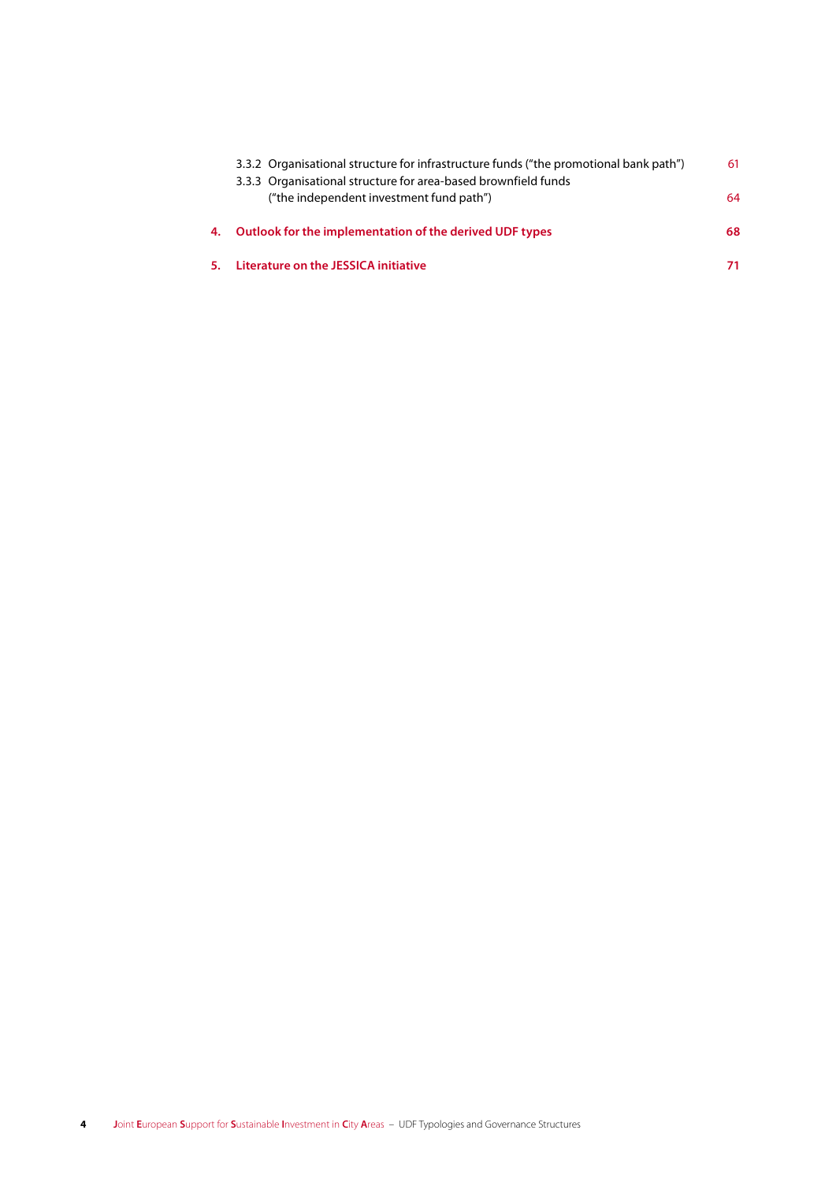3.3.2 Organisational structure for infrastructure funds ("the promotional bank path") 61

3.3.3 Organisational structure for area-based brownfield funds ("the independent investment fund path") 64

**4. Outlook for the implementation of the derived UDF types 68**

**5. Literature on the JESSICA initiative 71**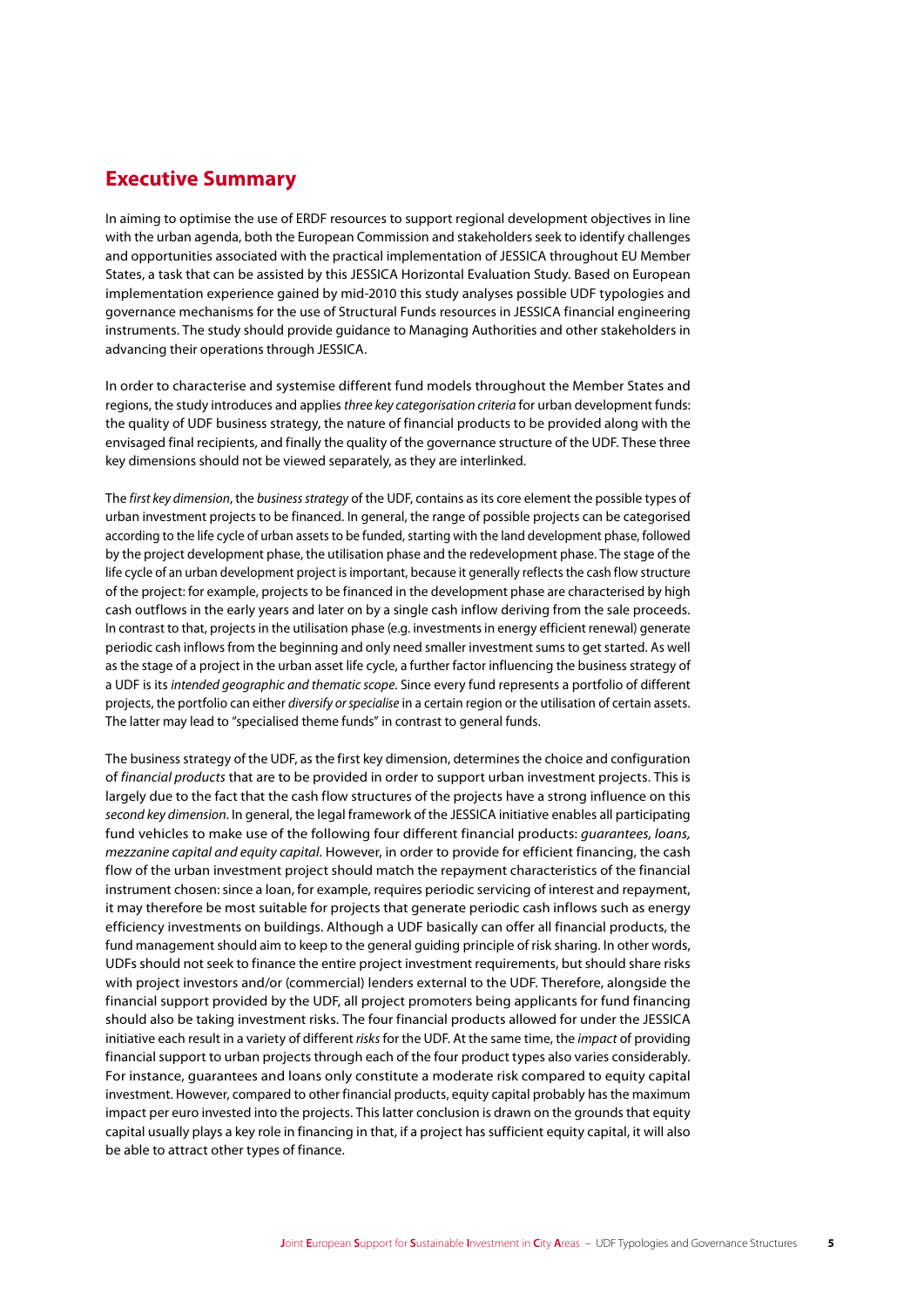## Executive Summary

In aiming to optimise the use of ERDF resources to support regional development objectives in line with the urban agenda, both the European Commission and stakeholders seek to identify challenges and opportunities associated with the practical implementation of JESSICA throughout EU Member States, a task that can be assisted by this JESSICA Horizontal Evaluation Study. Based on European implementation experience gained by mid-2010 this study analyses possible UDF typologies and governance mechanisms for the use of Structural Funds resources in JESSICA financial engineering instruments. The study should provide guidance to Managing Authorities and other stakeholders in advancing their operations through JESSICA.

In order to characterise and systemise different fund models throughout the Member States and regions, the study introduces and applies *three key categorisation criteria* for urban development funds: the quality of UDF business strategy, the nature of financial products to be provided along with the envisaged final recipients, and finally the quality of the governance structure of the UDF. These three key dimensions should not be viewed separately, as they are interlinked.

The *first key dimension*, the *business strategy* of the UDF, contains as its core element the possible types of urban investment projects to be financed. In general, the range of possible projects can be categorised according to the life cycle of urban assets to be funded, starting with the land development phase, followed by the project development phase, the utilisation phase and the redevelopment phase. The stage of the life cycle of an urban development project is important, because it generally reflects the cash flow structure of the project: for example, projects to be financed in the development phase are characterised by high cash outflows in the early years and later on by a single cash inflow deriving from the sale proceeds. In contrast to that, projects in the utilisation phase (e.g. investments in energy efficient renewal) generate periodic cash inflows from the beginning and only need smaller investment sums to get started. As well as the stage of a project in the urban asset life cycle, a further factor influencing the business strategy of a UDF is its *intended geographic and thematic scope*. Since every fund represents a portfolio of different projects, the portfolio can either *diversify or specialise* in a certain region or the utilisation of certain assets. The latter may lead to "specialised theme funds" in contrast to general funds.

The business strategy of the UDF, as the first key dimension, determines the choice and configuration of *financial products* that are to be provided in order to support urban investment projects. This is largely due to the fact that the cash flow structures of the projects have a strong influence on this *second key dimension*. In general, the legal framework of the JESSICA initiative enables all participating fund vehicles to make use of the following four different financial products: *guarantees, loans, mezzanine capital and equity capital*. However, in order to provide for efficient financing, the cash flow of the urban investment project should match the repayment characteristics of the financial instrument chosen: since a loan, for example, requires periodic servicing of interest and repayment, it may therefore be most suitable for projects that generate periodic cash inflows such as energy efficiency investments on buildings. Although a UDF basically can offer all financial products, the fund management should aim to keep to the general guiding principle of risk sharing. In other words, UDFs should not seek to finance the entire project investment requirements, but should share risks with project investors and/or (commercial) lenders external to the UDF. Therefore, alongside the financial support provided by the UDF, all project promoters being applicants for fund financing should also be taking investment risks. The four financial products allowed for under the JESSICA initiative each result in a variety of different *risks* for the UDF. At the same time, the *impact* of providing financial support to urban projects through each of the four product types also varies considerably. For instance, guarantees and loans only constitute a moderate risk compared to equity capital investment. However, compared to other financial products, equity capital probably has the maximum impact per euro invested into the projects. This latter conclusion is drawn on the grounds that equity capital usually plays a key role in financing in that, if a project has sufficient equity capital, it will also be able to attract other types of finance.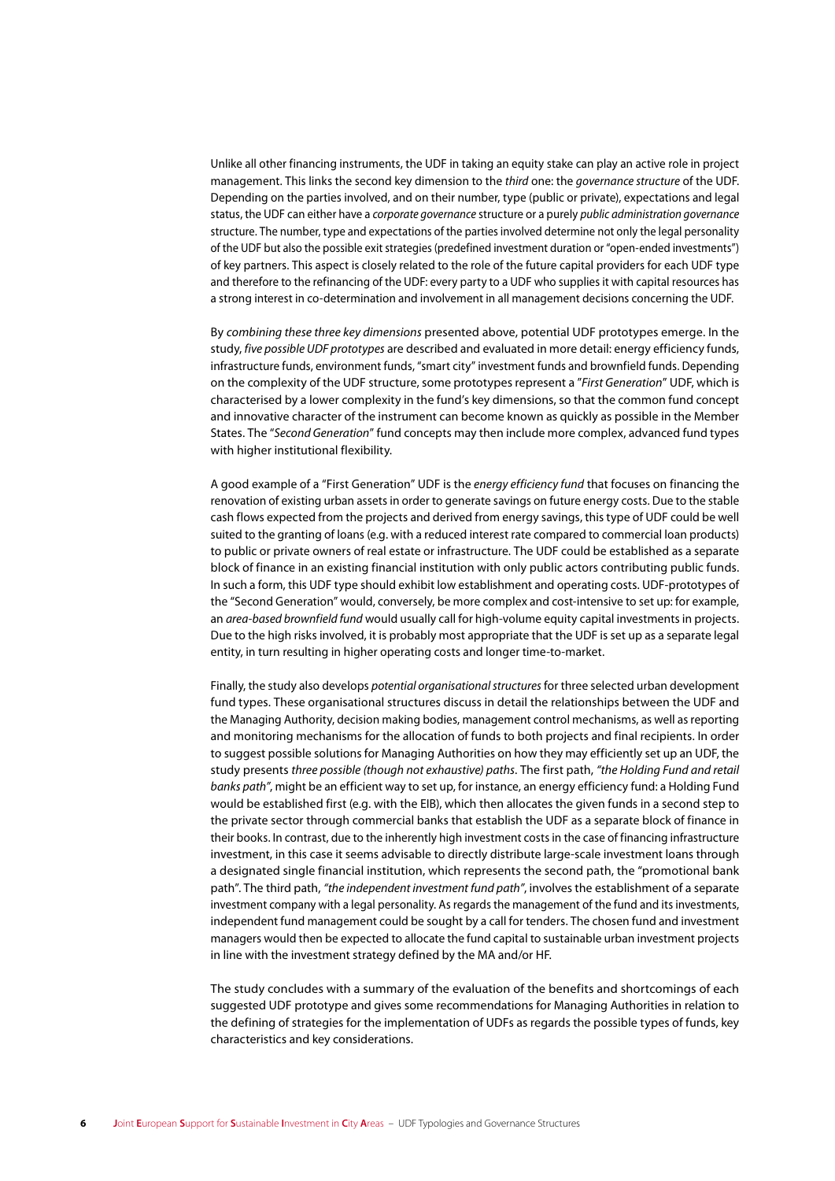Unlike all other financing instruments, the UDF in taking an equity stake can play an active role in project management. This links the second key dimension to the *third* one: the *governance structure* of the UDF. Depending on the parties involved, and on their number, type (public or private), expectations and legal status, the UDF can either have a *corporate governance* structure or a purely *public administration governance* structure. The number, type and expectations of the parties involved determine not only the legal personality of the UDF but also the possible exit strategies (predefined investment duration or "open-ended investments") of key partners. This aspect is closely related to the role of the future capital providers for each UDF type and therefore to the refinancing of the UDF: every party to a UDF who supplies it with capital resources has a strong interest in co-determination and involvement in all management decisions concerning the UDF.

By *combining these three key dimensions* presented above, potential UDF prototypes emerge. In the study, *five possible UDF prototypes* are described and evaluated in more detail: energy efficiency funds, infrastructure funds, environment funds, "smart city" investment funds and brownfield funds. Depending on the complexity of the UDF structure, some prototypes represent a "*First Generation*" UDF, which is characterised by a lower complexity in the fund's key dimensions, so that the common fund concept and innovative character of the instrument can become known as quickly as possible in the Member States. The "*Second Generation*" fund concepts may then include more complex, advanced fund types with higher institutional flexibility.

A good example of a "First Generation" UDF is the *energy efficiency fund* that focuses on financing the renovation of existing urban assets in order to generate savings on future energy costs. Due to the stable cash flows expected from the projects and derived from energy savings, this type of UDF could be well suited to the granting of loans (e.g. with a reduced interest rate compared to commercial loan products) to public or private owners of real estate or infrastructure. The UDF could be established as a separate block of finance in an existing financial institution with only public actors contributing public funds. In such a form, this UDF type should exhibit low establishment and operating costs. UDF-prototypes of the "Second Generation" would, conversely, be more complex and cost-intensive to set up: for example, an *area-based brownfield fund* would usually call for high-volume equity capital investments in projects. Due to the high risks involved, it is probably most appropriate that the UDF is set up as a separate legal entity, in turn resulting in higher operating costs and longer time-to-market.

Finally, the study also develops *potential organisational structures* for three selected urban development fund types. These organisational structures discuss in detail the relationships between the UDF and the Managing Authority, decision making bodies, management control mechanisms, as well as reporting and monitoring mechanisms for the allocation of funds to both projects and final recipients. In order to suggest possible solutions for Managing Authorities on how they may efficiently set up an UDF, the study presents *three possible (though not exhaustive) paths*. The first path, *"the Holding Fund and retail banks path"*, might be an efficient way to set up, for instance, an energy efficiency fund: a Holding Fund would be established first (e.g. with the EIB), which then allocates the given funds in a second step to the private sector through commercial banks that establish the UDF as a separate block of finance in their books. In contrast, due to the inherently high investment costs in the case of financing infrastructure investment, in this case it seems advisable to directly distribute large-scale investment loans through a designated single financial institution, which represents the second path, the "promotional bank path". The third path, *"the independent investment fund path"*, involves the establishment of a separate investment company with a legal personality. As regards the management of the fund and its investments, independent fund management could be sought by a call for tenders. The chosen fund and investment managers would then be expected to allocate the fund capital to sustainable urban investment projects in line with the investment strategy defined by the MA and/or HF.

The study concludes with a summary of the evaluation of the benefits and shortcomings of each suggested UDF prototype and gives some recommendations for Managing Authorities in relation to the defining of strategies for the implementation of UDFs as regards the possible types of funds, key characteristics and key considerations.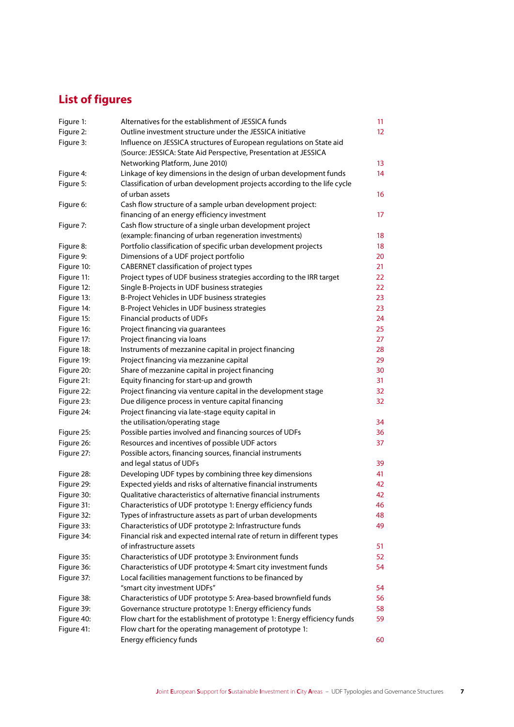# List of figures

| | | |
|---|---|---|
| Figure 1: | Alternatives for the establishment of JESSICA funds | 11 |
| Figure 2: | Outline investment structure under the JESSICA initiative | 12 |
| Figure 3: | Influence on JESSICA structures of European regulations on State aid (Source: JESSICA: State Aid Perspective, Presentation at JESSICA Networking Platform, June 2010) | 13 |
| Figure 4: | Linkage of key dimensions in the design of urban development funds | 14 |
| Figure 5: | Classification of urban development projects according to the life cycle of urban assets | 16 |
| Figure 6: | Cash flow structure of a sample urban development project: financing of an energy efficiency investment | 17 |
| Figure 7: | Cash flow structure of a single urban development project (example: financing of urban regeneration investments) | 18 |
| Figure 8: | Portfolio classification of specific urban development projects | 18 |
| Figure 9: | Dimensions of a UDF project portfolio | 20 |
| Figure 10: | CABERNET classification of project types | 21 |
| Figure 11: | Project types of UDF business strategies according to the IRR target | 22 |
| Figure 12: | Single B-Projects in UDF business strategies | 22 |
| Figure 13: | B-Project Vehicles in UDF business strategies | 23 |
| Figure 14: | B-Project Vehicles in UDF business strategies | 23 |
| Figure 15: | Financial products of UDFs | 24 |
| Figure 16: | Project financing via guarantees | 25 |
| Figure 17: | Project financing via loans | 27 |
| Figure 18: | Instruments of mezzanine capital in project financing | 28 |
| Figure 19: | Project financing via mezzanine capital | 29 |
| Figure 20: | Share of mezzanine capital in project financing | 30 |
| Figure 21: | Equity financing for start-up and growth | 31 |
| Figure 22: | Project financing via venture capital in the development stage | 32 |
| Figure 23: | Due diligence process in venture capital financing | 32 |
| Figure 24: | Project financing via late-stage equity capital in the utilisation/operating stage | 34 |
| Figure 25: | Possible parties involved and financing sources of UDFs | 36 |
| Figure 26: | Resources and incentives of possible UDF actors | 37 |
| Figure 27: | Possible actors, financing sources, financial instruments and legal status of UDFs | 39 |
| Figure 28: | Developing UDF types by combining three key dimensions | 41 |
| Figure 29: | Expected yields and risks of alternative financial instruments | 42 |
| Figure 30: | Qualitative characteristics of alternative financial instruments | 42 |
| Figure 31: | Characteristics of UDF prototype 1: Energy efficiency funds | 46 |
| Figure 32: | Types of infrastructure assets as part of urban developments | 48 |
| Figure 33: | Characteristics of UDF prototype 2: Infrastructure funds | 49 |
| Figure 34: | Financial risk and expected internal rate of return in different types of infrastructure assets | 51 |
| Figure 35: | Characteristics of UDF prototype 3: Environment funds | 52 |
| Figure 36: | Characteristics of UDF prototype 4: Smart city investment funds | 54 |
| Figure 37: | Local facilities management functions to be financed by "smart city investment UDFs" | 54 |
| Figure 38: | Characteristics of UDF prototype 5: Area-based brownfield funds | 56 |
| Figure 39: | Governance structure prototype 1: Energy efficiency funds | 58 |
| Figure 40: | Flow chart for the establishment of prototype 1: Energy efficiency funds | 59 |
| Figure 41: | Flow chart for the operating management of prototype 1: Energy efficiency funds | 60 |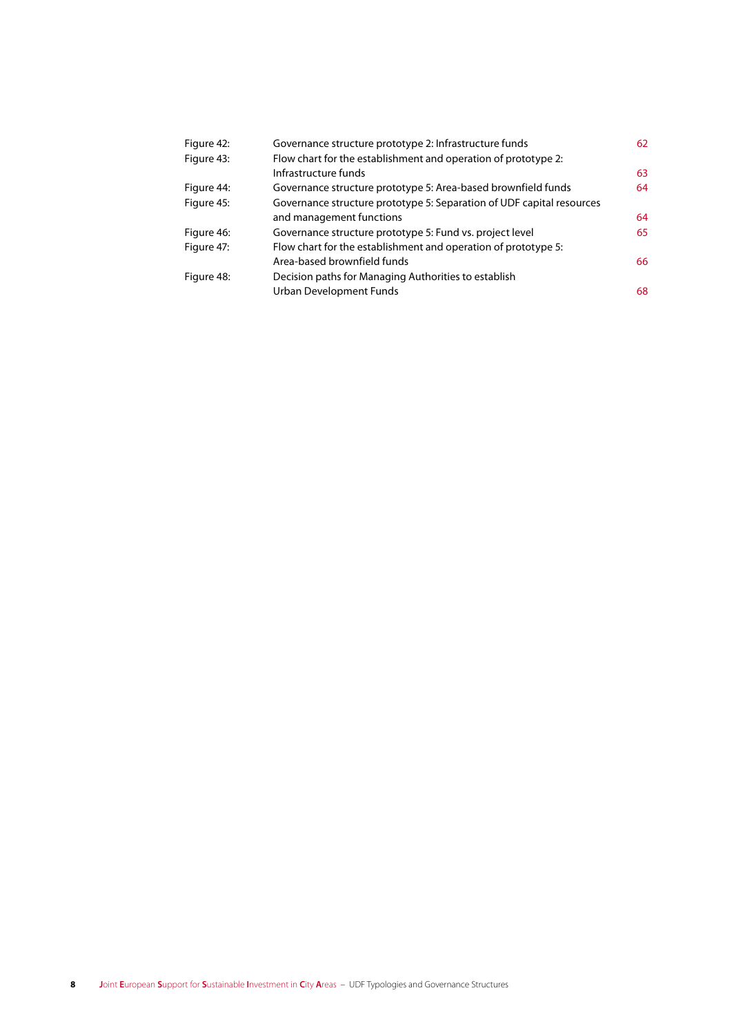| | | |
|---|---|---|
| Figure 42: | Governance structure prototype 2: Infrastructure funds | 62 |
| Figure 43: | Flow chart for the establishment and operation of prototype 2: Infrastructure funds | 63 |
| Figure 44: | Governance structure prototype 5: Area-based brownfield funds | 64 |
| Figure 45: | Governance structure prototype 5: Separation of UDF capital resources and management functions | 64 |
| Figure 46: | Governance structure prototype 5: Fund vs. project level | 65 |
| Figure 47: | Flow chart for the establishment and operation of prototype 5: Area-based brownfield funds | 66 |
| Figure 48: | Decision paths for Managing Authorities to establish Urban Development Funds | 68 |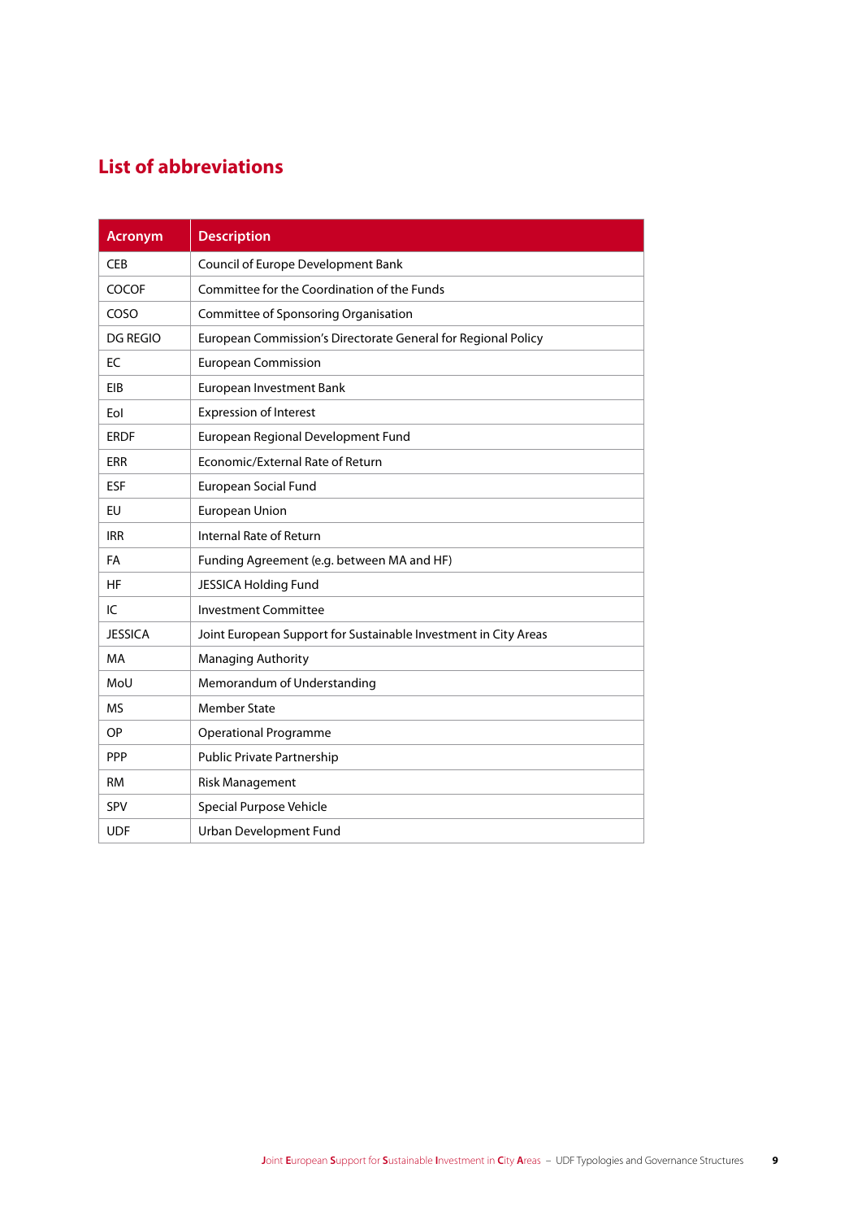## List of abbreviations

| Acronym | Description |
|---|---|
| CEB | Council of Europe Development Bank |
| COCOF | Committee for the Coordination of the Funds |
| COSO | Committee of Sponsoring Organisation |
| DG REGIO | European Commission's Directorate General for Regional Policy |
| EC | European Commission |
| EIB | European Investment Bank |
| EoI | Expression of Interest |
| ERDF | European Regional Development Fund |
| ERR | Economic/External Rate of Return |
| ESF | European Social Fund |
| EU | European Union |
| IRR | Internal Rate of Return |
| FA | Funding Agreement (e.g. between MA and HF) |
| HF | JESSICA Holding Fund |
| IC | Investment Committee |
| JESSICA | Joint European Support for Sustainable Investment in City Areas |
| MA | Managing Authority |
| MoU | Memorandum of Understanding |
| MS | Member State |
| OP | Operational Programme |
| PPP | Public Private Partnership |
| RM | Risk Management |
| SPV | Special Purpose Vehicle |
| UDF | Urban Development Fund |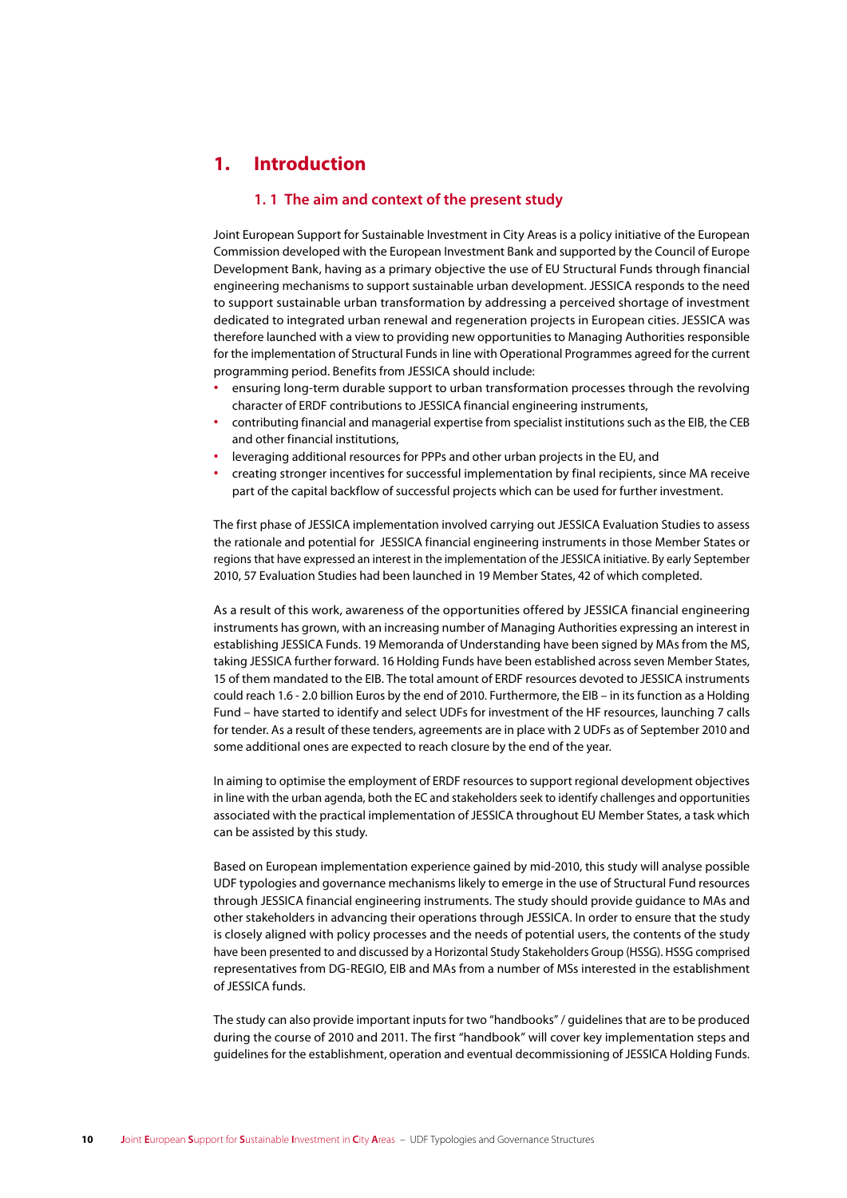# 1. Introduction

## 1. 1 The aim and context of the present study

Joint European Support for Sustainable Investment in City Areas is a policy initiative of the European Commission developed with the European Investment Bank and supported by the Council of Europe Development Bank, having as a primary objective the use of EU Structural Funds through financial engineering mechanisms to support sustainable urban development. JESSICA responds to the need to support sustainable urban transformation by addressing a perceived shortage of investment dedicated to integrated urban renewal and regeneration projects in European cities. JESSICA was therefore launched with a view to providing new opportunities to Managing Authorities responsible for the implementation of Structural Funds in line with Operational Programmes agreed for the current programming period. Benefits from JESSICA should include:

- ensuring long-term durable support to urban transformation processes through the revolving character of ERDF contributions to JESSICA financial engineering instruments,
- contributing financial and managerial expertise from specialist institutions such as the EIB, the CEB and other financial institutions,
- leveraging additional resources for PPPs and other urban projects in the EU, and
- creating stronger incentives for successful implementation by final recipients, since MA receive part of the capital backflow of successful projects which can be used for further investment.

The first phase of JESSICA implementation involved carrying out JESSICA Evaluation Studies to assess the rationale and potential for JESSICA financial engineering instruments in those Member States or regions that have expressed an interest in the implementation of the JESSICA initiative. By early September 2010, 57 Evaluation Studies had been launched in 19 Member States, 42 of which completed.

As a result of this work, awareness of the opportunities offered by JESSICA financial engineering instruments has grown, with an increasing number of Managing Authorities expressing an interest in establishing JESSICA Funds. 19 Memoranda of Understanding have been signed by MAs from the MS, taking JESSICA further forward. 16 Holding Funds have been established across seven Member States, 15 of them mandated to the EIB. The total amount of ERDF resources devoted to JESSICA instruments could reach 1.6 - 2.0 billion Euros by the end of 2010. Furthermore, the EIB – in its function as a Holding Fund – have started to identify and select UDFs for investment of the HF resources, launching 7 calls for tender. As a result of these tenders, agreements are in place with 2 UDFs as of September 2010 and some additional ones are expected to reach closure by the end of the year.

In aiming to optimise the employment of ERDF resources to support regional development objectives in line with the urban agenda, both the EC and stakeholders seek to identify challenges and opportunities associated with the practical implementation of JESSICA throughout EU Member States, a task which can be assisted by this study.

Based on European implementation experience gained by mid-2010, this study will analyse possible UDF typologies and governance mechanisms likely to emerge in the use of Structural Fund resources through JESSICA financial engineering instruments. The study should provide guidance to MAs and other stakeholders in advancing their operations through JESSICA. In order to ensure that the study is closely aligned with policy processes and the needs of potential users, the contents of the study have been presented to and discussed by a Horizontal Study Stakeholders Group (HSSG). HSSG comprised representatives from DG-REGIO, EIB and MAs from a number of MSs interested in the establishment of JESSICA funds.

The study can also provide important inputs for two "handbooks" / guidelines that are to be produced during the course of 2010 and 2011. The first "handbook" will cover key implementation steps and guidelines for the establishment, operation and eventual decommissioning of JESSICA Holding Funds.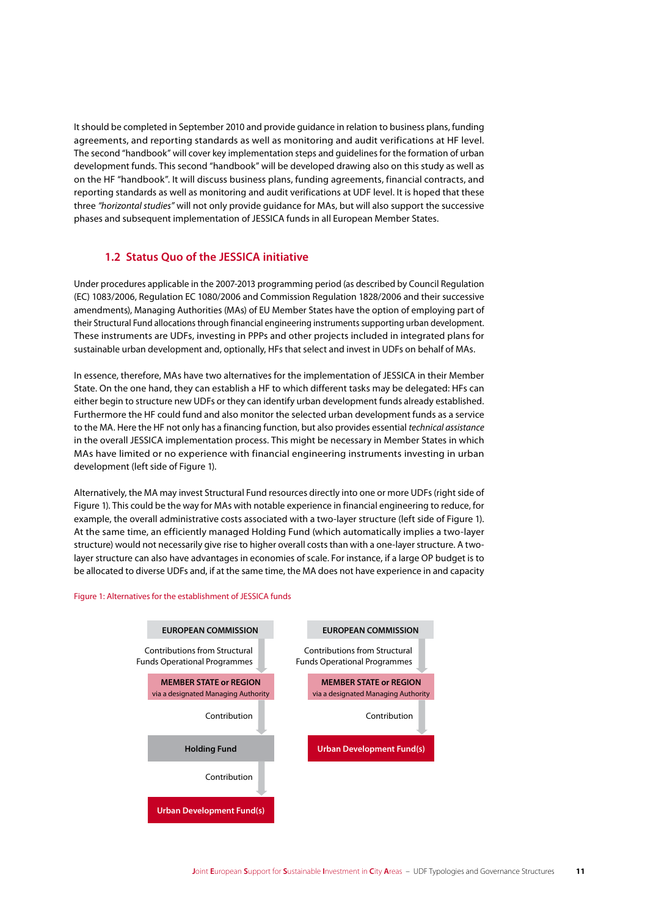It should be completed in September 2010 and provide guidance in relation to business plans, funding agreements, and reporting standards as well as monitoring and audit verifications at HF level. The second "handbook" will cover key implementation steps and guidelines for the formation of urban development funds. This second "handbook" will be developed drawing also on this study as well as on the HF "handbook". It will discuss business plans, funding agreements, financial contracts, and reporting standards as well as monitoring and audit verifications at UDF level. It is hoped that these three *"horizontal studies"* will not only provide guidance for MAs, but will also support the successive phases and subsequent implementation of JESSICA funds in all European Member States.

## 1.2 Status Quo of the JESSICA initiative

Under procedures applicable in the 2007-2013 programming period (as described by Council Regulation (EC) 1083/2006, Regulation EC 1080/2006 and Commission Regulation 1828/2006 and their successive amendments), Managing Authorities (MAs) of EU Member States have the option of employing part of their Structural Fund allocations through financial engineering instruments supporting urban development. These instruments are UDFs, investing in PPPs and other projects included in integrated plans for sustainable urban development and, optionally, HFs that select and invest in UDFs on behalf of MAs.

In essence, therefore, MAs have two alternatives for the implementation of JESSICA in their Member State. On the one hand, they can establish a HF to which different tasks may be delegated: HFs can either begin to structure new UDFs or they can identify urban development funds already established. Furthermore the HF could fund and also monitor the selected urban development funds as a service to the MA. Here the HF not only has a financing function, but also provides essential *technical assistance* in the overall JESSICA implementation process. This might be necessary in Member States in which MAs have limited or no experience with financial engineering instruments investing in urban development (left side of Figure 1).

Alternatively, the MA may invest Structural Fund resources directly into one or more UDFs (right side of Figure 1). This could be the way for MAs with notable experience in financial engineering to reduce, for example, the overall administrative costs associated with a two-layer structure (left side of Figure 1). At the same time, an efficiently managed Holding Fund (which automatically implies a two-layer structure) would not necessarily give rise to higher overall costs than with a one-layer structure. A two-layer structure can also have advantages in economies of scale. For instance, if a large OP budget is to be allocated to diverse UDFs and, if at the same time, the MA does not have experience in and capacity

Figure 1: Alternatives for the establishment of JESSICA funds

**Left side:**

- **EUROPEAN COMMISSION**
- ↓ Contributions from Structural Funds Operational Programmes
- **MEMBER STATE or REGION** via a designated Managing Authority
- ↓ Contribution
- **Holding Fund**
- ↓ Contribution
- **Urban Development Fund(s)**

**Right side:**

- **EUROPEAN COMMISSION**
- ↓ Contributions from Structural Funds Operational Programmes
- **MEMBER STATE or REGION** via a designated Managing Authority
- ↓ Contribution
- **Urban Development Fund(s)**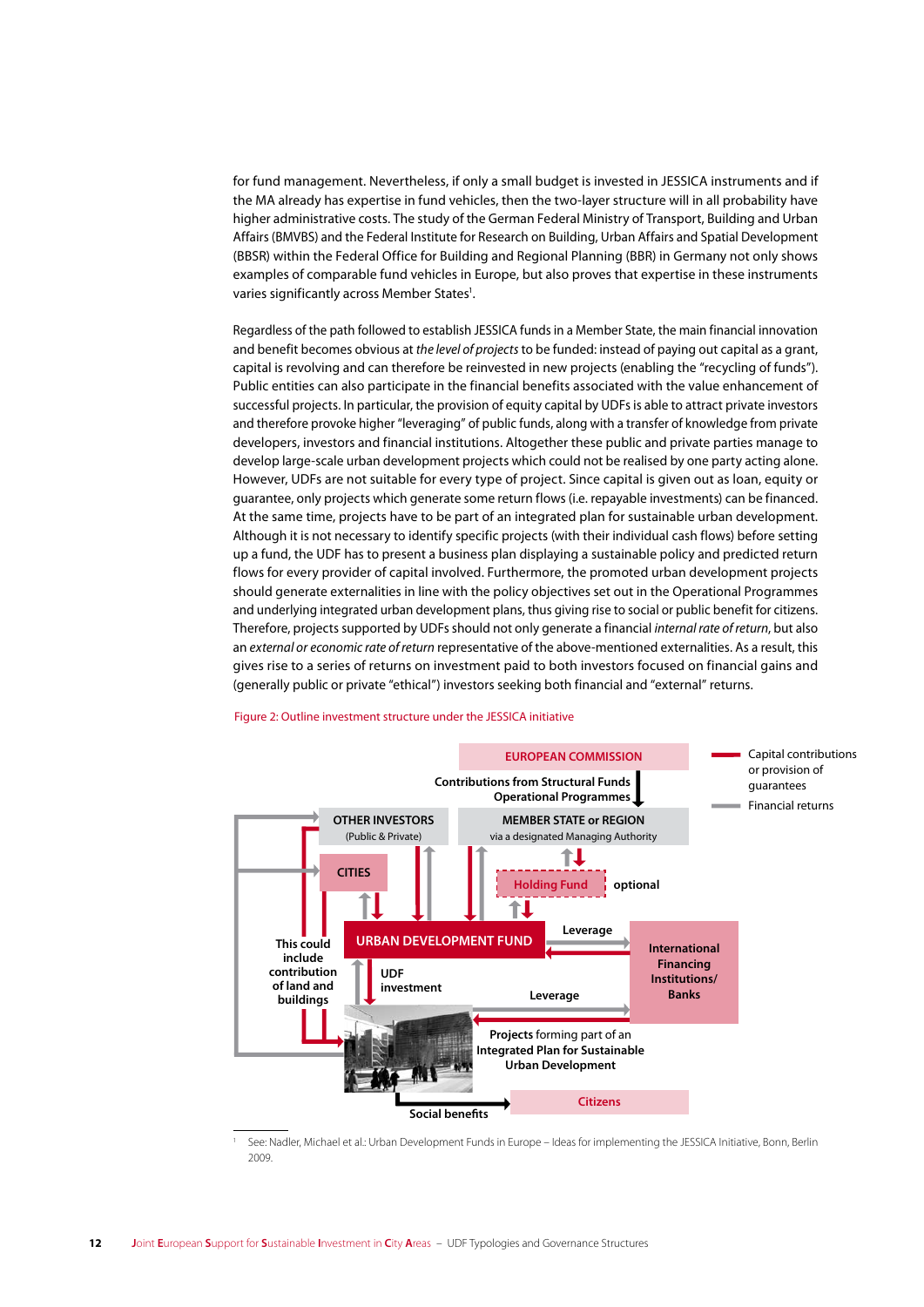for fund management. Nevertheless, if only a small budget is invested in JESSICA instruments and if the MA already has expertise in fund vehicles, then the two-layer structure will in all probability have higher administrative costs. The study of the German Federal Ministry of Transport, Building and Urban Affairs (BMVBS) and the Federal Institute for Research on Building, Urban Affairs and Spatial Development (BBSR) within the Federal Office for Building and Regional Planning (BBR) in Germany not only shows examples of comparable fund vehicles in Europe, but also proves that expertise in these instruments varies significantly across Member States[1].

Regardless of the path followed to establish JESSICA funds in a Member State, the main financial innovation and benefit becomes obvious at *the level of projects* to be funded: instead of paying out capital as a grant, capital is revolving and can therefore be reinvested in new projects (enabling the "recycling of funds"). Public entities can also participate in the financial benefits associated with the value enhancement of successful projects. In particular, the provision of equity capital by UDFs is able to attract private investors and therefore provoke higher "leveraging" of public funds, along with a transfer of knowledge from private developers, investors and financial institutions. Altogether these public and private parties manage to develop large-scale urban development projects which could not be realised by one party acting alone. However, UDFs are not suitable for every type of project. Since capital is given out as loan, equity or guarantee, only projects which generate some return flows (i.e. repayable investments) can be financed. At the same time, projects have to be part of an integrated plan for sustainable urban development. Although it is not necessary to identify specific projects (with their individual cash flows) before setting up a fund, the UDF has to present a business plan displaying a sustainable policy and predicted return flows for every provider of capital involved. Furthermore, the promoted urban development projects should generate externalities in line with the policy objectives set out in the Operational Programmes and underlying integrated urban development plans, thus giving rise to social or public benefit for citizens. Therefore, projects supported by UDFs should not only generate a financial *internal rate of return*, but also an *external or economic rate of return* representative of the above-mentioned externalities. As a result, this gives rise to a series of returns on investment paid to both investors focused on financial gains and (generally public or private "ethical") investors seeking both financial and "external" returns.

Figure 2: Outline investment structure under the JESSICA initiative

EUROPEAN COMMISSION

Contributions from Structural Funds Operational Programmes

OTHER INVESTORS (Public & Private)

MEMBER STATE or REGION via a designated Managing Authority

CITIES

Holding Fund — optional

URBAN DEVELOPMENT FUND

Leverage

International Financing Institutions/ Banks

This could include contribution of land and buildings

UDF investment

Leverage

Projects forming part of an Integrated Plan for Sustainable Urban Development

Social benefits

Citizens

Legend: Capital contributions or provision of guarantees; Financial returns

[1] See: Nadler, Michael et al.: Urban Development Funds in Europe – Ideas for implementing the JESSICA Initiative, Bonn, Berlin 2009.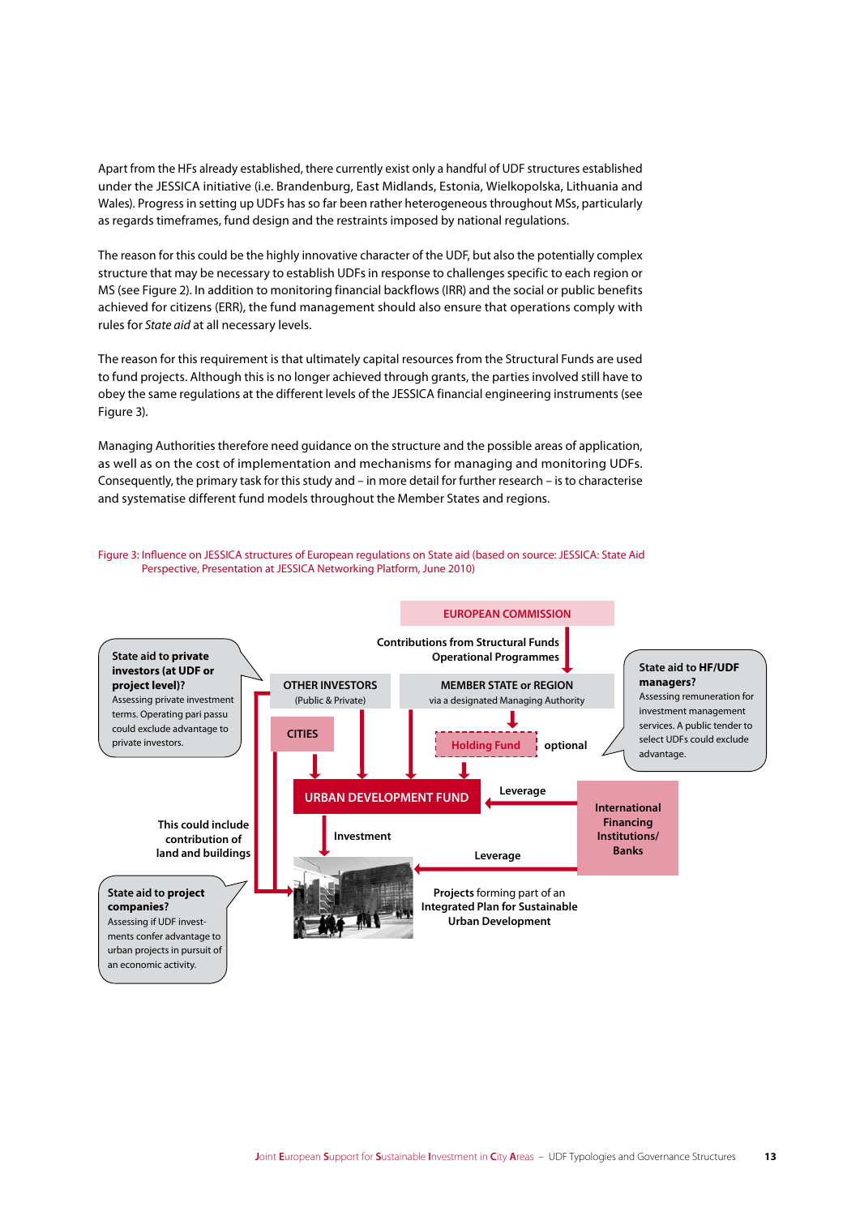Apart from the HFs already established, there currently exist only a handful of UDF structures established under the JESSICA initiative (i.e. Brandenburg, East Midlands, Estonia, Wielkopolska, Lithuania and Wales). Progress in setting up UDFs has so far been rather heterogeneous throughout MSs, particularly as regards timeframes, fund design and the restraints imposed by national regulations.

The reason for this could be the highly innovative character of the UDF, but also the potentially complex structure that may be necessary to establish UDFs in response to challenges specific to each region or MS (see Figure 2). In addition to monitoring financial backflows (IRR) and the social or public benefits achieved for citizens (ERR), the fund management should also ensure that operations comply with rules for *State aid* at all necessary levels.

The reason for this requirement is that ultimately capital resources from the Structural Funds are used to fund projects. Although this is no longer achieved through grants, the parties involved still have to obey the same regulations at the different levels of the JESSICA financial engineering instruments (see Figure 3).

Managing Authorities therefore need guidance on the structure and the possible areas of application, as well as on the cost of implementation and mechanisms for managing and monitoring UDFs. Consequently, the primary task for this study and – in more detail for further research – is to characterise and systematise different fund models throughout the Member States and regions.

Figure 3: Influence on JESSICA structures of European regulations on State aid (based on source: JESSICA: State Aid Perspective, Presentation at JESSICA Networking Platform, June 2010)

EUROPEAN COMMISSION

Contributions from Structural Funds Operational Programmes

**State aid to private investors (at UDF or project level)?**
Assessing private investment terms. Operating pari passu could exclude advantage to private investors.

OTHER INVESTORS (Public & Private)

MEMBER STATE or REGION via a designated Managing Authority

**State aid to HF/UDF managers?**
Assessing remuneration for investment management services. A public tender to select UDFs could exclude advantage.

CITIES

Holding Fund — optional

URBAN DEVELOPMENT FUND

Leverage

International Financing Institutions/ Banks

This could include contribution of land and buildings

Investment

Leverage

**State aid to project companies?**
Assessing if UDF investments confer advantage to urban projects in pursuit of an economic activity.

**Projects** forming part of an **Integrated Plan for Sustainable Urban Development**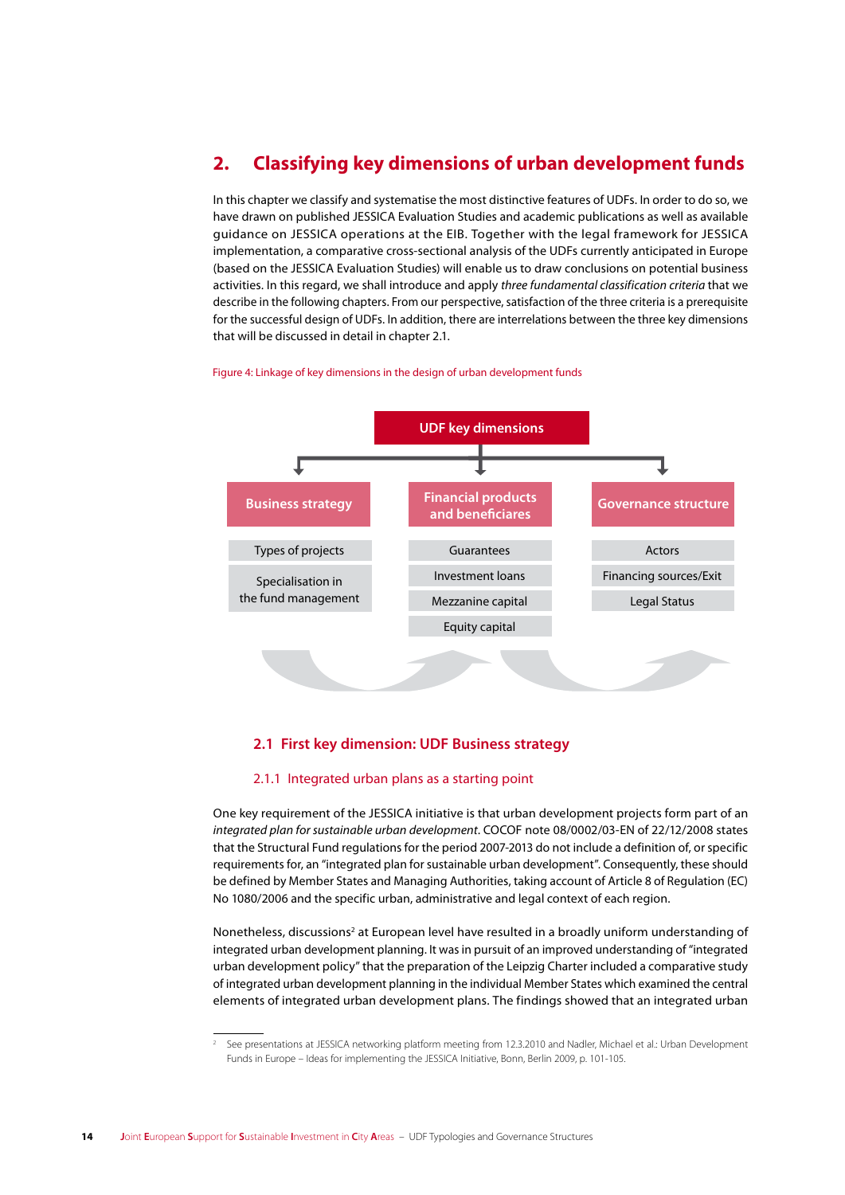## 2. Classifying key dimensions of urban development funds

In this chapter we classify and systematise the most distinctive features of UDFs. In order to do so, we have drawn on published JESSICA Evaluation Studies and academic publications as well as available guidance on JESSICA operations at the EIB. Together with the legal framework for JESSICA implementation, a comparative cross-sectional analysis of the UDFs currently anticipated in Europe (based on the JESSICA Evaluation Studies) will enable us to draw conclusions on potential business activities. In this regard, we shall introduce and apply *three fundamental classification criteria* that we describe in the following chapters. From our perspective, satisfaction of the three criteria is a prerequisite for the successful design of UDFs. In addition, there are interrelations between the three key dimensions that will be discussed in detail in chapter 2.1.

Figure 4: Linkage of key dimensions in the design of urban development funds

**UDF key dimensions**

| Business strategy | Financial products and beneficiares | Governance structure |
|---|---|---|
| Types of projects | Guarantees | Actors |
| Specialisation in the fund management | Investment loans | Financing sources/Exit |
| | Mezzanine capital | Legal Status |
| | Equity capital | |

### 2.1 First key dimension: UDF Business strategy

#### 2.1.1 Integrated urban plans as a starting point

One key requirement of the JESSICA initiative is that urban development projects form part of an *integrated plan for sustainable urban development*. COCOF note 08/0002/03-EN of 22/12/2008 states that the Structural Fund regulations for the period 2007-2013 do not include a definition of, or specific requirements for, an "integrated plan for sustainable urban development". Consequently, these should be defined by Member States and Managing Authorities, taking account of Article 8 of Regulation (EC) No 1080/2006 and the specific urban, administrative and legal context of each region.

Nonetheless, discussions[2] at European level have resulted in a broadly uniform understanding of integrated urban development planning. It was in pursuit of an improved understanding of "integrated urban development policy" that the preparation of the Leipzig Charter included a comparative study of integrated urban development planning in the individual Member States which examined the central elements of integrated urban development plans. The findings showed that an integrated urban

[2] See presentations at JESSICA networking platform meeting from 12.3.2010 and Nadler, Michael et al.: Urban Development Funds in Europe – Ideas for implementing the JESSICA Initiative, Bonn, Berlin 2009, p. 101-105.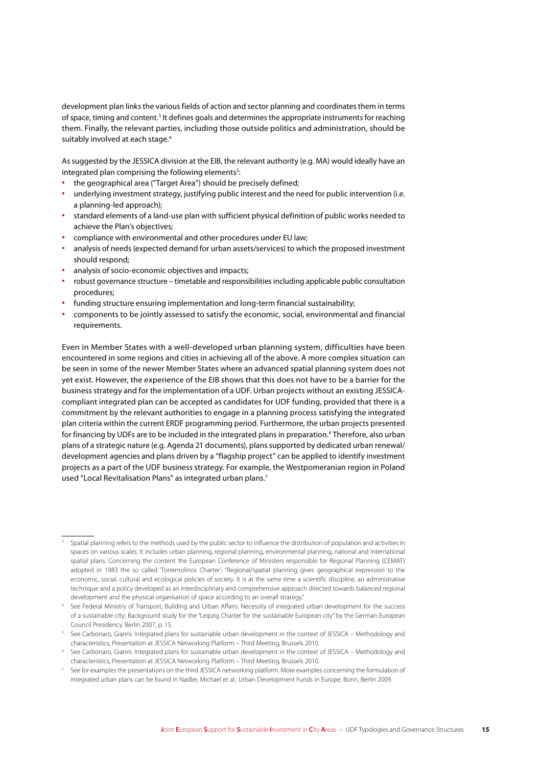development plan links the various fields of action and sector planning and coordinates them in terms of space, timing and content.[3] It defines goals and determines the appropriate instruments for reaching them. Finally, the relevant parties, including those outside politics and administration, should be suitably involved at each stage.[4]

As suggested by the JESSICA division at the EIB, the relevant authority (e.g. MA) would ideally have an integrated plan comprising the following elements[5]:

- the geographical area ("Target Area") should be precisely defined;
- underlying investment strategy, justifying public interest and the need for public intervention (i.e. a planning-led approach);
- standard elements of a land-use plan with sufficient physical definition of public works needed to achieve the Plan's objectives;
- compliance with environmental and other procedures under EU law;
- analysis of needs (expected demand for urban assets/services) to which the proposed investment should respond;
- analysis of socio-economic objectives and impacts;
- robust governance structure – timetable and responsibilities including applicable public consultation procedures;
- funding structure ensuring implementation and long-term financial sustainability;
- components to be jointly assessed to satisfy the economic, social, environmental and financial requirements.

Even in Member States with a well-developed urban planning system, difficulties have been encountered in some regions and cities in achieving all of the above. A more complex situation can be seen in some of the newer Member States where an advanced spatial planning system does not yet exist. However, the experience of the EIB shows that this does not have to be a barrier for the business strategy and for the implementation of a UDF. Urban projects without an existing JESSICA-compliant integrated plan can be accepted as candidates for UDF funding, provided that there is a commitment by the relevant authorities to engage in a planning process satisfying the integrated plan criteria within the current ERDF programming period. Furthermore, the urban projects presented for financing by UDFs are to be included in the integrated plans in preparation.[6] Therefore, also urban plans of a strategic nature (e.g. Agenda 21 documents), plans supported by dedicated urban renewal/development agencies and plans driven by a "flagship project" can be applied to identify investment projects as a part of the UDF business strategy. For example, the Westpomeranian region in Poland used "Local Revitalisation Plans" as integrated urban plans.[7]

---

[3] Spatial planning refers to the methods used by the public sector to influence the distribution of population and activities in spaces on various scales. It includes urban planning, regional planning, environmental planning, national and international spatial plans. Concerning the content the European Conference of Ministers responsible for Regional Planning (CEMAT) adopted in 1983 the so called 'Torremolinos Charter': "Regional/spatial planning gives geographical expression to the economic, social, cultural and ecological policies of society. It is at the same time a scientific discipline, an administrative technique and a policy developed as an interdisciplinary and comprehensive approach directed towards balanced regional development and the physical organisation of space according to an overall strategy."

[4] See Federal Ministry of Transport, Building and Urban Affairs: Necessity of integrated urban development for the success of a sustainable city; Background study for the "Leipzig Charter for the sustainable European city" by the German European Council Presidency. Berlin 2007, p. 15.

[5] See Carbonaro, Gianni: Integrated plans for sustainable urban development in the context of JESSICA – Methodology and characteristics, Presentation at JESSICA Networking Platform – Third Meeting, Brussels 2010.

[6] See Carbonaro, Gianni: Integrated plans for sustainable urban development in the context of JESSICA – Methodology and characteristics, Presentation at JESSICA Networking Platform – Third Meeting, Brussels 2010.

[7] See for examples the presentations on the third JESSICA networking platform. More examples concerning the formulation of integrated urban plans can be found in Nadler, Michael et al.: Urban Development Funds in Europe, Bonn, Berlin 2009.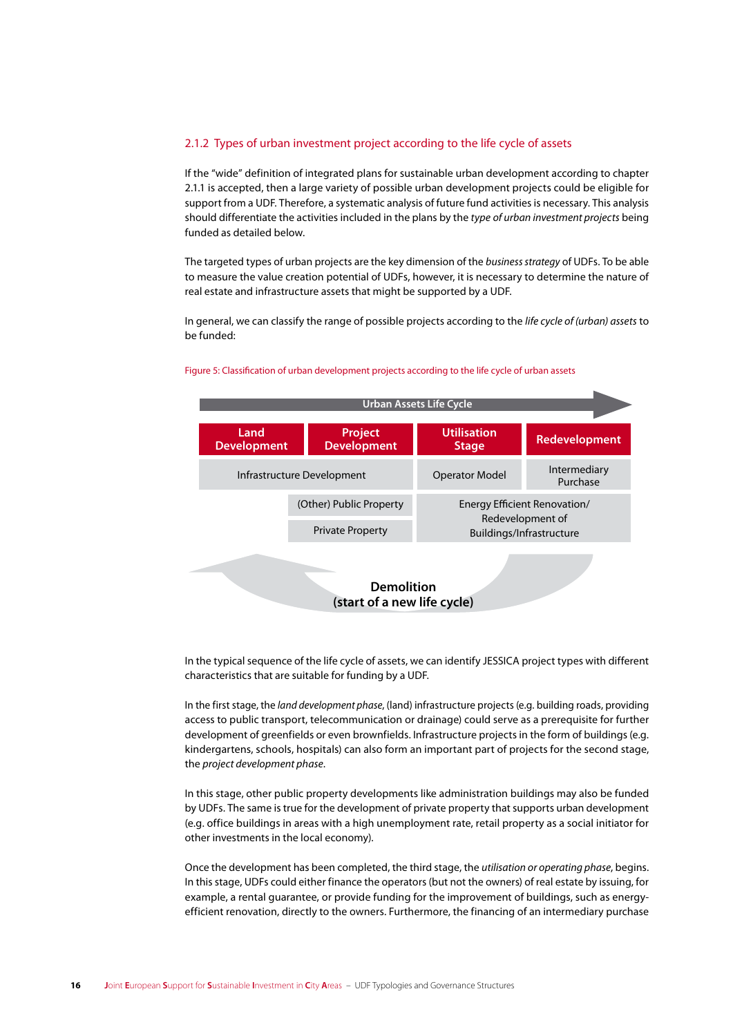### 2.1.2 Types of urban investment project according to the life cycle of assets

If the "wide" definition of integrated plans for sustainable urban development according to chapter 2.1.1 is accepted, then a large variety of possible urban development projects could be eligible for support from a UDF. Therefore, a systematic analysis of future fund activities is necessary. This analysis should differentiate the activities included in the plans by the *type of urban investment projects* being funded as detailed below.

The targeted types of urban projects are the key dimension of the *business strategy* of UDFs. To be able to measure the value creation potential of UDFs, however, it is necessary to determine the nature of real estate and infrastructure assets that might be supported by a UDF.

In general, we can classify the range of possible projects according to the *life cycle of (urban) assets* to be funded:

Figure 5: Classification of urban development projects according to the life cycle of urban assets

**Urban Assets Life Cycle**

| Land Development | Project Development | Utilisation Stage | Redevelopment |
|---|---|---|---|
| Infrastructure Development | | Operator Model | Intermediary Purchase |
| | (Other) Public Property | Energy Efficient Renovation/ Redevelopment of Buildings/Infrastructure | |
| | Private Property | | |

**Demolition (start of a new life cycle)**

In the typical sequence of the life cycle of assets, we can identify JESSICA project types with different characteristics that are suitable for funding by a UDF.

In the first stage, the *land development phase*, (land) infrastructure projects (e.g. building roads, providing access to public transport, telecommunication or drainage) could serve as a prerequisite for further development of greenfields or even brownfields. Infrastructure projects in the form of buildings (e.g. kindergartens, schools, hospitals) can also form an important part of projects for the second stage, the *project development phase*.

In this stage, other public property developments like administration buildings may also be funded by UDFs. The same is true for the development of private property that supports urban development (e.g. office buildings in areas with a high unemployment rate, retail property as a social initiator for other investments in the local economy).

Once the development has been completed, the third stage, the *utilisation or operating phase*, begins. In this stage, UDFs could either finance the operators (but not the owners) of real estate by issuing, for example, a rental guarantee, or provide funding for the improvement of buildings, such as energy-efficient renovation, directly to the owners. Furthermore, the financing of an intermediary purchase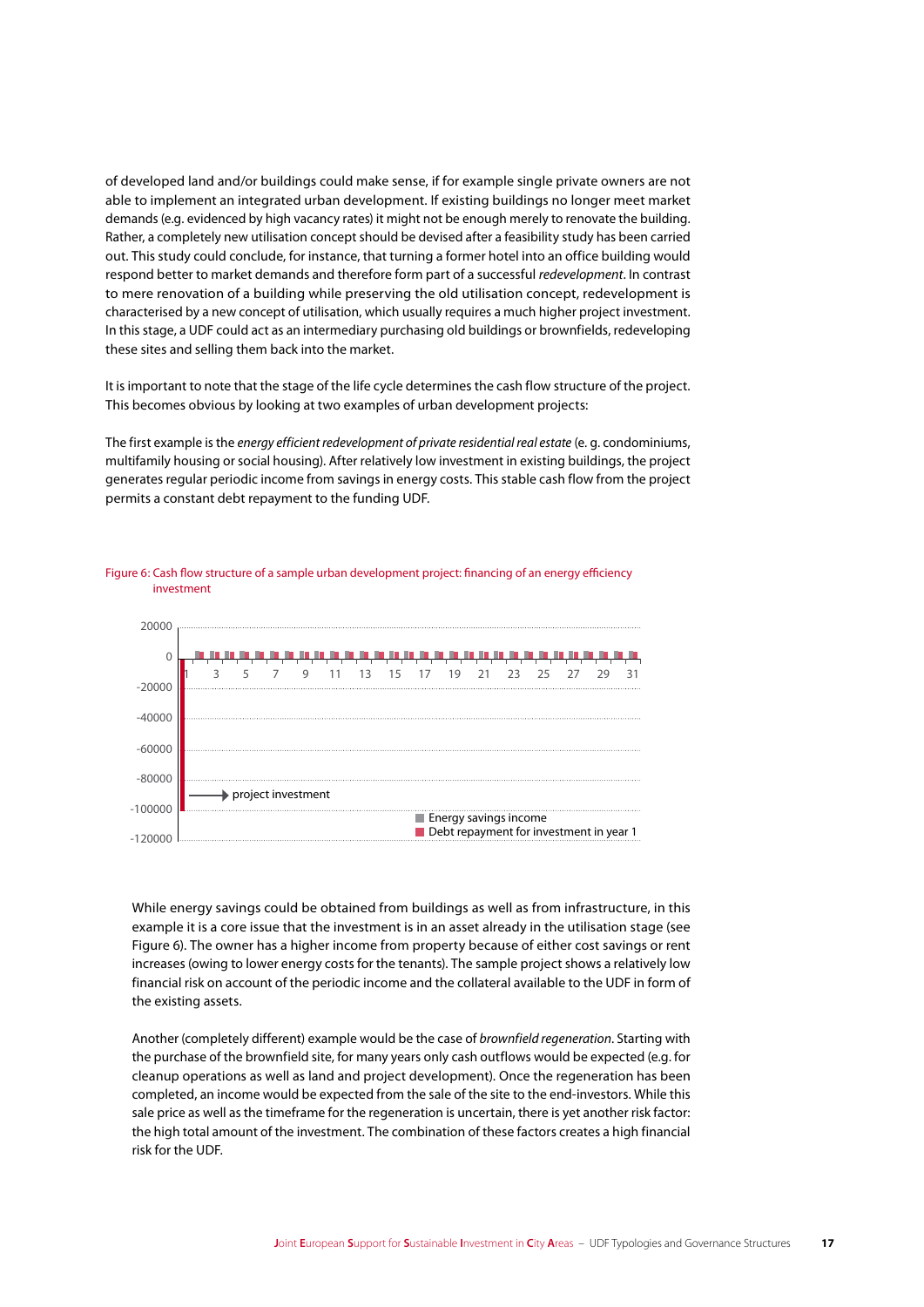of developed land and/or buildings could make sense, if for example single private owners are not able to implement an integrated urban development. If existing buildings no longer meet market demands (e.g. evidenced by high vacancy rates) it might not be enough merely to renovate the building. Rather, a completely new utilisation concept should be devised after a feasibility study has been carried out. This study could conclude, for instance, that turning a former hotel into an office building would respond better to market demands and therefore form part of a successful *redevelopment*. In contrast to mere renovation of a building while preserving the old utilisation concept, redevelopment is characterised by a new concept of utilisation, which usually requires a much higher project investment. In this stage, a UDF could act as an intermediary purchasing old buildings or brownfields, redeveloping these sites and selling them back into the market.

It is important to note that the stage of the life cycle determines the cash flow structure of the project. This becomes obvious by looking at two examples of urban development projects:

The first example is the *energy efficient redevelopment of private residential real estate* (e. g. condominiums, multifamily housing or social housing). After relatively low investment in existing buildings, the project generates regular periodic income from savings in energy costs. This stable cash flow from the project permits a constant debt repayment to the funding UDF.

Figure 6: Cash flow structure of a sample urban development project: financing of an energy efficiency investment

While energy savings could be obtained from buildings as well as from infrastructure, in this example it is a core issue that the investment is in an asset already in the utilisation stage (see Figure 6). The owner has a higher income from property because of either cost savings or rent increases (owing to lower energy costs for the tenants). The sample project shows a relatively low financial risk on account of the periodic income and the collateral available to the UDF in form of the existing assets.

Another (completely different) example would be the case of *brownfield regeneration*. Starting with the purchase of the brownfield site, for many years only cash outflows would be expected (e.g. for cleanup operations as well as land and project development). Once the regeneration has been completed, an income would be expected from the sale of the site to the end-investors. While this sale price as well as the timeframe for the regeneration is uncertain, there is yet another risk factor: the high total amount of the investment. The combination of these factors creates a high financial risk for the UDF.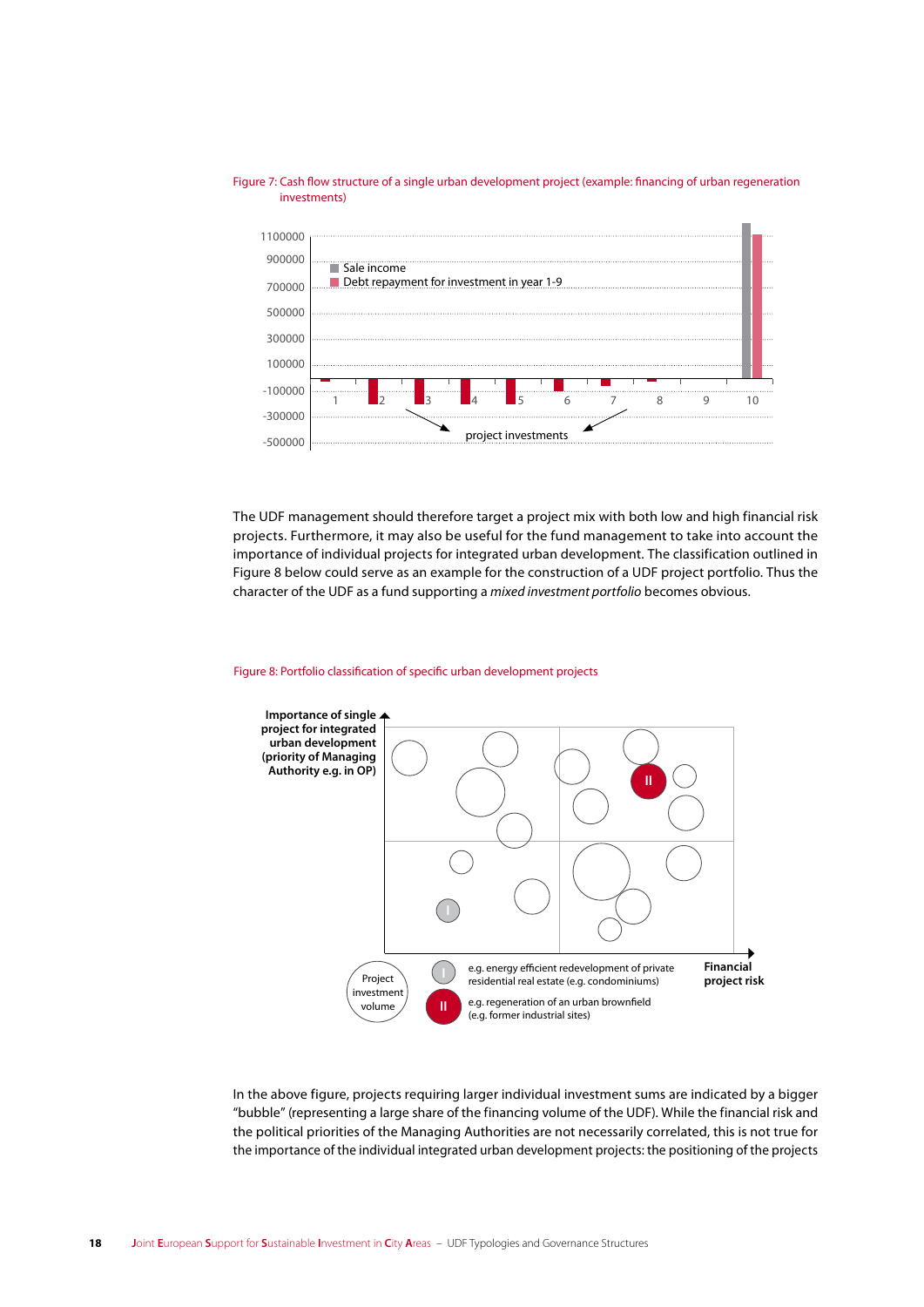Figure 7: Cash flow structure of a single urban development project (example: financing of urban regeneration investments)

1100000
900000
700000
500000
300000
100000
-100000
-300000
-500000

Sale income
Debt repayment for investment in year 1-9

1 2 3 4 5 6 7 8 9 10

project investments

The UDF management should therefore target a project mix with both low and high financial risk projects. Furthermore, it may also be useful for the fund management to take into account the importance of individual projects for integrated urban development. The classification outlined in Figure 8 below could serve as an example for the construction of a UDF project portfolio. Thus the character of the UDF as a fund supporting a *mixed investment portfolio* becomes obvious.

Figure 8: Portfolio classification of specific urban development projects

**Importance of single project for integrated urban development (priority of Managing Authority e.g. in OP)**

**Financial project risk**

Project investment volume

I e.g. energy efficient redevelopment of private residential real estate (e.g. condominiums)

II e.g. regeneration of an urban brownfield (e.g. former industrial sites)

In the above figure, projects requiring larger individual investment sums are indicated by a bigger "bubble" (representing a large share of the financing volume of the UDF). While the financial risk and the political priorities of the Managing Authorities are not necessarily correlated, this is not true for the importance of the individual integrated urban development projects: the positioning of the projects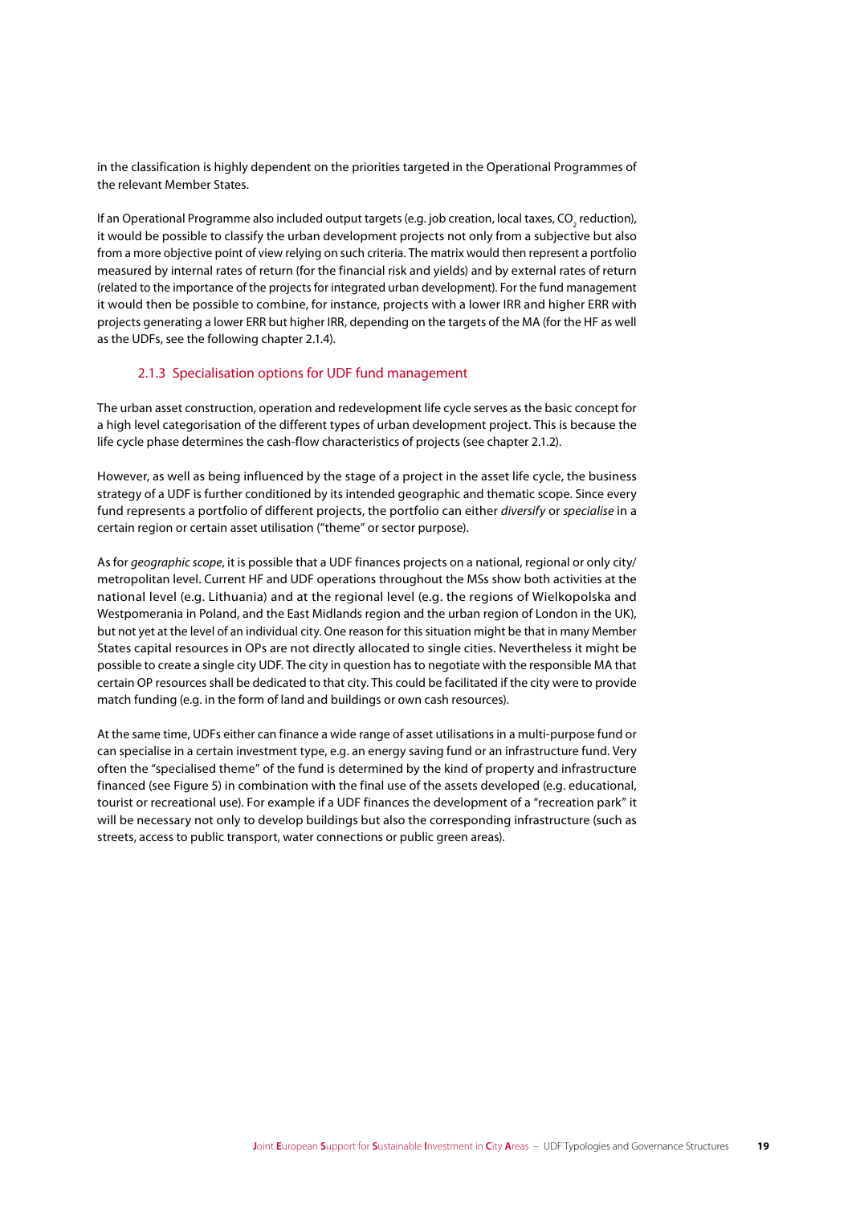in the classification is highly dependent on the priorities targeted in the Operational Programmes of the relevant Member States.

If an Operational Programme also included output targets (e.g. job creation, local taxes, $CO_2$ reduction), it would be possible to classify the urban development projects not only from a subjective but also from a more objective point of view relying on such criteria. The matrix would then represent a portfolio measured by internal rates of return (for the financial risk and yields) and by external rates of return (related to the importance of the projects for integrated urban development). For the fund management it would then be possible to combine, for instance, projects with a lower IRR and higher ERR with projects generating a lower ERR but higher IRR, depending on the targets of the MA (for the HF as well as the UDFs, see the following chapter 2.1.4).

### 2.1.3 Specialisation options for UDF fund management

The urban asset construction, operation and redevelopment life cycle serves as the basic concept for a high level categorisation of the different types of urban development project. This is because the life cycle phase determines the cash-flow characteristics of projects (see chapter 2.1.2).

However, as well as being influenced by the stage of a project in the asset life cycle, the business strategy of a UDF is further conditioned by its intended geographic and thematic scope. Since every fund represents a portfolio of different projects, the portfolio can either *diversify* or *specialise* in a certain region or certain asset utilisation ("theme" or sector purpose).

As for *geographic scope*, it is possible that a UDF finances projects on a national, regional or only city/ metropolitan level. Current HF and UDF operations throughout the MSs show both activities at the national level (e.g. Lithuania) and at the regional level (e.g. the regions of Wielkopolska and Westpomerania in Poland, and the East Midlands region and the urban region of London in the UK), but not yet at the level of an individual city. One reason for this situation might be that in many Member States capital resources in OPs are not directly allocated to single cities. Nevertheless it might be possible to create a single city UDF. The city in question has to negotiate with the responsible MA that certain OP resources shall be dedicated to that city. This could be facilitated if the city were to provide match funding (e.g. in the form of land and buildings or own cash resources).

At the same time, UDFs either can finance a wide range of asset utilisations in a multi-purpose fund or can specialise in a certain investment type, e.g. an energy saving fund or an infrastructure fund. Very often the "specialised theme" of the fund is determined by the kind of property and infrastructure financed (see Figure 5) in combination with the final use of the assets developed (e.g. educational, tourist or recreational use). For example if a UDF finances the development of a "recreation park" it will be necessary not only to develop buildings but also the corresponding infrastructure (such as streets, access to public transport, water connections or public green areas).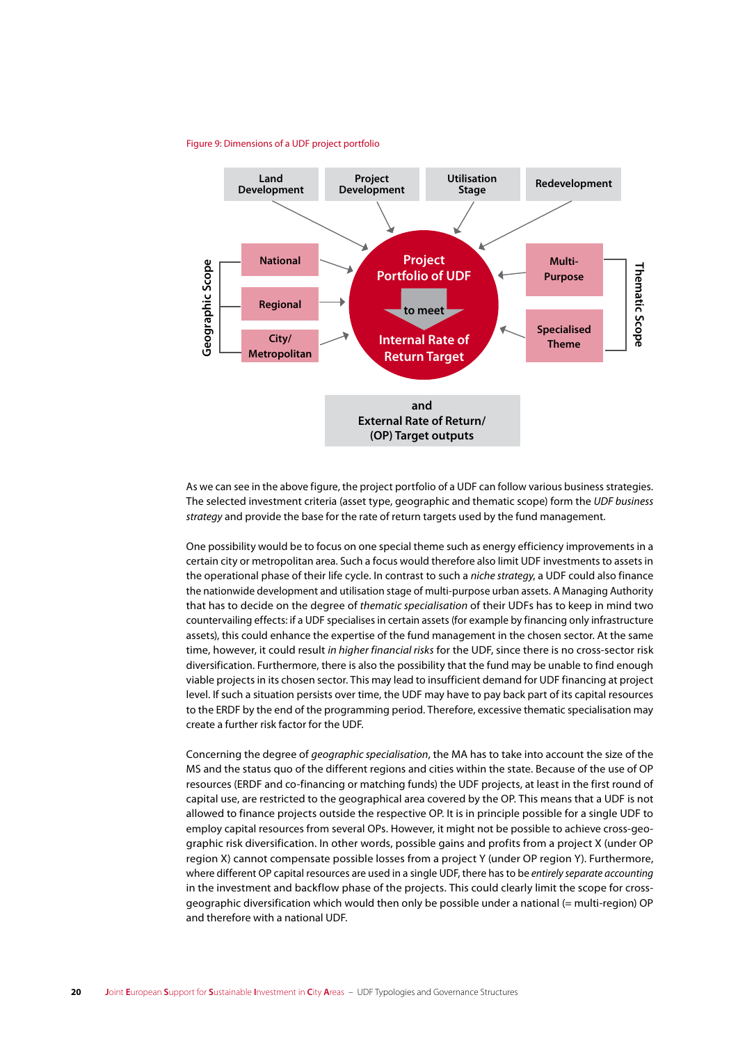Figure 9: Dimensions of a UDF project portfolio

Land Development | Project Development | Utilisation Stage | Redevelopment

Geographic Scope: National, Regional, City/Metropolitan

Project Portfolio of UDF to meet Internal Rate of Return Target

Thematic Scope: Multi-Purpose, Specialised Theme

and External Rate of Return/ (OP) Target outputs

As we can see in the above figure, the project portfolio of a UDF can follow various business strategies. The selected investment criteria (asset type, geographic and thematic scope) form the *UDF business strategy* and provide the base for the rate of return targets used by the fund management.

One possibility would be to focus on one special theme such as energy efficiency improvements in a certain city or metropolitan area. Such a focus would therefore also limit UDF investments to assets in the operational phase of their life cycle. In contrast to such a *niche strategy*, a UDF could also finance the nationwide development and utilisation stage of multi-purpose urban assets. A Managing Authority that has to decide on the degree of *thematic specialisation* of their UDFs has to keep in mind two countervailing effects: if a UDF specialises in certain assets (for example by financing only infrastructure assets), this could enhance the expertise of the fund management in the chosen sector. At the same time, however, it could result *in higher financial risks* for the UDF, since there is no cross-sector risk diversification. Furthermore, there is also the possibility that the fund may be unable to find enough viable projects in its chosen sector. This may lead to insufficient demand for UDF financing at project level. If such a situation persists over time, the UDF may have to pay back part of its capital resources to the ERDF by the end of the programming period. Therefore, excessive thematic specialisation may create a further risk factor for the UDF.

Concerning the degree of *geographic specialisation*, the MA has to take into account the size of the MS and the status quo of the different regions and cities within the state. Because of the use of OP resources (ERDF and co-financing or matching funds) the UDF projects, at least in the first round of capital use, are restricted to the geographical area covered by the OP. This means that a UDF is not allowed to finance projects outside the respective OP. It is in principle possible for a single UDF to employ capital resources from several OPs. However, it might not be possible to achieve cross-geographic risk diversification. In other words, possible gains and profits from a project X (under OP region X) cannot compensate possible losses from a project Y (under OP region Y). Furthermore, where different OP capital resources are used in a single UDF, there has to be *entirely separate accounting* in the investment and backflow phase of the projects. This could clearly limit the scope for cross-geographic diversification which would then only be possible under a national (= multi-region) OP and therefore with a national UDF.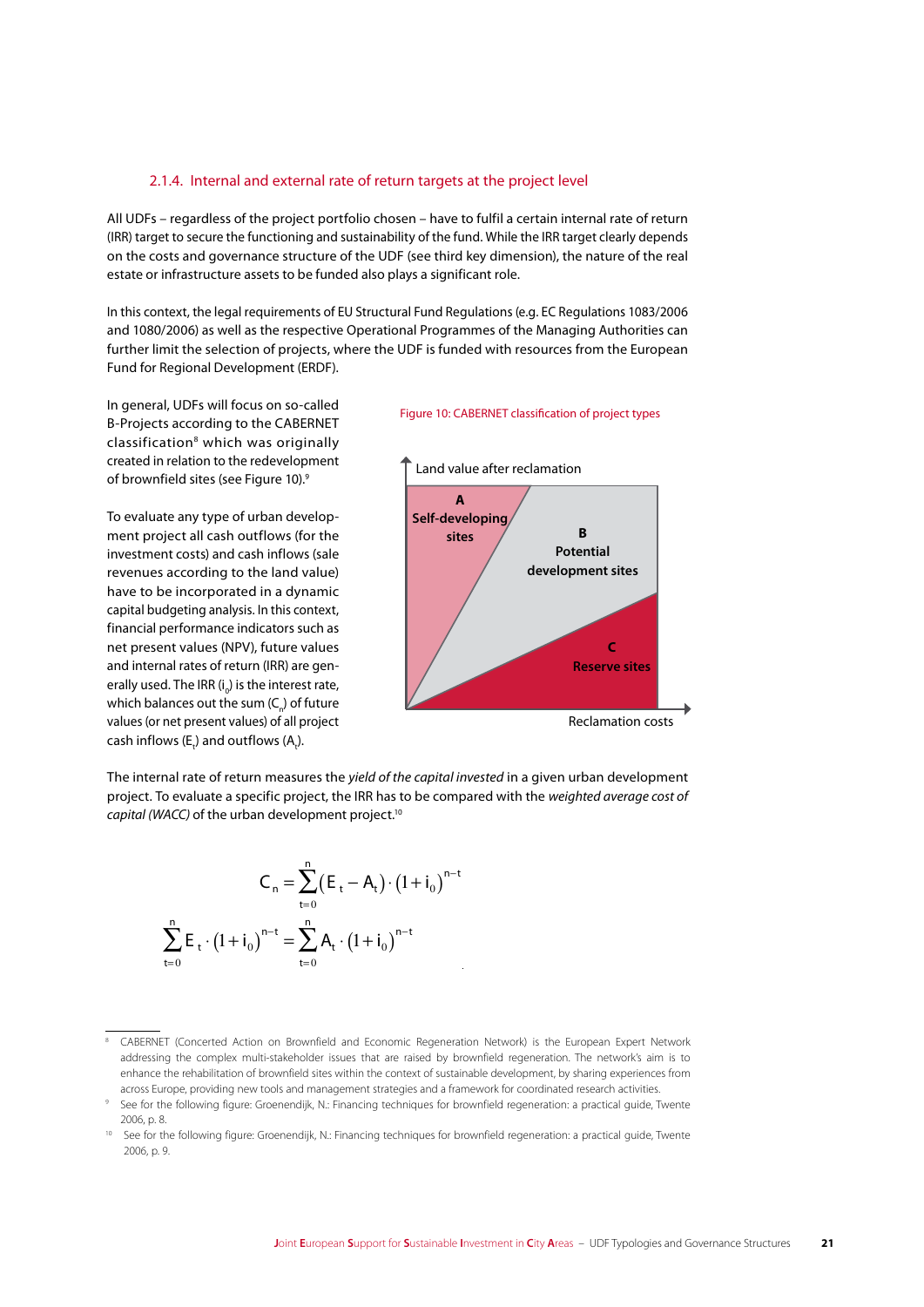### 2.1.4. Internal and external rate of return targets at the project level

All UDFs – regardless of the project portfolio chosen – have to fulfil a certain internal rate of return (IRR) target to secure the functioning and sustainability of the fund. While the IRR target clearly depends on the costs and governance structure of the UDF (see third key dimension), the nature of the real estate or infrastructure assets to be funded also plays a significant role.

In this context, the legal requirements of EU Structural Fund Regulations (e.g. EC Regulations 1083/2006 and 1080/2006) as well as the respective Operational Programmes of the Managing Authorities can further limit the selection of projects, where the UDF is funded with resources from the European Fund for Regional Development (ERDF).

In general, UDFs will focus on so-called B-Projects according to the CABERNET classification[8] which was originally created in relation to the redevelopment of brownfield sites (see Figure 10).[9]

Figure 10: CABERNET classification of project types

Land value after reclamation

A
Self-developing sites

B
Potential development sites

C
Reserve sites

Reclamation costs

To evaluate any type of urban development project all cash outflows (for the investment costs) and cash inflows (sale revenues according to the land value) have to be incorporated in a dynamic capital budgeting analysis. In this context, financial performance indicators such as net present values (NPV), future values and internal rates of return (IRR) are generally used. The IRR ($i_0$) is the interest rate, which balances out the sum ($C_n$) of future values (or net present values) of all project cash inflows ($E_t$) and outflows ($A_t$).

The internal rate of return measures the *yield of the capital invested* in a given urban development project. To evaluate a specific project, the IRR has to be compared with the *weighted average cost of capital (WACC)* of the urban development project.[10]

$$C_n = \sum_{t=0}^{n} (E_t - A_t) \cdot (1 + i_0)^{n-t}$$

$$\sum_{t=0}^{n} E_t \cdot (1 + i_0)^{n-t} = \sum_{t=0}^{n} A_t \cdot (1 + i_0)^{n-t}$$

---

[8] CABERNET (Concerted Action on Brownfield and Economic Regeneration Network) is the European Expert Network addressing the complex multi-stakeholder issues that are raised by brownfield regeneration. The network's aim is to enhance the rehabilitation of brownfield sites within the context of sustainable development, by sharing experiences from across Europe, providing new tools and management strategies and a framework for coordinated research activities.

[9] See for the following figure: Groenendijk, N.: Financing techniques for brownfield regeneration: a practical guide, Twente 2006, p. 8.

[10] See for the following figure: Groenendijk, N.: Financing techniques for brownfield regeneration: a practical guide, Twente 2006, p. 9.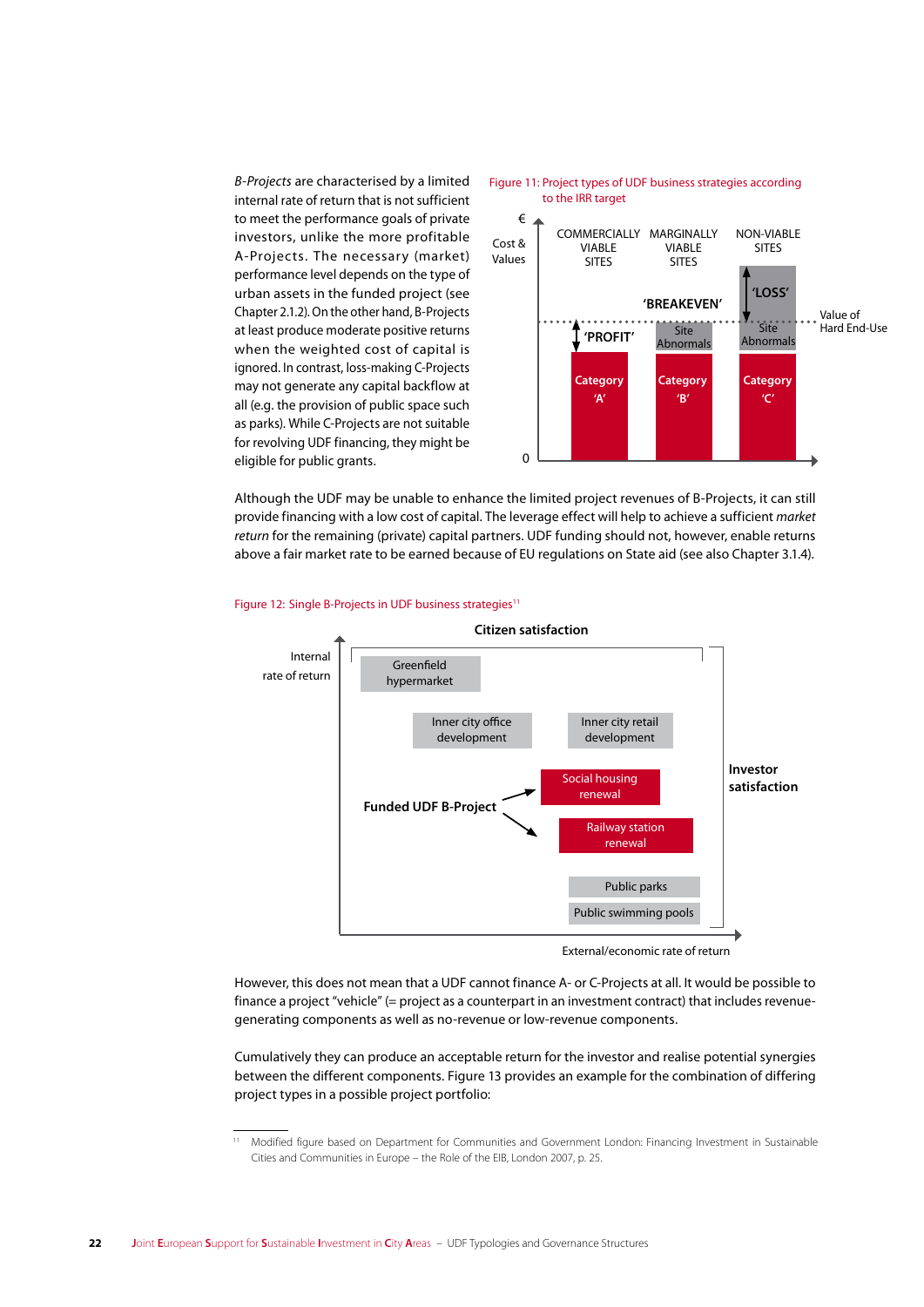*B-Projects* are characterised by a limited internal rate of return that is not sufficient to meet the performance goals of private investors, unlike the more profitable A-Projects. The necessary (market) performance level depends on the type of urban assets in the funded project (see Chapter 2.1.2). On the other hand, B-Projects at least produce moderate positive returns when the weighted cost of capital is ignored. In contrast, loss-making C-Projects may not generate any capital backflow at all (e.g. the provision of public space such as parks). While C-Projects are not suitable for revolving UDF financing, they might be eligible for public grants.

Figure 11: Project types of UDF business strategies according to the IRR target

€ Cost & Values | COMMERCIALLY VIABLE SITES | MARGINALLY VIABLE SITES | NON-VIABLE SITES | 'BREAKEVEN' | 'PROFIT' | 'LOSS' | Site Abnormals | Site Abnormals | Value of Hard End-Use | Category 'A' | Category 'B' | Category 'C' | 0

Although the UDF may be unable to enhance the limited project revenues of B-Projects, it can still provide financing with a low cost of capital. The leverage effect will help to achieve a sufficient *market return* for the remaining (private) capital partners. UDF funding should not, however, enable returns above a fair market rate to be earned because of EU regulations on State aid (see also Chapter 3.1.4).

Figure 12: Single B-Projects in UDF business strategies[11]

Citizen satisfaction | Internal rate of return | Greenfield hypermarket | Inner city office development | Inner city retail development | Funded UDF B-Project | Social housing renewal | Railway station renewal | Public parks | Public swimming pools | Investor satisfaction | External/economic rate of return

However, this does not mean that a UDF cannot finance A- or C-Projects at all. It would be possible to finance a project "vehicle" (= project as a counterpart in an investment contract) that includes revenue-generating components as well as no-revenue or low-revenue components.

Cumulatively they can produce an acceptable return for the investor and realise potential synergies between the different components. Figure 13 provides an example for the combination of differing project types in a possible project portfolio:

[11] Modified figure based on Department for Communities and Government London: Financing Investment in Sustainable Cities and Communities in Europe – the Role of the EIB, London 2007, p. 25.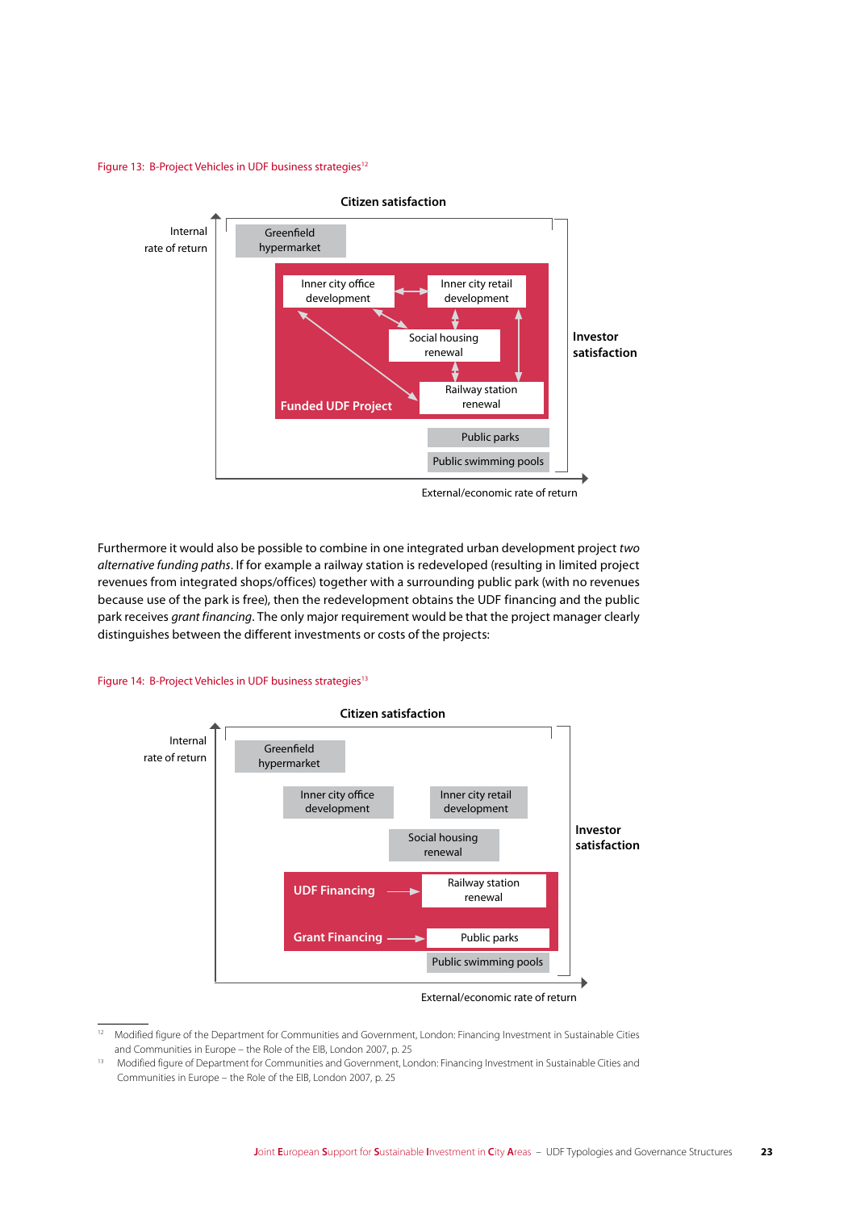Figure 13: B-Project Vehicles in UDF business strategies[12]

Citizen satisfaction

Internal rate of return

Greenfield hypermarket

Inner city office development

Inner city retail development

Social housing renewal

Railway station renewal

Funded UDF Project

Public parks

Public swimming pools

Investor satisfaction

External/economic rate of return

Furthermore it would also be possible to combine in one integrated urban development project *two alternative funding paths*. If for example a railway station is redeveloped (resulting in limited project revenues from integrated shops/offices) together with a surrounding public park (with no revenues because use of the park is free), then the redevelopment obtains the UDF financing and the public park receives *grant financing*. The only major requirement would be that the project manager clearly distinguishes between the different investments or costs of the projects:

Figure 14: B-Project Vehicles in UDF business strategies[13]

Citizen satisfaction

Internal rate of return

Greenfield hypermarket

Inner city office development

Inner city retail development

Social housing renewal

UDF Financing → Railway station renewal

Grant Financing → Public parks

Public swimming pools

Investor satisfaction

External/economic rate of return

---

[12] Modified figure of the Department for Communities and Government, London: Financing Investment in Sustainable Cities and Communities in Europe – the Role of the EIB, London 2007, p. 25

[13] Modified figure of Department for Communities and Government, London: Financing Investment in Sustainable Cities and Communities in Europe – the Role of the EIB, London 2007, p. 25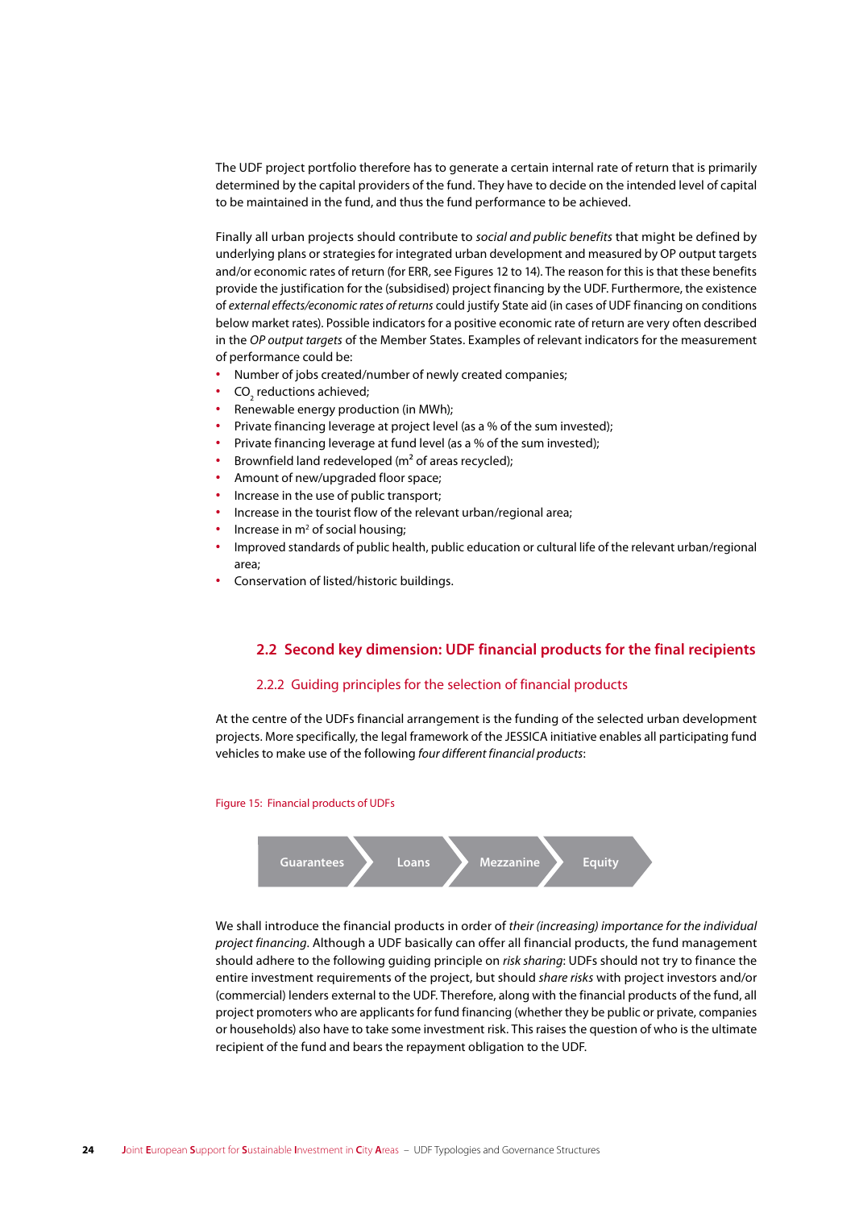The UDF project portfolio therefore has to generate a certain internal rate of return that is primarily determined by the capital providers of the fund. They have to decide on the intended level of capital to be maintained in the fund, and thus the fund performance to be achieved.

Finally all urban projects should contribute to *social and public benefits* that might be defined by underlying plans or strategies for integrated urban development and measured by OP output targets and/or economic rates of return (for ERR, see Figures 12 to 14). The reason for this is that these benefits provide the justification for the (subsidised) project financing by the UDF. Furthermore, the existence of *external effects/economic rates of returns* could justify State aid (in cases of UDF financing on conditions below market rates). Possible indicators for a positive economic rate of return are very often described in the *OP output targets* of the Member States. Examples of relevant indicators for the measurement of performance could be:

- Number of jobs created/number of newly created companies;
- $CO_2$ reductions achieved;
- Renewable energy production (in MWh);
- Private financing leverage at project level (as a % of the sum invested);
- Private financing leverage at fund level (as a % of the sum invested);
- Brownfield land redeveloped ($m^2$ of areas recycled);
- Amount of new/upgraded floor space;
- Increase in the use of public transport;
- Increase in the tourist flow of the relevant urban/regional area;
- Increase in $m^2$ of social housing;
- Improved standards of public health, public education or cultural life of the relevant urban/regional area;
- Conservation of listed/historic buildings.

## 2.2 Second key dimension: UDF financial products for the final recipients

### 2.2.2 Guiding principles for the selection of financial products

At the centre of the UDFs financial arrangement is the funding of the selected urban development projects. More specifically, the legal framework of the JESSICA initiative enables all participating fund vehicles to make use of the following *four different financial products*:

Figure 15: Financial products of UDFs

Guarantees → Loans → Mezzanine → Equity

We shall introduce the financial products in order of *their (increasing) importance for the individual project financing*. Although a UDF basically can offer all financial products, the fund management should adhere to the following guiding principle on *risk sharing*: UDFs should not try to finance the entire investment requirements of the project, but should *share risks* with project investors and/or (commercial) lenders external to the UDF. Therefore, along with the financial products of the fund, all project promoters who are applicants for fund financing (whether they be public or private, companies or households) also have to take some investment risk. This raises the question of who is the ultimate recipient of the fund and bears the repayment obligation to the UDF.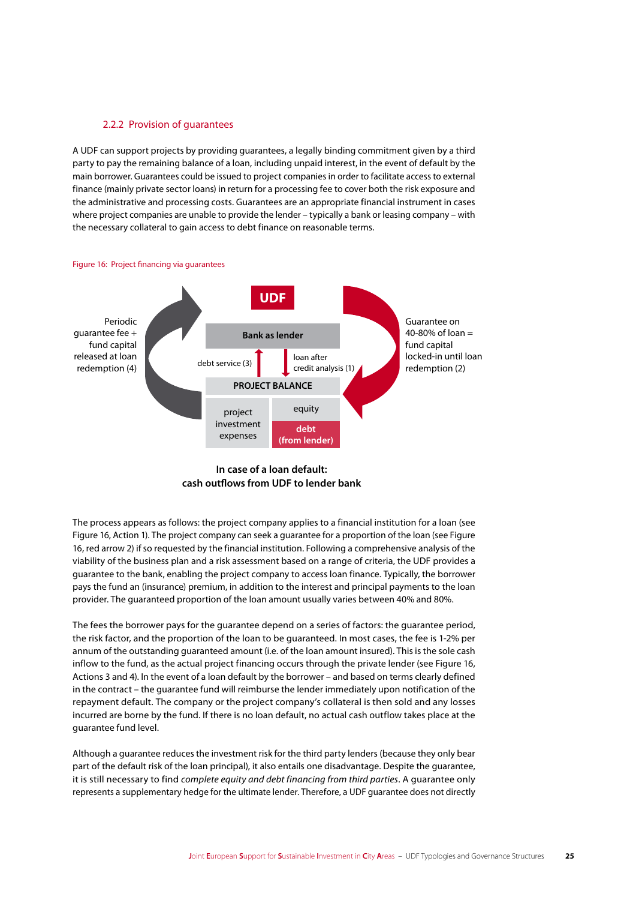### 2.2.2 Provision of guarantees

A UDF can support projects by providing guarantees, a legally binding commitment given by a third party to pay the remaining balance of a loan, including unpaid interest, in the event of default by the main borrower. Guarantees could be issued to project companies in order to facilitate access to external finance (mainly private sector loans) in return for a processing fee to cover both the risk exposure and the administrative and processing costs. Guarantees are an appropriate financial instrument in cases where project companies are unable to provide the lender – typically a bank or leasing company – with the necessary collateral to gain access to debt finance on reasonable terms.

Figure 16: Project financing via guarantees

UDF

Periodic guarantee fee + fund capital released at loan redemption (4)

Bank as lender

debt service (3)

loan after credit analysis (1)

Guarantee on 40-80% of loan = fund capital locked-in until loan redemption (2)

PROJECT BALANCE

| project investment expenses | equity |
| --- | --- |
| | debt (from lender) |

**In case of a loan default: cash outflows from UDF to lender bank**

The process appears as follows: the project company applies to a financial institution for a loan (see Figure 16, Action 1). The project company can seek a guarantee for a proportion of the loan (see Figure 16, red arrow 2) if so requested by the financial institution. Following a comprehensive analysis of the viability of the business plan and a risk assessment based on a range of criteria, the UDF provides a guarantee to the bank, enabling the project company to access loan finance. Typically, the borrower pays the fund an (insurance) premium, in addition to the interest and principal payments to the loan provider. The guaranteed proportion of the loan amount usually varies between 40% and 80%.

The fees the borrower pays for the guarantee depend on a series of factors: the guarantee period, the risk factor, and the proportion of the loan to be guaranteed. In most cases, the fee is 1-2% per annum of the outstanding guaranteed amount (i.e. of the loan amount insured). This is the sole cash inflow to the fund, as the actual project financing occurs through the private lender (see Figure 16, Actions 3 and 4). In the event of a loan default by the borrower – and based on terms clearly defined in the contract – the guarantee fund will reimburse the lender immediately upon notification of the repayment default. The company or the project company's collateral is then sold and any losses incurred are borne by the fund. If there is no loan default, no actual cash outflow takes place at the guarantee fund level.

Although a guarantee reduces the investment risk for the third party lenders (because they only bear part of the default risk of the loan principal), it also entails one disadvantage. Despite the guarantee, it is still necessary to find *complete equity and debt financing from third parties*. A guarantee only represents a supplementary hedge for the ultimate lender. Therefore, a UDF guarantee does not directly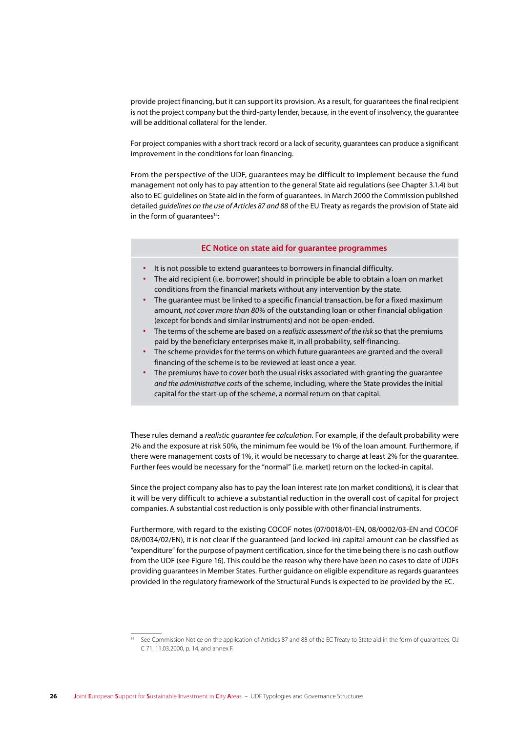provide project financing, but it can support its provision. As a result, for guarantees the final recipient is not the project company but the third-party lender, because, in the event of insolvency, the guarantee will be additional collateral for the lender.

For project companies with a short track record or a lack of security, guarantees can produce a significant improvement in the conditions for loan financing.

From the perspective of the UDF, guarantees may be difficult to implement because the fund management not only has to pay attention to the general State aid regulations (see Chapter 3.1.4) but also to EC guidelines on State aid in the form of guarantees. In March 2000 the Commission published detailed *guidelines on the use of Articles 87 and 88* of the EU Treaty as regards the provision of State aid in the form of guarantees[14]:

**EC Notice on state aid for guarantee programmes**

- It is not possible to extend guarantees to borrowers in financial difficulty.
- The aid recipient (i.e. borrower) should in principle be able to obtain a loan on market conditions from the financial markets without any intervention by the state.
- The guarantee must be linked to a specific financial transaction, be for a fixed maximum amount, *not cover more than 80%* of the outstanding loan or other financial obligation (except for bonds and similar instruments) and not be open-ended.
- The terms of the scheme are based on a *realistic assessment of the risk* so that the premiums paid by the beneficiary enterprises make it, in all probability, self-financing.
- The scheme provides for the terms on which future guarantees are granted and the overall financing of the scheme is to be reviewed at least once a year.
- The premiums have to cover both the usual risks associated with granting the guarantee *and the administrative costs* of the scheme, including, where the State provides the initial capital for the start-up of the scheme, a normal return on that capital.

These rules demand a *realistic guarantee fee calculation*. For example, if the default probability were 2% and the exposure at risk 50%, the minimum fee would be 1% of the loan amount. Furthermore, if there were management costs of 1%, it would be necessary to charge at least 2% for the guarantee. Further fees would be necessary for the "normal" (i.e. market) return on the locked-in capital.

Since the project company also has to pay the loan interest rate (on market conditions), it is clear that it will be very difficult to achieve a substantial reduction in the overall cost of capital for project companies. A substantial cost reduction is only possible with other financial instruments.

Furthermore, with regard to the existing COCOF notes (07/0018/01-EN, 08/0002/03-EN and COCOF 08/0034/02/EN), it is not clear if the guaranteed (and locked-in) capital amount can be classified as "expenditure" for the purpose of payment certification, since for the time being there is no cash outflow from the UDF (see Figure 16). This could be the reason why there have been no cases to date of UDFs providing guarantees in Member States. Further guidance on eligible expenditure as regards guarantees provided in the regulatory framework of the Structural Funds is expected to be provided by the EC.

[14] See Commission Notice on the application of Articles 87 and 88 of the EC Treaty to State aid in the form of guarantees, OJ C 71, 11.03.2000, p. 14, and annex F.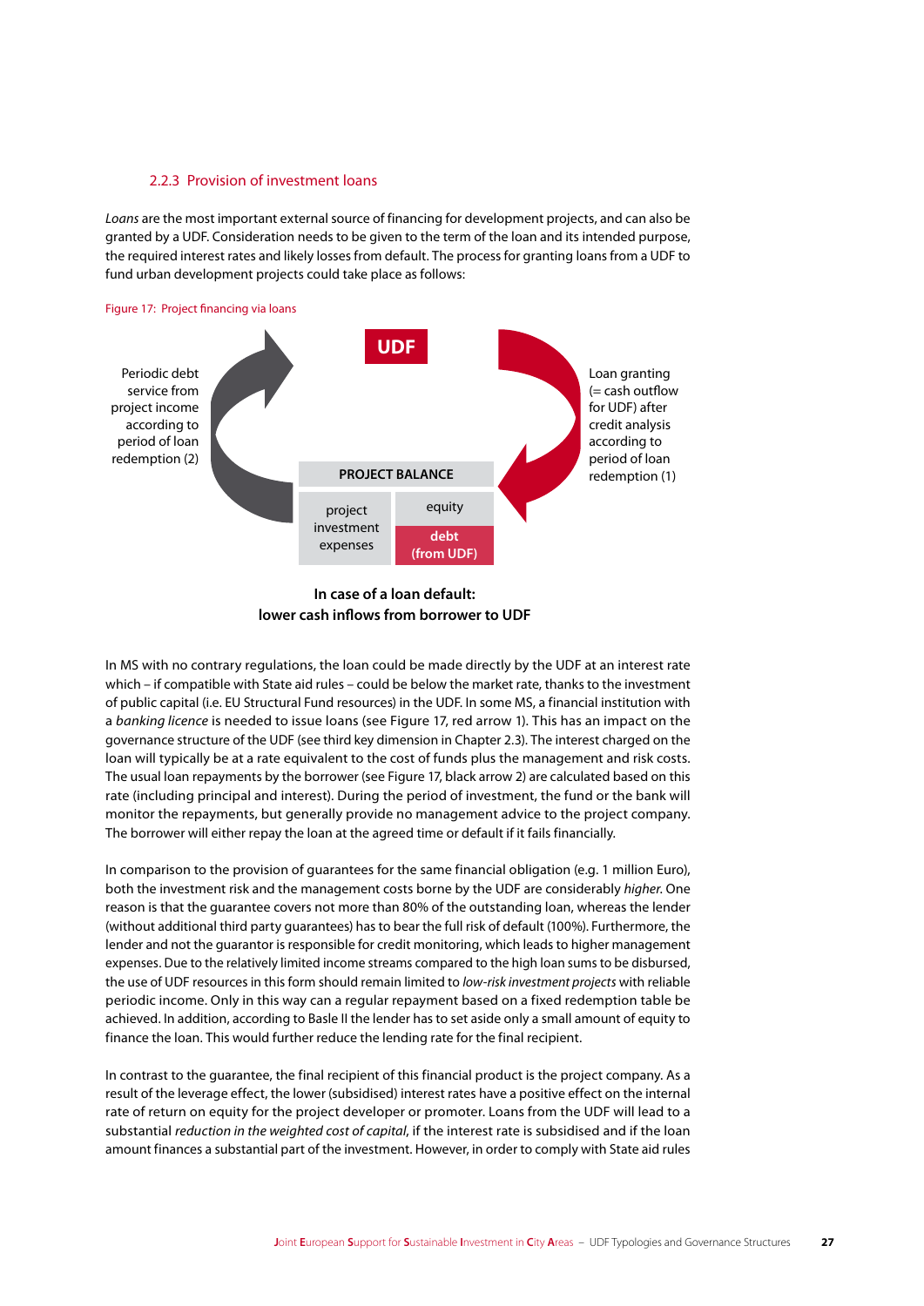### 2.2.3 Provision of investment loans

*Loans* are the most important external source of financing for development projects, and can also be granted by a UDF. Consideration needs to be given to the term of the loan and its intended purpose, the required interest rates and likely losses from default. The process for granting loans from a UDF to fund urban development projects could take place as follows:

Figure 17: Project financing via loans

UDF

Periodic debt service from project income according to period of loan redemption (2)

Loan granting (= cash outflow for UDF) after credit analysis according to period of loan redemption (1)

| PROJECT BALANCE | |
|---|---|
| project investment expenses | equity |
| | debt (from UDF) |

**In case of a loan default: lower cash inflows from borrower to UDF**

In MS with no contrary regulations, the loan could be made directly by the UDF at an interest rate which – if compatible with State aid rules – could be below the market rate, thanks to the investment of public capital (i.e. EU Structural Fund resources) in the UDF. In some MS, a financial institution with a *banking licence* is needed to issue loans (see Figure 17, red arrow 1). This has an impact on the governance structure of the UDF (see third key dimension in Chapter 2.3). The interest charged on the loan will typically be at a rate equivalent to the cost of funds plus the management and risk costs. The usual loan repayments by the borrower (see Figure 17, black arrow 2) are calculated based on this rate (including principal and interest). During the period of investment, the fund or the bank will monitor the repayments, but generally provide no management advice to the project company. The borrower will either repay the loan at the agreed time or default if it fails financially.

In comparison to the provision of guarantees for the same financial obligation (e.g. 1 million Euro), both the investment risk and the management costs borne by the UDF are considerably *higher*. One reason is that the guarantee covers not more than 80% of the outstanding loan, whereas the lender (without additional third party guarantees) has to bear the full risk of default (100%). Furthermore, the lender and not the guarantor is responsible for credit monitoring, which leads to higher management expenses. Due to the relatively limited income streams compared to the high loan sums to be disbursed, the use of UDF resources in this form should remain limited to *low-risk investment projects* with reliable periodic income. Only in this way can a regular repayment based on a fixed redemption table be achieved. In addition, according to Basle II the lender has to set aside only a small amount of equity to finance the loan. This would further reduce the lending rate for the final recipient.

In contrast to the guarantee, the final recipient of this financial product is the project company. As a result of the leverage effect, the lower (subsidised) interest rates have a positive effect on the internal rate of return on equity for the project developer or promoter. Loans from the UDF will lead to a substantial *reduction in the weighted cost of capital*, if the interest rate is subsidised and if the loan amount finances a substantial part of the investment. However, in order to comply with State aid rules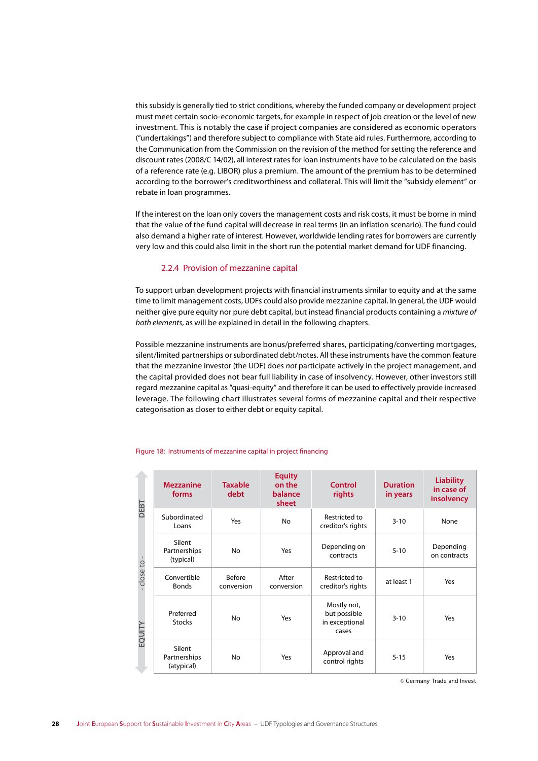this subsidy is generally tied to strict conditions, whereby the funded company or development project must meet certain socio-economic targets, for example in respect of job creation or the level of new investment. This is notably the case if project companies are considered as economic operators ("undertakings") and therefore subject to compliance with State aid rules. Furthermore, according to the Communication from the Commission on the revision of the method for setting the reference and discount rates (2008/C 14/02), all interest rates for loan instruments have to be calculated on the basis of a reference rate (e.g. LIBOR) plus a premium. The amount of the premium has to be determined according to the borrower's creditworthiness and collateral. This will limit the "subsidy element" or rebate in loan programmes.

If the interest on the loan only covers the management costs and risk costs, it must be borne in mind that the value of the fund capital will decrease in real terms (in an inflation scenario). The fund could also demand a higher rate of interest. However, worldwide lending rates for borrowers are currently very low and this could also limit in the short run the potential market demand for UDF financing.

### 2.2.4 Provision of mezzanine capital

To support urban development projects with financial instruments similar to equity and at the same time to limit management costs, UDFs could also provide mezzanine capital. In general, the UDF would neither give pure equity nor pure debt capital, but instead financial products containing a *mixture of both elements*, as will be explained in detail in the following chapters.

Possible mezzanine instruments are bonus/preferred shares, participating/converting mortgages, silent/limited partnerships or subordinated debt/notes. All these instruments have the common feature that the mezzanine investor (the UDF) does *not* participate actively in the project management, and the capital provided does not bear full liability in case of insolvency. However, other investors still regard mezzanine capital as "quasi-equity" and therefore it can be used to effectively provide increased leverage. The following chart illustrates several forms of mezzanine capital and their respective categorisation as closer to either debt or equity capital.

Figure 18: Instruments of mezzanine capital in project financing

| Close to | Mezzanine forms | Taxable debt | Equity on the balance sheet | Control rights | Duration in years | Liability in case of insolvency |
|---|---|---|---|---|---|---|
| DEBT | Subordinated Loans | Yes | No | Restricted to creditor's rights | 3-10 | None |
| | Silent Partnerships (typical) | No | Yes | Depending on contracts | 5-10 | Depending on contracts |
| | Convertible Bonds | Before conversion | After conversion | Restricted to creditor's rights | at least 1 | Yes |
| | Preferred Stocks | No | Yes | Mostly not, but possible in exceptional cases | 3-10 | Yes |
| EQUITY | Silent Partnerships (atypical) | No | Yes | Approval and control rights | 5-15 | Yes |

© Germany Trade and Invest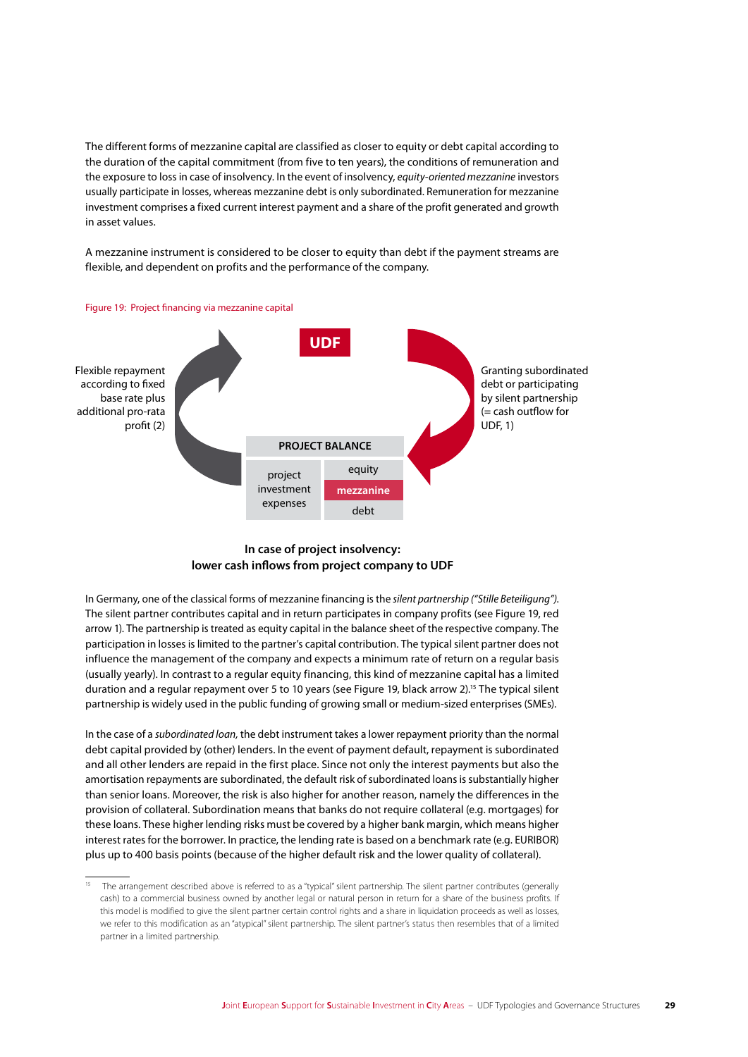The different forms of mezzanine capital are classified as closer to equity or debt capital according to the duration of the capital commitment (from five to ten years), the conditions of remuneration and the exposure to loss in case of insolvency. In the event of insolvency, *equity-oriented mezzanine* investors usually participate in losses, whereas mezzanine debt is only subordinated. Remuneration for mezzanine investment comprises a fixed current interest payment and a share of the profit generated and growth in asset values.

A mezzanine instrument is considered to be closer to equity than debt if the payment streams are flexible, and dependent on profits and the performance of the company.

Figure 19: Project financing via mezzanine capital

UDF

Flexible repayment according to fixed base rate plus additional pro-rata profit (2)

Granting subordinated debt or participating by silent partnership (= cash outflow for UDF, 1)

| PROJECT BALANCE | |
|---|---|
| project investment expenses | equity |
| | **mezzanine** |
| | debt |

**In case of project insolvency:**
**lower cash inflows from project company to UDF**

In Germany, one of the classical forms of mezzanine financing is the *silent partnership ("Stille Beteiligung")*. The silent partner contributes capital and in return participates in company profits (see Figure 19, red arrow 1). The partnership is treated as equity capital in the balance sheet of the respective company. The participation in losses is limited to the partner's capital contribution. The typical silent partner does not influence the management of the company and expects a minimum rate of return on a regular basis (usually yearly). In contrast to a regular equity financing, this kind of mezzanine capital has a limited duration and a regular repayment over 5 to 10 years (see Figure 19, black arrow 2).[15] The typical silent partnership is widely used in the public funding of growing small or medium-sized enterprises (SMEs).

In the case of a *subordinated loan,* the debt instrument takes a lower repayment priority than the normal debt capital provided by (other) lenders. In the event of payment default, repayment is subordinated and all other lenders are repaid in the first place. Since not only the interest payments but also the amortisation repayments are subordinated, the default risk of subordinated loans is substantially higher than senior loans. Moreover, the risk is also higher for another reason, namely the differences in the provision of collateral. Subordination means that banks do not require collateral (e.g. mortgages) for these loans. These higher lending risks must be covered by a higher bank margin, which means higher interest rates for the borrower. In practice, the lending rate is based on a benchmark rate (e.g. EURIBOR) plus up to 400 basis points (because of the higher default risk and the lower quality of collateral).

---

[15] The arrangement described above is referred to as a "typical" silent partnership. The silent partner contributes (generally cash) to a commercial business owned by another legal or natural person in return for a share of the business profits. If this model is modified to give the silent partner certain control rights and a share in liquidation proceeds as well as losses, we refer to this modification as an "atypical" silent partnership. The silent partner's status then resembles that of a limited partner in a limited partnership.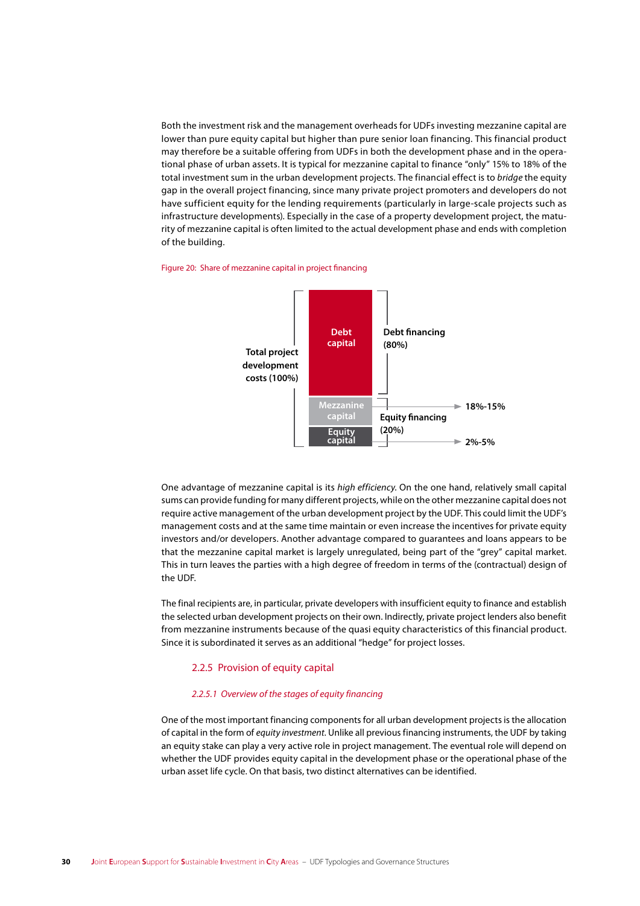Both the investment risk and the management overheads for UDFs investing mezzanine capital are lower than pure equity capital but higher than pure senior loan financing. This financial product may therefore be a suitable offering from UDFs in both the development phase and in the operational phase of urban assets. It is typical for mezzanine capital to finance "only" 15% to 18% of the total investment sum in the urban development projects. The financial effect is to *bridge* the equity gap in the overall project financing, since many private project promoters and developers do not have sufficient equity for the lending requirements (particularly in large-scale projects such as infrastructure developments). Especially in the case of a property development project, the maturity of mezzanine capital is often limited to the actual development phase and ends with completion of the building.

Figure 20: Share of mezzanine capital in project financing

Total project development costs (100%)

Debt capital — Debt financing (80%)

Mezzanine capital — 18%-15%

Equity capital — 2%-5%

Equity financing (20%)

One advantage of mezzanine capital is its *high efficiency*. On the one hand, relatively small capital sums can provide funding for many different projects, while on the other mezzanine capital does not require active management of the urban development project by the UDF. This could limit the UDF's management costs and at the same time maintain or even increase the incentives for private equity investors and/or developers. Another advantage compared to guarantees and loans appears to be that the mezzanine capital market is largely unregulated, being part of the "grey" capital market. This in turn leaves the parties with a high degree of freedom in terms of the (contractual) design of the UDF.

The final recipients are, in particular, private developers with insufficient equity to finance and establish the selected urban development projects on their own. Indirectly, private project lenders also benefit from mezzanine instruments because of the quasi equity characteristics of this financial product. Since it is subordinated it serves as an additional "hedge" for project losses.

### 2.2.5 Provision of equity capital

#### *2.2.5.1 Overview of the stages of equity financing*

One of the most important financing components for all urban development projects is the allocation of capital in the form of *equity investment*. Unlike all previous financing instruments, the UDF by taking an equity stake can play a very active role in project management. The eventual role will depend on whether the UDF provides equity capital in the development phase or the operational phase of the urban asset life cycle. On that basis, two distinct alternatives can be identified.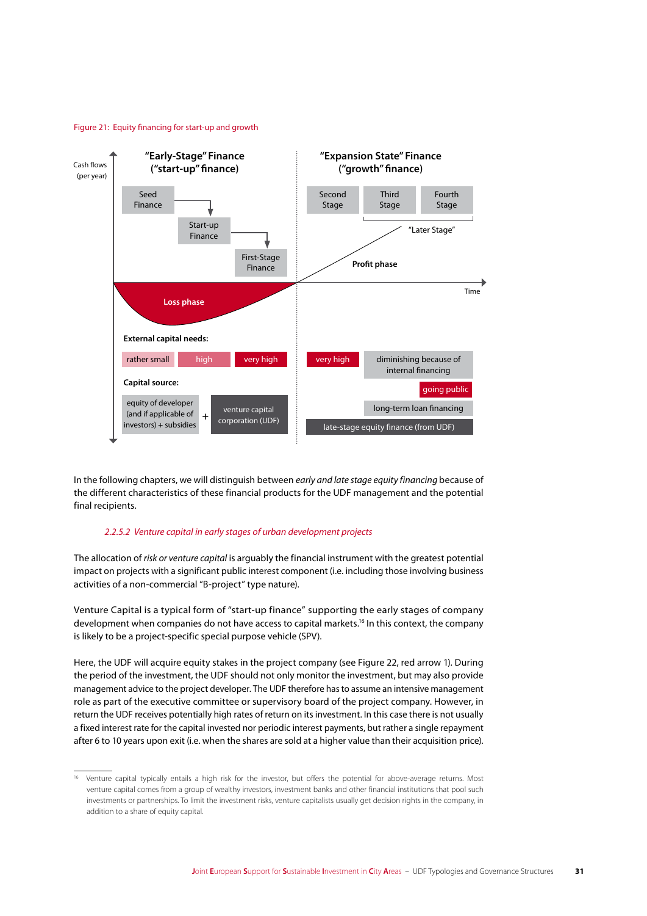Figure 21: Equity financing for start-up and growth

Cash flows (per year)

"Early-Stage" Finance ("start-up" finance)

Seed Finance → Start-up Finance → First-Stage Finance

"Expansion State" Finance ("growth" finance)

Second Stage | Third Stage | Fourth Stage

"Later Stage"

Profit phase

Loss phase

Time

**External capital needs:**

rather small | high | very high | very high | diminishing because of internal financing

**Capital source:**

equity of developer (and if applicable of investors) + subsidies + venture capital corporation (UDF)

going public

long-term loan financing

late-stage equity finance (from UDF)

In the following chapters, we will distinguish between *early and late stage equity financing* because of the different characteristics of these financial products for the UDF management and the potential final recipients.

### *2.2.5.2 Venture capital in early stages of urban development projects*

The allocation of *risk or venture capital* is arguably the financial instrument with the greatest potential impact on projects with a significant public interest component (i.e. including those involving business activities of a non-commercial "B-project" type nature).

Venture Capital is a typical form of "start-up finance" supporting the early stages of company development when companies do not have access to capital markets.[16] In this context, the company is likely to be a project-specific special purpose vehicle (SPV).

Here, the UDF will acquire equity stakes in the project company (see Figure 22, red arrow 1). During the period of the investment, the UDF should not only monitor the investment, but may also provide management advice to the project developer. The UDF therefore has to assume an intensive management role as part of the executive committee or supervisory board of the project company. However, in return the UDF receives potentially high rates of return on its investment. In this case there is not usually a fixed interest rate for the capital invested nor periodic interest payments, but rather a single repayment after 6 to 10 years upon exit (i.e. when the shares are sold at a higher value than their acquisition price).

[16] Venture capital typically entails a high risk for the investor, but offers the potential for above-average returns. Most venture capital comes from a group of wealthy investors, investment banks and other financial institutions that pool such investments or partnerships. To limit the investment risks, venture capitalists usually get decision rights in the company, in addition to a share of equity capital.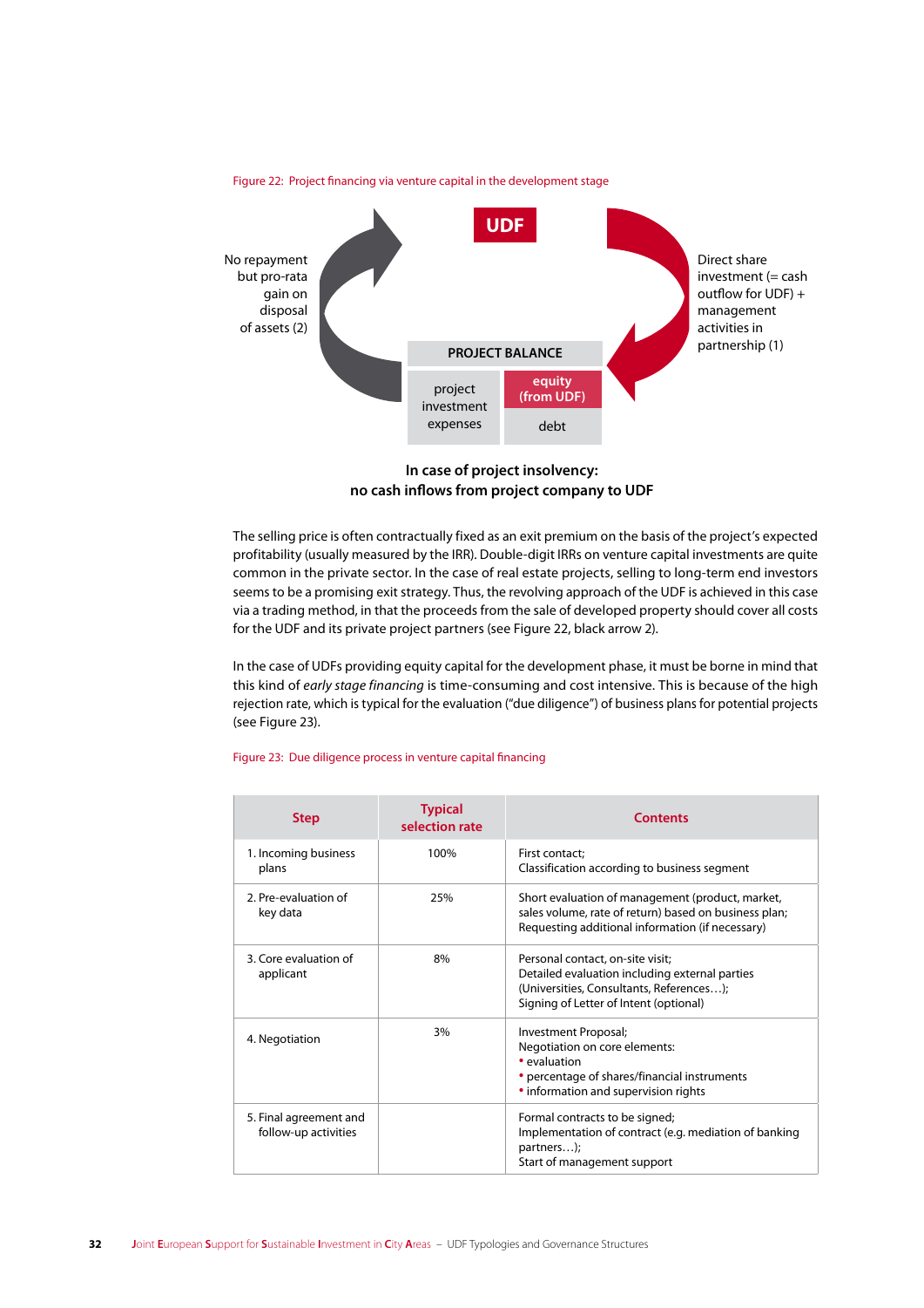Figure 22: Project financing via venture capital in the development stage

UDF

No repayment but pro-rata gain on disposal of assets (2)

Direct share investment (= cash outflow for UDF) + management activities in partnership (1)

| PROJECT BALANCE | |
|---|---|
| project investment expenses | equity (from UDF) |
| | debt |

**In case of project insolvency: no cash inflows from project company to UDF**

The selling price is often contractually fixed as an exit premium on the basis of the project's expected profitability (usually measured by the IRR). Double-digit IRRs on venture capital investments are quite common in the private sector. In the case of real estate projects, selling to long-term end investors seems to be a promising exit strategy. Thus, the revolving approach of the UDF is achieved in this case via a trading method, in that the proceeds from the sale of developed property should cover all costs for the UDF and its private project partners (see Figure 22, black arrow 2).

In the case of UDFs providing equity capital for the development phase, it must be borne in mind that this kind of *early stage financing* is time-consuming and cost intensive. This is because of the high rejection rate, which is typical for the evaluation ("due diligence") of business plans for potential projects (see Figure 23).

Figure 23: Due diligence process in venture capital financing

| Step | Typical selection rate | Contents |
|---|---|---|
| 1. Incoming business plans | 100% | First contact;<br>Classification according to business segment |
| 2. Pre-evaluation of key data | 25% | Short evaluation of management (product, market, sales volume, rate of return) based on business plan;<br>Requesting additional information (if necessary) |
| 3. Core evaluation of applicant | 8% | Personal contact, on-site visit;<br>Detailed evaluation including external parties (Universities, Consultants, References…);<br>Signing of Letter of Intent (optional) |
| 4. Negotiation | 3% | Investment Proposal;<br>Negotiation on core elements:<br>• evaluation<br>• percentage of shares/financial instruments<br>• information and supervision rights |
| 5. Final agreement and follow-up activities | | Formal contracts to be signed;<br>Implementation of contract (e.g. mediation of banking partners…);<br>Start of management support |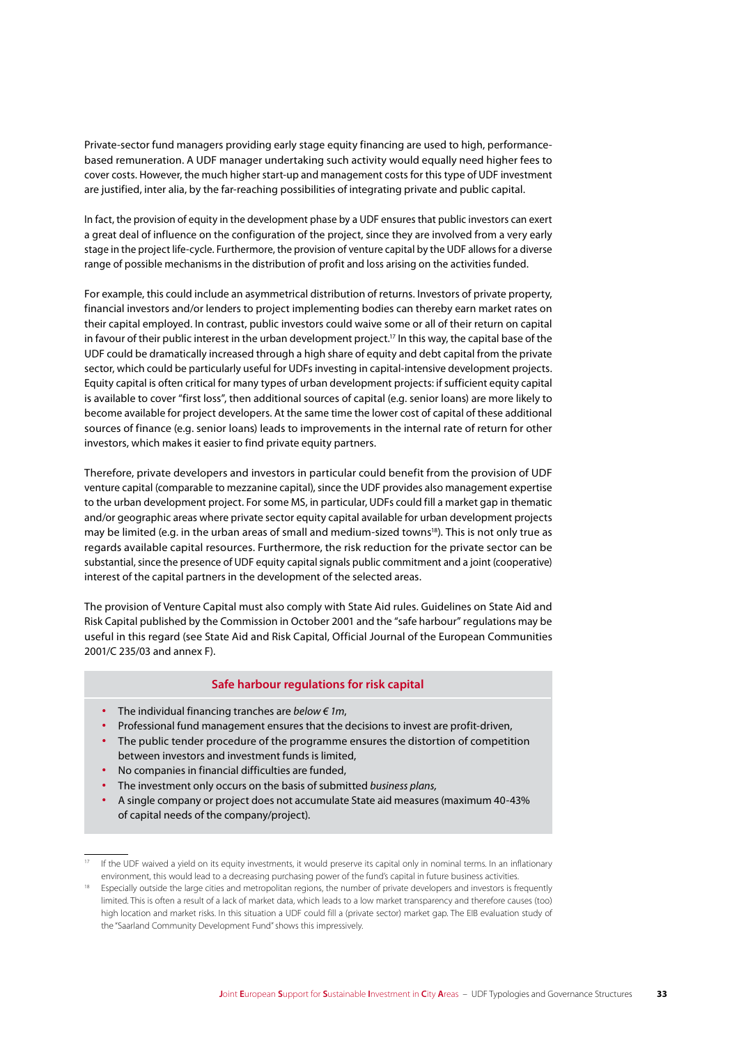Private-sector fund managers providing early stage equity financing are used to high, performance-based remuneration. A UDF manager undertaking such activity would equally need higher fees to cover costs. However, the much higher start-up and management costs for this type of UDF investment are justified, inter alia, by the far-reaching possibilities of integrating private and public capital.

In fact, the provision of equity in the development phase by a UDF ensures that public investors can exert a great deal of influence on the configuration of the project, since they are involved from a very early stage in the project life-cycle. Furthermore, the provision of venture capital by the UDF allows for a diverse range of possible mechanisms in the distribution of profit and loss arising on the activities funded.

For example, this could include an asymmetrical distribution of returns. Investors of private property, financial investors and/or lenders to project implementing bodies can thereby earn market rates on their capital employed. In contrast, public investors could waive some or all of their return on capital in favour of their public interest in the urban development project.[17] In this way, the capital base of the UDF could be dramatically increased through a high share of equity and debt capital from the private sector, which could be particularly useful for UDFs investing in capital-intensive development projects. Equity capital is often critical for many types of urban development projects: if sufficient equity capital is available to cover "first loss", then additional sources of capital (e.g. senior loans) are more likely to become available for project developers. At the same time the lower cost of capital of these additional sources of finance (e.g. senior loans) leads to improvements in the internal rate of return for other investors, which makes it easier to find private equity partners.

Therefore, private developers and investors in particular could benefit from the provision of UDF venture capital (comparable to mezzanine capital), since the UDF provides also management expertise to the urban development project. For some MS, in particular, UDFs could fill a market gap in thematic and/or geographic areas where private sector equity capital available for urban development projects may be limited (e.g. in the urban areas of small and medium-sized towns[18]). This is not only true as regards available capital resources. Furthermore, the risk reduction for the private sector can be substantial, since the presence of UDF equity capital signals public commitment and a joint (cooperative) interest of the capital partners in the development of the selected areas.

The provision of Venture Capital must also comply with State Aid rules. Guidelines on State Aid and Risk Capital published by the Commission in October 2001 and the "safe harbour" regulations may be useful in this regard (see State Aid and Risk Capital, Official Journal of the European Communities 2001/C 235/03 and annex F).

### Safe harbour regulations for risk capital

- The individual financing tranches are *below € 1m*,
- Professional fund management ensures that the decisions to invest are profit-driven,
- The public tender procedure of the programme ensures the distortion of competition between investors and investment funds is limited,
- No companies in financial difficulties are funded,
- The investment only occurs on the basis of submitted *business plans,*
- A single company or project does not accumulate State aid measures (maximum 40-43% of capital needs of the company/project).

---

[17] If the UDF waived a yield on its equity investments, it would preserve its capital only in nominal terms. In an inflationary environment, this would lead to a decreasing purchasing power of the fund's capital in future business activities.

[18] Especially outside the large cities and metropolitan regions, the number of private developers and investors is frequently limited. This is often a result of a lack of market data, which leads to a low market transparency and therefore causes (too) high location and market risks. In this situation a UDF could fill a (private sector) market gap. The EIB evaluation study of the "Saarland Community Development Fund" shows this impressively.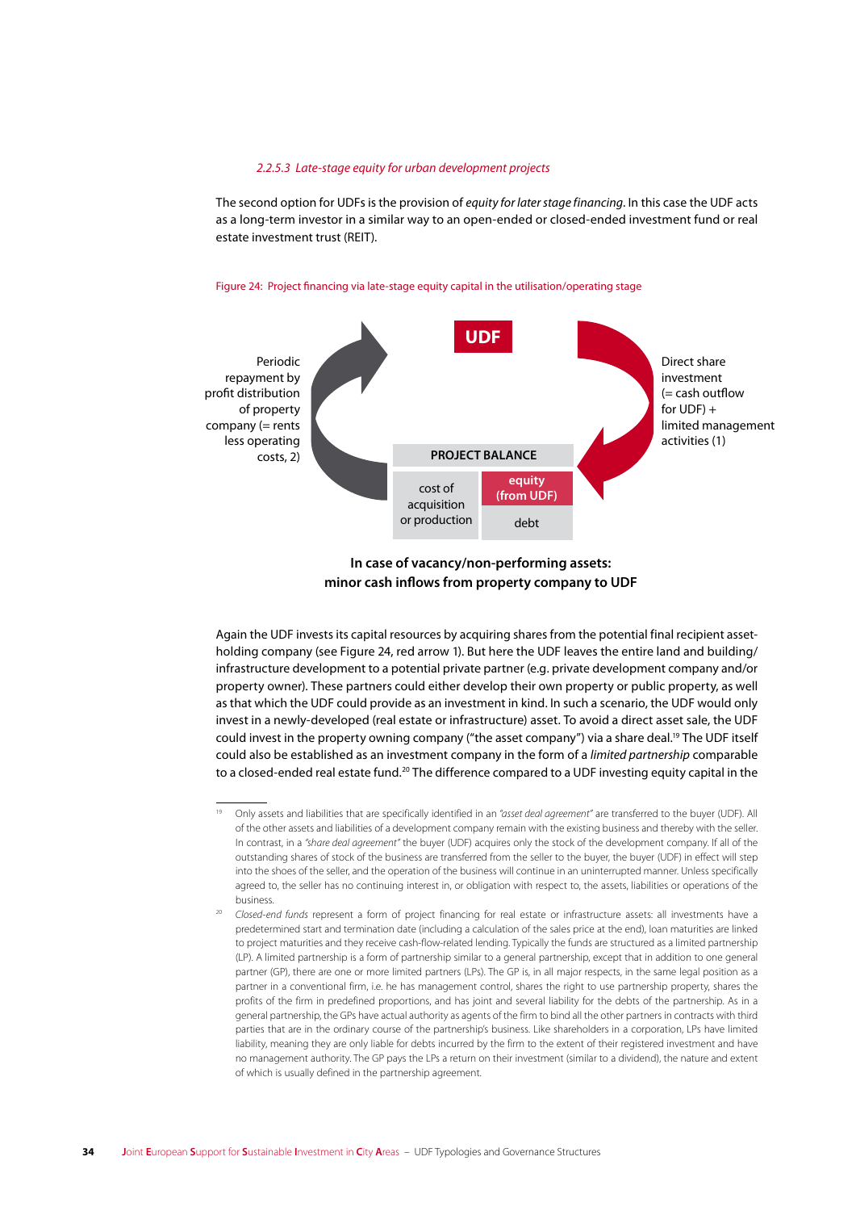### *2.2.5.3 Late-stage equity for urban development projects*

The second option for UDFs is the provision of *equity for later stage financing*. In this case the UDF acts as a long-term investor in a similar way to an open-ended or closed-ended investment fund or real estate investment trust (REIT).

Figure 24: Project financing via late-stage equity capital in the utilisation/operating stage

UDF

Periodic repayment by profit distribution of property company (= rents less operating costs, 2)

Direct share investment (= cash outflow for UDF) + limited management activities (1)

| PROJECT BALANCE | |
|---|---|
| cost of acquisition or production | equity (from UDF) |
| | debt |

**In case of vacancy/non-performing assets: minor cash inflows from property company to UDF**

Again the UDF invests its capital resources by acquiring shares from the potential final recipient asset-holding company (see Figure 24, red arrow 1). But here the UDF leaves the entire land and building/infrastructure development to a potential private partner (e.g. private development company and/or property owner). These partners could either develop their own property or public property, as well as that which the UDF could provide as an investment in kind. In such a scenario, the UDF would only invest in a newly-developed (real estate or infrastructure) asset. To avoid a direct asset sale, the UDF could invest in the property owning company ("the asset company") via a share deal.[19] The UDF itself could also be established as an investment company in the form of a *limited partnership* comparable to a closed-ended real estate fund.[20] The difference compared to a UDF investing equity capital in the

---

[19] Only assets and liabilities that are specifically identified in an *"asset deal agreement"* are transferred to the buyer (UDF). All of the other assets and liabilities of a development company remain with the existing business and thereby with the seller. In contrast, in a *"share deal agreement"* the buyer (UDF) acquires only the stock of the development company. If all of the outstanding shares of stock of the business are transferred from the seller to the buyer, the buyer (UDF) in effect will step into the shoes of the seller, and the operation of the business will continue in an uninterrupted manner. Unless specifically agreed to, the seller has no continuing interest in, or obligation with respect to, the assets, liabilities or operations of the business.

[20] *Closed-end funds* represent a form of project financing for real estate or infrastructure assets: all investments have a predetermined start and termination date (including a calculation of the sales price at the end), loan maturities are linked to project maturities and they receive cash-flow-related lending. Typically the funds are structured as a limited partnership (LP). A limited partnership is a form of partnership similar to a general partnership, except that in addition to one general partner (GP), there are one or more limited partners (LPs). The GP is, in all major respects, in the same legal position as a partner in a conventional firm, i.e. he has management control, shares the right to use partnership property, shares the profits of the firm in predefined proportions, and has joint and several liability for the debts of the partnership. As in a general partnership, the GPs have actual authority as agents of the firm to bind all the other partners in contracts with third parties that are in the ordinary course of the partnership's business. Like shareholders in a corporation, LPs have limited liability, meaning they are only liable for debts incurred by the firm to the extent of their registered investment and have no management authority. The GP pays the LPs a return on their investment (similar to a dividend), the nature and extent of which is usually defined in the partnership agreement.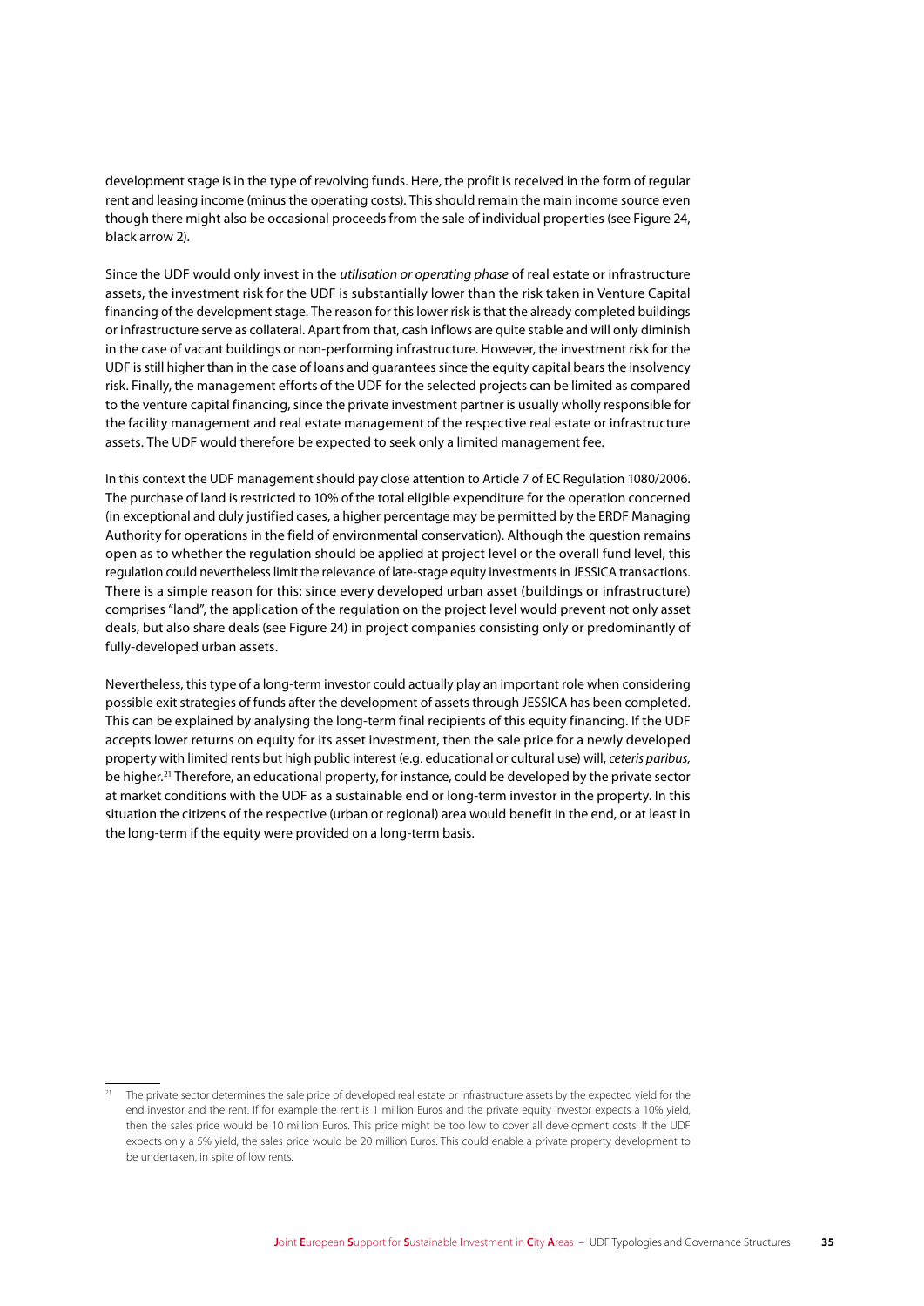development stage is in the type of revolving funds. Here, the profit is received in the form of regular rent and leasing income (minus the operating costs). This should remain the main income source even though there might also be occasional proceeds from the sale of individual properties (see Figure 24, black arrow 2).

Since the UDF would only invest in the *utilisation or operating phase* of real estate or infrastructure assets, the investment risk for the UDF is substantially lower than the risk taken in Venture Capital financing of the development stage. The reason for this lower risk is that the already completed buildings or infrastructure serve as collateral. Apart from that, cash inflows are quite stable and will only diminish in the case of vacant buildings or non-performing infrastructure. However, the investment risk for the UDF is still higher than in the case of loans and guarantees since the equity capital bears the insolvency risk. Finally, the management efforts of the UDF for the selected projects can be limited as compared to the venture capital financing, since the private investment partner is usually wholly responsible for the facility management and real estate management of the respective real estate or infrastructure assets. The UDF would therefore be expected to seek only a limited management fee.

In this context the UDF management should pay close attention to Article 7 of EC Regulation 1080/2006. The purchase of land is restricted to 10% of the total eligible expenditure for the operation concerned (in exceptional and duly justified cases, a higher percentage may be permitted by the ERDF Managing Authority for operations in the field of environmental conservation). Although the question remains open as to whether the regulation should be applied at project level or the overall fund level, this regulation could nevertheless limit the relevance of late-stage equity investments in JESSICA transactions. There is a simple reason for this: since every developed urban asset (buildings or infrastructure) comprises "land", the application of the regulation on the project level would prevent not only asset deals, but also share deals (see Figure 24) in project companies consisting only or predominantly of fully-developed urban assets.

Nevertheless, this type of a long-term investor could actually play an important role when considering possible exit strategies of funds after the development of assets through JESSICA has been completed. This can be explained by analysing the long-term final recipients of this equity financing. If the UDF accepts lower returns on equity for its asset investment, then the sale price for a newly developed property with limited rents but high public interest (e.g. educational or cultural use) will, *ceteris paribus,* be higher.[21] Therefore, an educational property, for instance, could be developed by the private sector at market conditions with the UDF as a sustainable end or long-term investor in the property. In this situation the citizens of the respective (urban or regional) area would benefit in the end, or at least in the long-term if the equity were provided on a long-term basis.

---

[21] The private sector determines the sale price of developed real estate or infrastructure assets by the expected yield for the end investor and the rent. If for example the rent is 1 million Euros and the private equity investor expects a 10% yield, then the sales price would be 10 million Euros. This price might be too low to cover all development costs. If the UDF expects only a 5% yield, the sales price would be 20 million Euros. This could enable a private property development to be undertaken, in spite of low rents.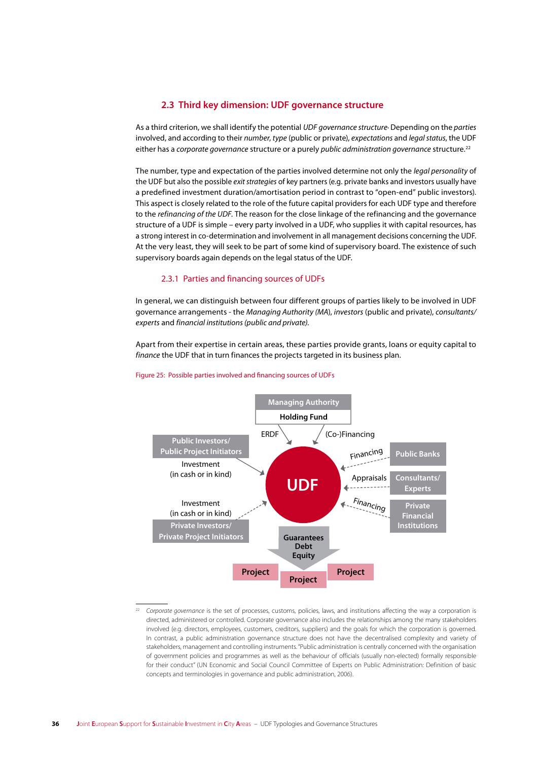## 2.3 Third key dimension: UDF governance structure

As a third criterion, we shall identify the potential *UDF governance structure*. Depending on the *parties* involved, and according to their *number*, *type* (public or private), *expectations* and *legal status*, the UDF either has a *corporate governance* structure or a purely *public administration governance* structure.[22]

The number, type and expectation of the parties involved determine not only the *legal personality* of the UDF but also the possible *exit strategies* of key partners (e.g. private banks and investors usually have a predefined investment duration/amortisation period in contrast to "open-end" public investors). This aspect is closely related to the role of the future capital providers for each UDF type and therefore to the *refinancing of the UDF*. The reason for the close linkage of the refinancing and the governance structure of a UDF is simple – every party involved in a UDF, who supplies it with capital resources, has a strong interest in co-determination and involvement in all management decisions concerning the UDF. At the very least, they will seek to be part of some kind of supervisory board. The existence of such supervisory boards again depends on the legal status of the UDF.

### 2.3.1 Parties and financing sources of UDFs

In general, we can distinguish between four different groups of parties likely to be involved in UDF governance arrangements - the *Managing Authority (MA)*, *investors* (public and private), *consultants/experts* and *financial institutions (public and private)*.

Apart from their expertise in certain areas, these parties provide grants, loans or equity capital to *finance* the UDF that in turn finances the projects targeted in its business plan.

Figure 25: Possible parties involved and financing sources of UDFs

Managing Authority
Holding Fund
ERDF
(Co-)Financing
Public Investors/ Public Project Initiators
Investment (in cash or in kind)
Financing
Public Banks
UDF
Appraisals
Consultants/ Experts
Investment (in cash or in kind)
Financing
Private Financial Institutions
Private Investors/ Private Project Initiators
Guarantees Debt Equity
Project
Project
Project

[22] *Corporate governance* is the set of processes, customs, policies, laws, and institutions affecting the way a corporation is directed, administered or controlled. Corporate governance also includes the relationships among the many stakeholders involved (e.g. directors, employees, customers, creditors, suppliers) and the goals for which the corporation is governed. In contrast, a public administration governance structure does not have the decentralised complexity and variety of stakeholders, management and controlling instruments. "Public administration is centrally concerned with the organisation of government policies and programmes as well as the behaviour of officials (usually non-elected) formally responsible for their conduct" (UN Economic and Social Council Committee of Experts on Public Administration: Definition of basic concepts and terminologies in governance and public administration, 2006).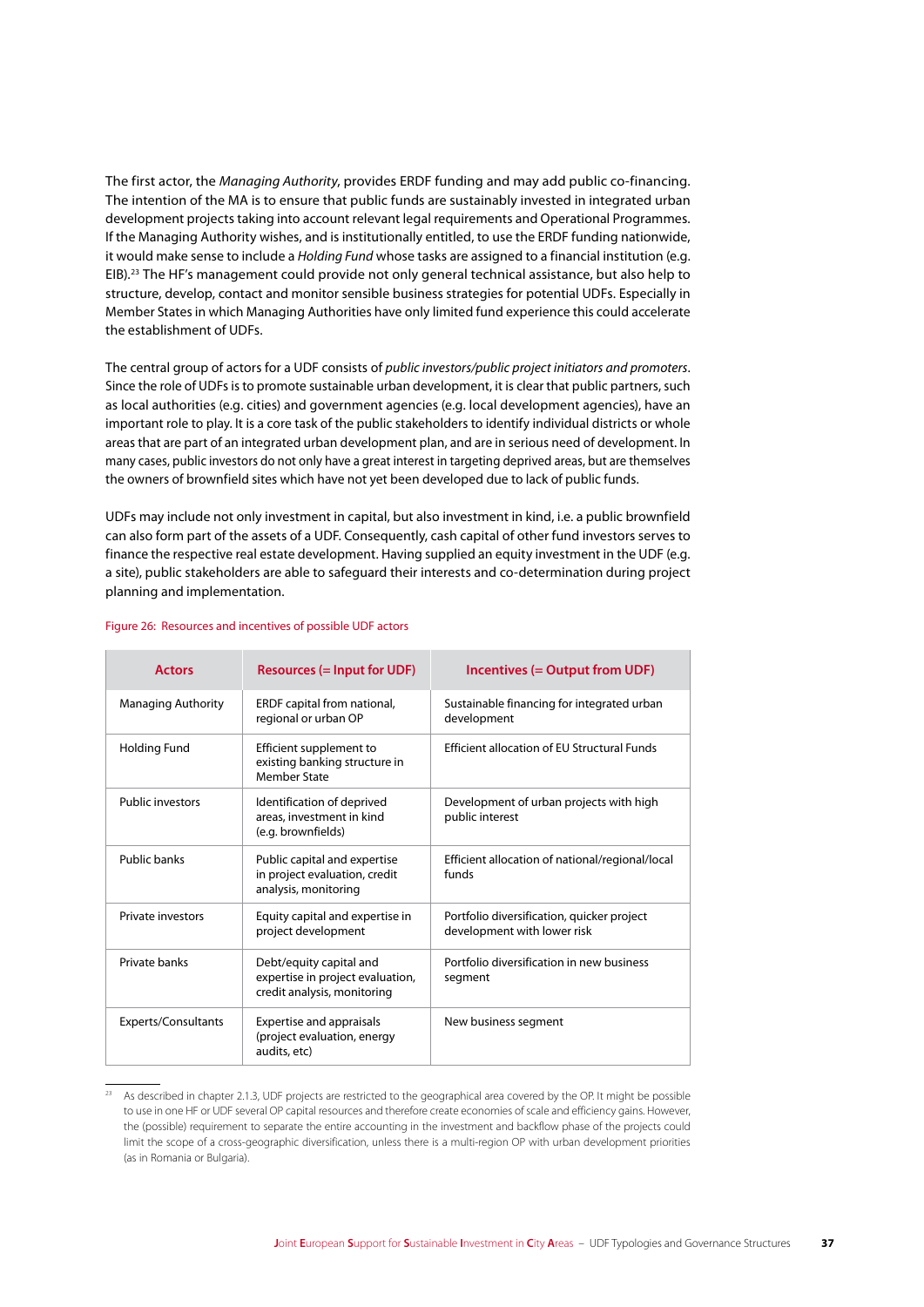The first actor, the *Managing Authority*, provides ERDF funding and may add public co-financing. The intention of the MA is to ensure that public funds are sustainably invested in integrated urban development projects taking into account relevant legal requirements and Operational Programmes. If the Managing Authority wishes, and is institutionally entitled, to use the ERDF funding nationwide, it would make sense to include a *Holding Fund* whose tasks are assigned to a financial institution (e.g. EIB).[23] The HF's management could provide not only general technical assistance, but also help to structure, develop, contact and monitor sensible business strategies for potential UDFs. Especially in Member States in which Managing Authorities have only limited fund experience this could accelerate the establishment of UDFs.

The central group of actors for a UDF consists of *public investors/public project initiators and promoters*. Since the role of UDFs is to promote sustainable urban development, it is clear that public partners, such as local authorities (e.g. cities) and government agencies (e.g. local development agencies), have an important role to play. It is a core task of the public stakeholders to identify individual districts or whole areas that are part of an integrated urban development plan, and are in serious need of development. In many cases, public investors do not only have a great interest in targeting deprived areas, but are themselves the owners of brownfield sites which have not yet been developed due to lack of public funds.

UDFs may include not only investment in capital, but also investment in kind, i.e. a public brownfield can also form part of the assets of a UDF. Consequently, cash capital of other fund investors serves to finance the respective real estate development. Having supplied an equity investment in the UDF (e.g. a site), public stakeholders are able to safeguard their interests and co-determination during project planning and implementation.

Figure 26: Resources and incentives of possible UDF actors

| Actors | Resources (= Input for UDF) | Incentives (= Output from UDF) |
|---|---|---|
| Managing Authority | ERDF capital from national, regional or urban OP | Sustainable financing for integrated urban development |
| Holding Fund | Efficient supplement to existing banking structure in Member State | Efficient allocation of EU Structural Funds |
| Public investors | Identification of deprived areas, investment in kind (e.g. brownfields) | Development of urban projects with high public interest |
| Public banks | Public capital and expertise in project evaluation, credit analysis, monitoring | Efficient allocation of national/regional/local funds |
| Private investors | Equity capital and expertise in project development | Portfolio diversification, quicker project development with lower risk |
| Private banks | Debt/equity capital and expertise in project evaluation, credit analysis, monitoring | Portfolio diversification in new business segment |
| Experts/Consultants | Expertise and appraisals (project evaluation, energy audits, etc) | New business segment |

[23] As described in chapter 2.1.3, UDF projects are restricted to the geographical area covered by the OP. It might be possible to use in one HF or UDF several OP capital resources and therefore create economies of scale and efficiency gains. However, the (possible) requirement to separate the entire accounting in the investment and backflow phase of the projects could limit the scope of a cross-geographic diversification, unless there is a multi-region OP with urban development priorities (as in Romania or Bulgaria).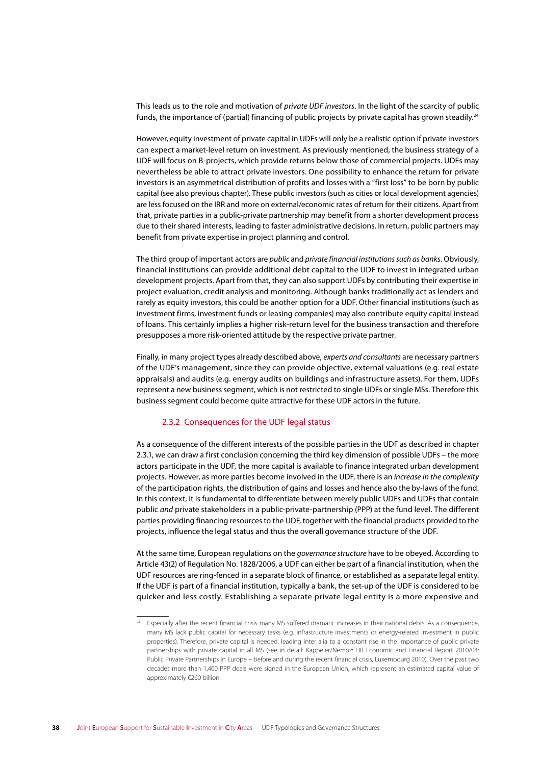This leads us to the role and motivation of *private UDF investors*. In the light of the scarcity of public funds, the importance of (partial) financing of public projects by private capital has grown steadily.[24]

However, equity investment of private capital in UDFs will only be a realistic option if private investors can expect a market-level return on investment. As previously mentioned, the business strategy of a UDF will focus on B-projects, which provide returns below those of commercial projects. UDFs may nevertheless be able to attract private investors. One possibility to enhance the return for private investors is an asymmetrical distribution of profits and losses with a "first loss" to be born by public capital (see also previous chapter). These public investors (such as cities or local development agencies) are less focused on the IRR and more on external/economic rates of return for their citizens. Apart from that, private parties in a public-private partnership may benefit from a shorter development process due to their shared interests, leading to faster administrative decisions. In return, public partners may benefit from private expertise in project planning and control.

The third group of important actors are *public* and *private financial institutions such as banks*. Obviously, financial institutions can provide additional debt capital to the UDF to invest in integrated urban development projects. Apart from that, they can also support UDFs by contributing their expertise in project evaluation, credit analysis and monitoring. Although banks traditionally act as lenders and rarely as equity investors, this could be another option for a UDF. Other financial institutions (such as investment firms, investment funds or leasing companies) may also contribute equity capital instead of loans. This certainly implies a higher risk-return level for the business transaction and therefore presupposes a more risk-oriented attitude by the respective private partner.

Finally, in many project types already described above, *experts and consultants* are necessary partners of the UDF's management, since they can provide objective, external valuations (e.g. real estate appraisals) and audits (e.g. energy audits on buildings and infrastructure assets). For them, UDFs represent a new business segment, which is not restricted to single UDFs or single MSs. Therefore this business segment could become quite attractive for these UDF actors in the future.

### 2.3.2 Consequences for the UDF legal status

As a consequence of the different interests of the possible parties in the UDF as described in chapter 2.3.1, we can draw a first conclusion concerning the third key dimension of possible UDFs – the more actors participate in the UDF, the more capital is available to finance integrated urban development projects. However, as more parties become involved in the UDF, there is an *increase in the complexity* of the participation rights, the distribution of gains and losses and hence also the by-laws of the fund. In this context, it is fundamental to differentiate between merely public UDFs and UDFs that contain public *and* private stakeholders in a public-private-partnership (PPP) at the fund level. The different parties providing financing resources to the UDF, together with the financial products provided to the projects, influence the legal status and thus the overall governance structure of the UDF.

At the same time, European regulations on the *governance structure* have to be obeyed. According to Article 43(2) of Regulation No. 1828/2006, a UDF can either be part of a financial institution, when the UDF resources are ring-fenced in a separate block of finance, or established as a separate legal entity. If the UDF is part of a financial institution, typically a bank, the set-up of the UDF is considered to be quicker and less costly. Establishing a separate private legal entity is a more expensive and

[24] Especially after the recent financial crisis many MS suffered dramatic increases in their national debts. As a consequence, many MS lack public capital for necessary tasks (e.g. infrastructure investments or energy-related investment in public properties). Therefore, private capital is needed, leading inter alia to a constant rise in the importance of public private partnerships with private capital in all MS (see in detail: Kappeler/Nemoz: EIB Economic and Financial Report 2010/04: Public Private Partnerships in Europe – before and during the recent financial crisis, Luxembourg 2010). Over the past two decades more than 1,400 PPP deals were signed in the European Union, which represent an estimated capital value of approximately €260 billion.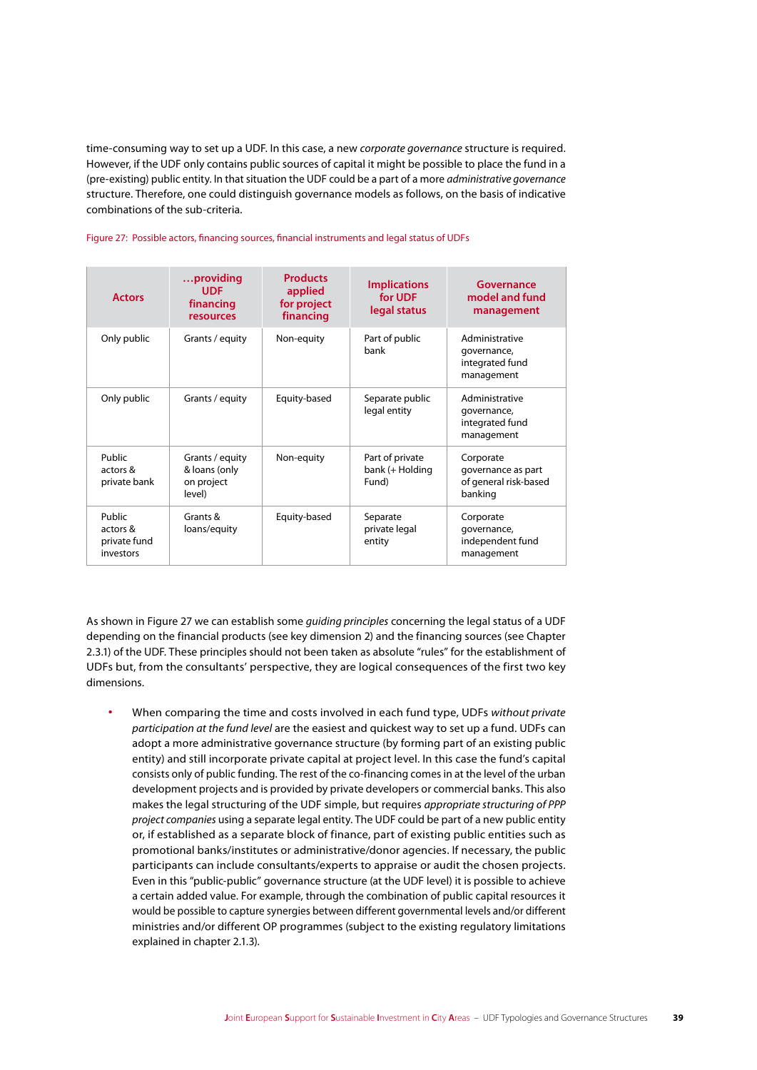time-consuming way to set up a UDF. In this case, a new *corporate governance* structure is required. However, if the UDF only contains public sources of capital it might be possible to place the fund in a (pre-existing) public entity. In that situation the UDF could be a part of a more *administrative governance* structure. Therefore, one could distinguish governance models as follows, on the basis of indicative combinations of the sub-criteria.

Figure 27: Possible actors, financing sources, financial instruments and legal status of UDFs

| Actors | …providing UDF financing resources | Products applied for project financing | Implications for UDF legal status | Governance model and fund management |
|---|---|---|---|---|
| Only public | Grants / equity | Non-equity | Part of public bank | Administrative governance, integrated fund management |
| Only public | Grants / equity | Equity-based | Separate public legal entity | Administrative governance, integrated fund management |
| Public actors & private bank | Grants / equity & loans (only on project level) | Non-equity | Part of private bank (+ Holding Fund) | Corporate governance as part of general risk-based banking |
| Public actors & private fund investors | Grants & loans/equity | Equity-based | Separate private legal entity | Corporate governance, independent fund management |

As shown in Figure 27 we can establish some *guiding principles* concerning the legal status of a UDF depending on the financial products (see key dimension 2) and the financing sources (see Chapter 2.3.1) of the UDF. These principles should not been taken as absolute "rules" for the establishment of UDFs but, from the consultants' perspective, they are logical consequences of the first two key dimensions.

- When comparing the time and costs involved in each fund type, UDFs *without private participation at the fund level* are the easiest and quickest way to set up a fund. UDFs can adopt a more administrative governance structure (by forming part of an existing public entity) and still incorporate private capital at project level. In this case the fund's capital consists only of public funding. The rest of the co-financing comes in at the level of the urban development projects and is provided by private developers or commercial banks. This also makes the legal structuring of the UDF simple, but requires *appropriate structuring of PPP project companies* using a separate legal entity. The UDF could be part of a new public entity or, if established as a separate block of finance, part of existing public entities such as promotional banks/institutes or administrative/donor agencies. If necessary, the public participants can include consultants/experts to appraise or audit the chosen projects. Even in this "public-public" governance structure (at the UDF level) it is possible to achieve a certain added value. For example, through the combination of public capital resources it would be possible to capture synergies between different governmental levels and/or different ministries and/or different OP programmes (subject to the existing regulatory limitations explained in chapter 2.1.3).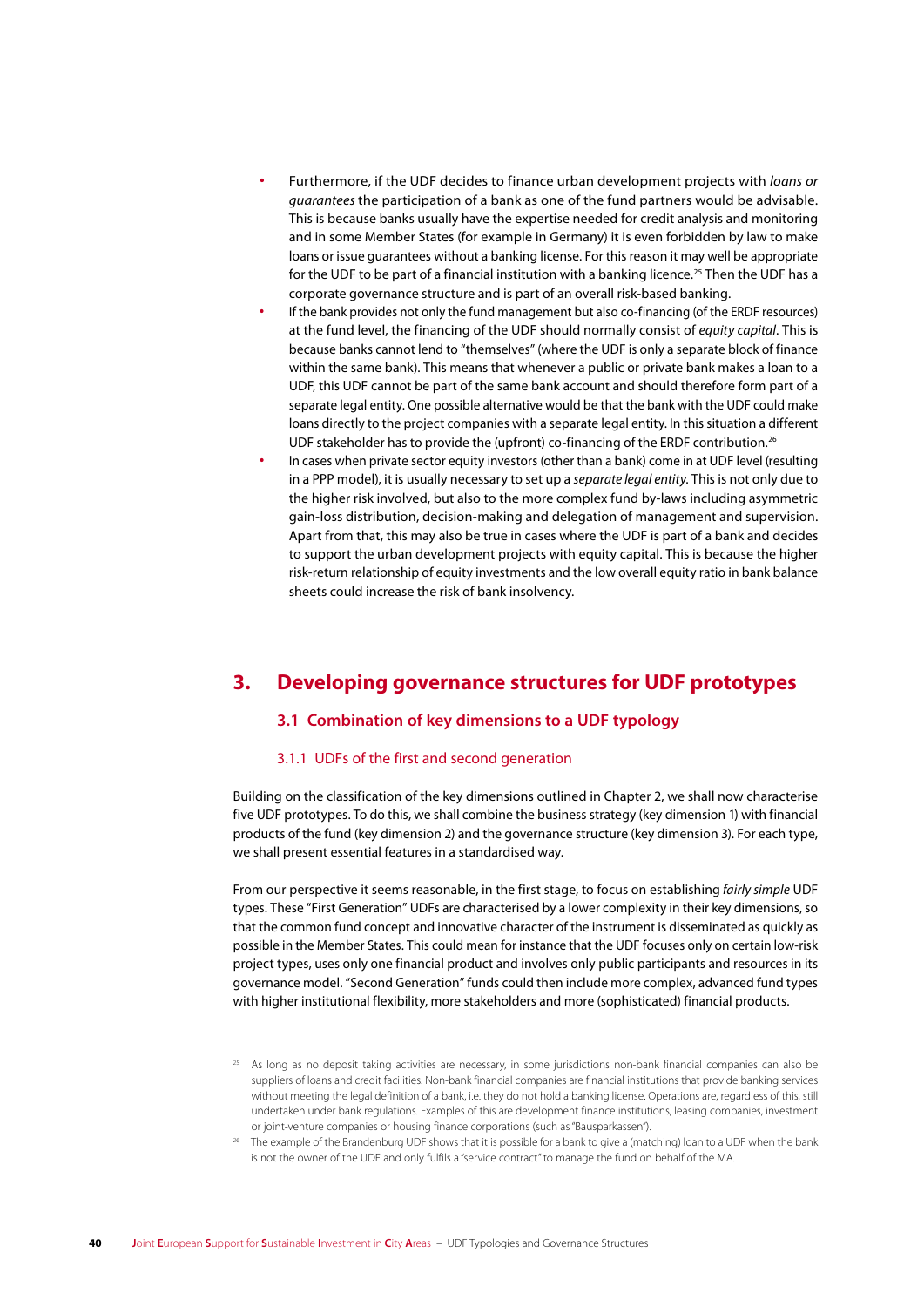- Furthermore, if the UDF decides to finance urban development projects with *loans or guarantees* the participation of a bank as one of the fund partners would be advisable. This is because banks usually have the expertise needed for credit analysis and monitoring and in some Member States (for example in Germany) it is even forbidden by law to make loans or issue guarantees without a banking license. For this reason it may well be appropriate for the UDF to be part of a financial institution with a banking licence.[25] Then the UDF has a corporate governance structure and is part of an overall risk-based banking.
- If the bank provides not only the fund management but also co-financing (of the ERDF resources) at the fund level, the financing of the UDF should normally consist of *equity capital*. This is because banks cannot lend to "themselves" (where the UDF is only a separate block of finance within the same bank). This means that whenever a public or private bank makes a loan to a UDF, this UDF cannot be part of the same bank account and should therefore form part of a separate legal entity. One possible alternative would be that the bank with the UDF could make loans directly to the project companies with a separate legal entity. In this situation a different UDF stakeholder has to provide the (upfront) co-financing of the ERDF contribution.[26]
- In cases when private sector equity investors (other than a bank) come in at UDF level (resulting in a PPP model), it is usually necessary to set up a *separate legal entity*. This is not only due to the higher risk involved, but also to the more complex fund by-laws including asymmetric gain-loss distribution, decision-making and delegation of management and supervision. Apart from that, this may also be true in cases where the UDF is part of a bank and decides to support the urban development projects with equity capital. This is because the higher risk-return relationship of equity investments and the low overall equity ratio in bank balance sheets could increase the risk of bank insolvency.

# 3. Developing governance structures for UDF prototypes

## 3.1 Combination of key dimensions to a UDF typology

### 3.1.1 UDFs of the first and second generation

Building on the classification of the key dimensions outlined in Chapter 2, we shall now characterise five UDF prototypes. To do this, we shall combine the business strategy (key dimension 1) with financial products of the fund (key dimension 2) and the governance structure (key dimension 3). For each type, we shall present essential features in a standardised way.

From our perspective it seems reasonable, in the first stage, to focus on establishing *fairly simple* UDF types. These "First Generation" UDFs are characterised by a lower complexity in their key dimensions, so that the common fund concept and innovative character of the instrument is disseminated as quickly as possible in the Member States. This could mean for instance that the UDF focuses only on certain low-risk project types, uses only one financial product and involves only public participants and resources in its governance model. "Second Generation" funds could then include more complex, advanced fund types with higher institutional flexibility, more stakeholders and more (sophisticated) financial products.

---

[25] As long as no deposit taking activities are necessary, in some jurisdictions non-bank financial companies can also be suppliers of loans and credit facilities. Non-bank financial companies are financial institutions that provide banking services without meeting the legal definition of a bank, i.e. they do not hold a banking license. Operations are, regardless of this, still undertaken under bank regulations. Examples of this are development finance institutions, leasing companies, investment or joint-venture companies or housing finance corporations (such as "Bausparkassen").

[26] The example of the Brandenburg UDF shows that it is possible for a bank to give a (matching) loan to a UDF when the bank is not the owner of the UDF and only fulfils a "service contract" to manage the fund on behalf of the MA.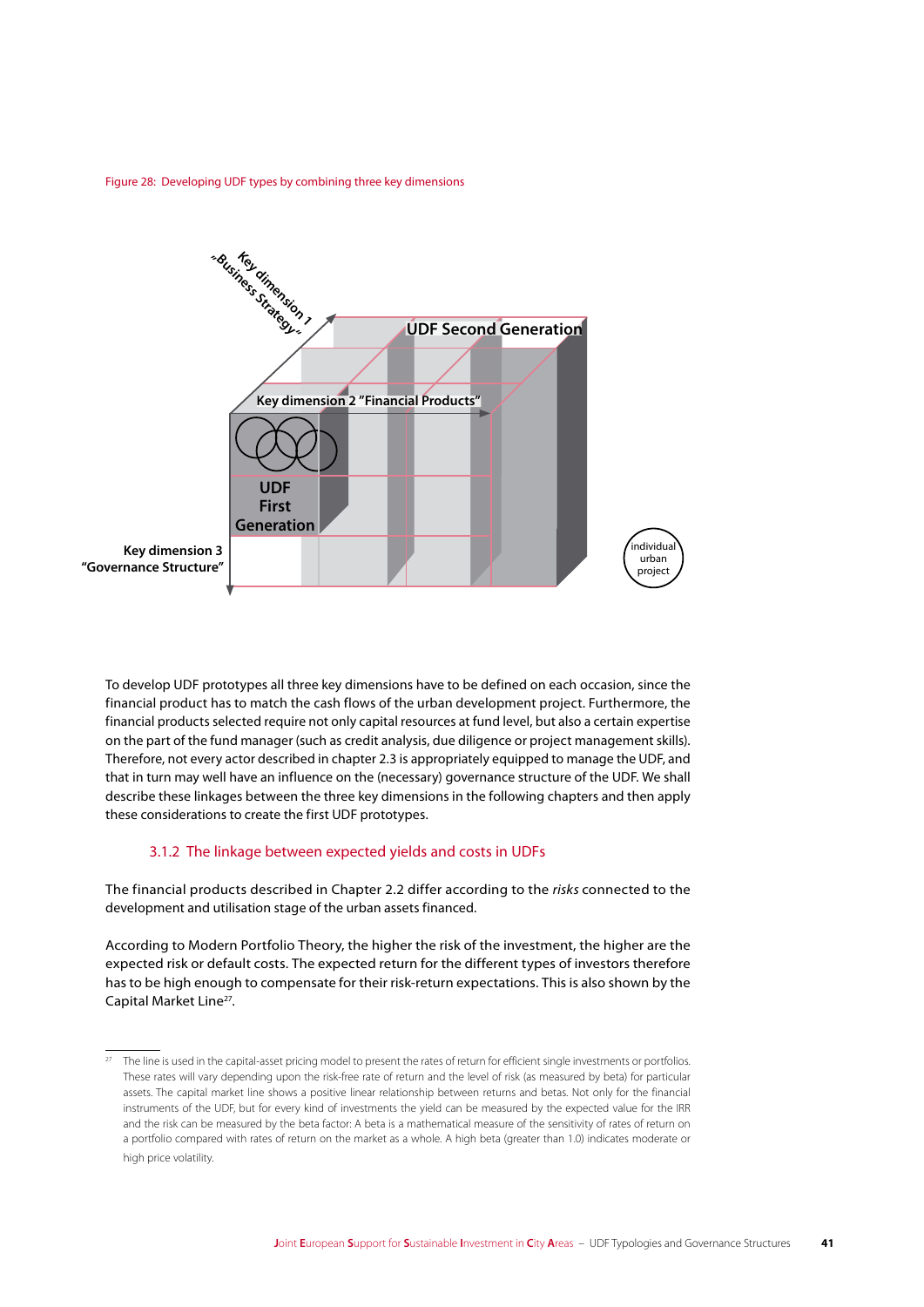Figure 28: Developing UDF types by combining three key dimensions

Key dimension 1 „Business Strategy"

UDF Second Generation

Key dimension 2 "Financial Products"

UDF First Generation

Key dimension 3 "Governance Structure"

individual urban project

To develop UDF prototypes all three key dimensions have to be defined on each occasion, since the financial product has to match the cash flows of the urban development project. Furthermore, the financial products selected require not only capital resources at fund level, but also a certain expertise on the part of the fund manager (such as credit analysis, due diligence or project management skills). Therefore, not every actor described in chapter 2.3 is appropriately equipped to manage the UDF, and that in turn may well have an influence on the (necessary) governance structure of the UDF. We shall describe these linkages between the three key dimensions in the following chapters and then apply these considerations to create the first UDF prototypes.

### 3.1.2 The linkage between expected yields and costs in UDFs

The financial products described in Chapter 2.2 differ according to the *risks* connected to the development and utilisation stage of the urban assets financed.

According to Modern Portfolio Theory, the higher the risk of the investment, the higher are the expected risk or default costs. The expected return for the different types of investors therefore has to be high enough to compensate for their risk-return expectations. This is also shown by the Capital Market Line[27].

[27] The line is used in the capital-asset pricing model to present the rates of return for efficient single investments or portfolios. These rates will vary depending upon the risk-free rate of return and the level of risk (as measured by beta) for particular assets. The capital market line shows a positive linear relationship between returns and betas. Not only for the financial instruments of the UDF, but for every kind of investments the yield can be measured by the expected value for the IRR and the risk can be measured by the beta factor: A beta is a mathematical measure of the sensitivity of rates of return on a portfolio compared with rates of return on the market as a whole. A high beta (greater than 1.0) indicates moderate or high price volatility.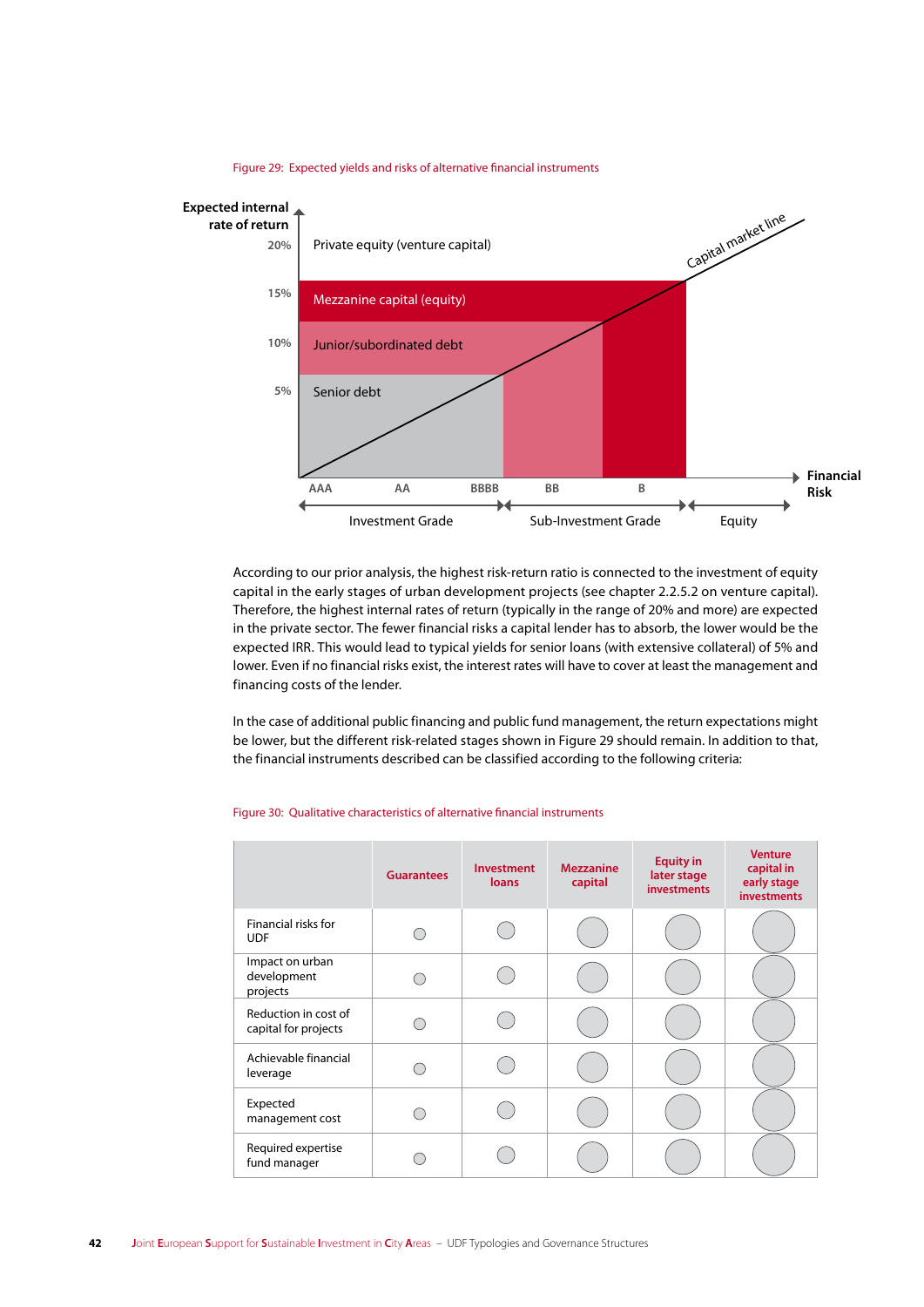Figure 29: Expected yields and risks of alternative financial instruments

According to our prior analysis, the highest risk-return ratio is connected to the investment of equity capital in the early stages of urban development projects (see chapter 2.2.5.2 on venture capital). Therefore, the highest internal rates of return (typically in the range of 20% and more) are expected in the private sector. The fewer financial risks a capital lender has to absorb, the lower would be the expected IRR. This would lead to typical yields for senior loans (with extensive collateral) of 5% and lower. Even if no financial risks exist, the interest rates will have to cover at least the management and financing costs of the lender.

In the case of additional public financing and public fund management, the return expectations might be lower, but the different risk-related stages shown in Figure 29 should remain. In addition to that, the financial instruments described can be classified according to the following criteria:

Figure 30: Qualitative characteristics of alternative financial instruments

| | Guarantees | Investment loans | Mezzanine capital | Equity in later stage investments | Venture capital in early stage investments |
|---|---|---|---|---|---|
| Financial risks for UDF | ○ | ○ | ○ | ○ | ○ |
| Impact on urban development projects | ○ | ○ | ○ | ○ | ○ |
| Reduction in cost of capital for projects | ○ | ○ | ○ | ○ | ○ |
| Achievable financial leverage | ○ | ○ | ○ | ○ | ○ |
| Expected management cost | ○ | ○ | ○ | ○ | ○ |
| Required expertise fund manager | ○ | ○ | ○ | ○ | ○ |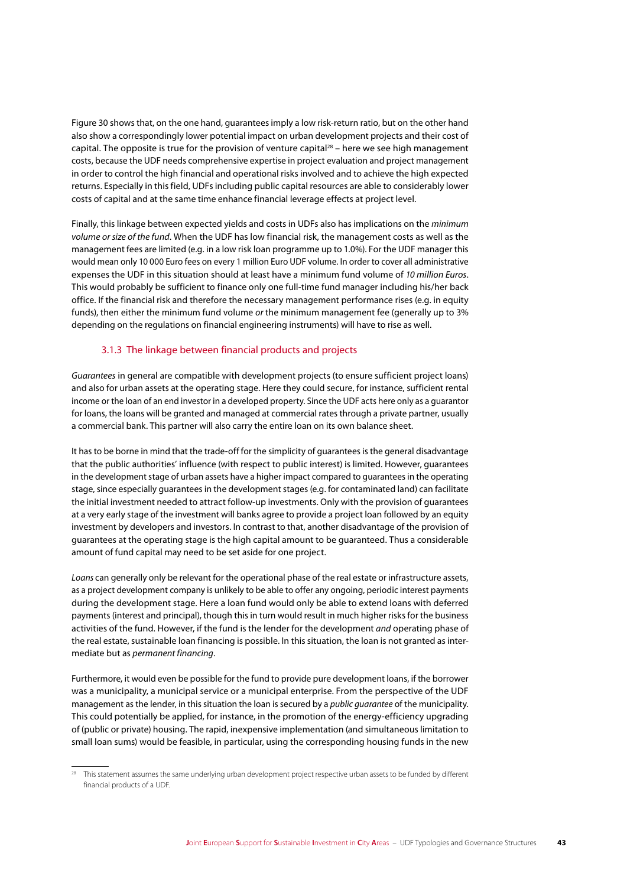Figure 30 shows that, on the one hand, guarantees imply a low risk-return ratio, but on the other hand also show a correspondingly lower potential impact on urban development projects and their cost of capital. The opposite is true for the provision of venture capital[28] – here we see high management costs, because the UDF needs comprehensive expertise in project evaluation and project management in order to control the high financial and operational risks involved and to achieve the high expected returns. Especially in this field, UDFs including public capital resources are able to considerably lower costs of capital and at the same time enhance financial leverage effects at project level.

Finally, this linkage between expected yields and costs in UDFs also has implications on the *minimum volume or size of the fund*. When the UDF has low financial risk, the management costs as well as the management fees are limited (e.g. in a low risk loan programme up to 1.0%). For the UDF manager this would mean only 10 000 Euro fees on every 1 million Euro UDF volume. In order to cover all administrative expenses the UDF in this situation should at least have a minimum fund volume of *10 million Euros*. This would probably be sufficient to finance only one full-time fund manager including his/her back office. If the financial risk and therefore the necessary management performance rises (e.g. in equity funds), then either the minimum fund volume *or* the minimum management fee (generally up to 3% depending on the regulations on financial engineering instruments) will have to rise as well.

### 3.1.3 The linkage between financial products and projects

*Guarantees* in general are compatible with development projects (to ensure sufficient project loans) and also for urban assets at the operating stage. Here they could secure, for instance, sufficient rental income or the loan of an end investor in a developed property. Since the UDF acts here only as a guarantor for loans, the loans will be granted and managed at commercial rates through a private partner, usually a commercial bank. This partner will also carry the entire loan on its own balance sheet.

It has to be borne in mind that the trade-off for the simplicity of guarantees is the general disadvantage that the public authorities' influence (with respect to public interest) is limited. However, guarantees in the development stage of urban assets have a higher impact compared to guarantees in the operating stage, since especially guarantees in the development stages (e.g. for contaminated land) can facilitate the initial investment needed to attract follow-up investments. Only with the provision of guarantees at a very early stage of the investment will banks agree to provide a project loan followed by an equity investment by developers and investors. In contrast to that, another disadvantage of the provision of guarantees at the operating stage is the high capital amount to be guaranteed. Thus a considerable amount of fund capital may need to be set aside for one project.

*Loans* can generally only be relevant for the operational phase of the real estate or infrastructure assets, as a project development company is unlikely to be able to offer any ongoing, periodic interest payments during the development stage. Here a loan fund would only be able to extend loans with deferred payments (interest and principal), though this in turn would result in much higher risks for the business activities of the fund. However, if the fund is the lender for the development *and* operating phase of the real estate, sustainable loan financing is possible. In this situation, the loan is not granted as intermediate but as *permanent financing*.

Furthermore, it would even be possible for the fund to provide pure development loans, if the borrower was a municipality, a municipal service or a municipal enterprise. From the perspective of the UDF management as the lender, in this situation the loan is secured by a *public guarantee* of the municipality. This could potentially be applied, for instance, in the promotion of the energy-efficiency upgrading of (public or private) housing. The rapid, inexpensive implementation (and simultaneous limitation to small loan sums) would be feasible, in particular, using the corresponding housing funds in the new

---

[28] This statement assumes the same underlying urban development project respective urban assets to be funded by different financial products of a UDF.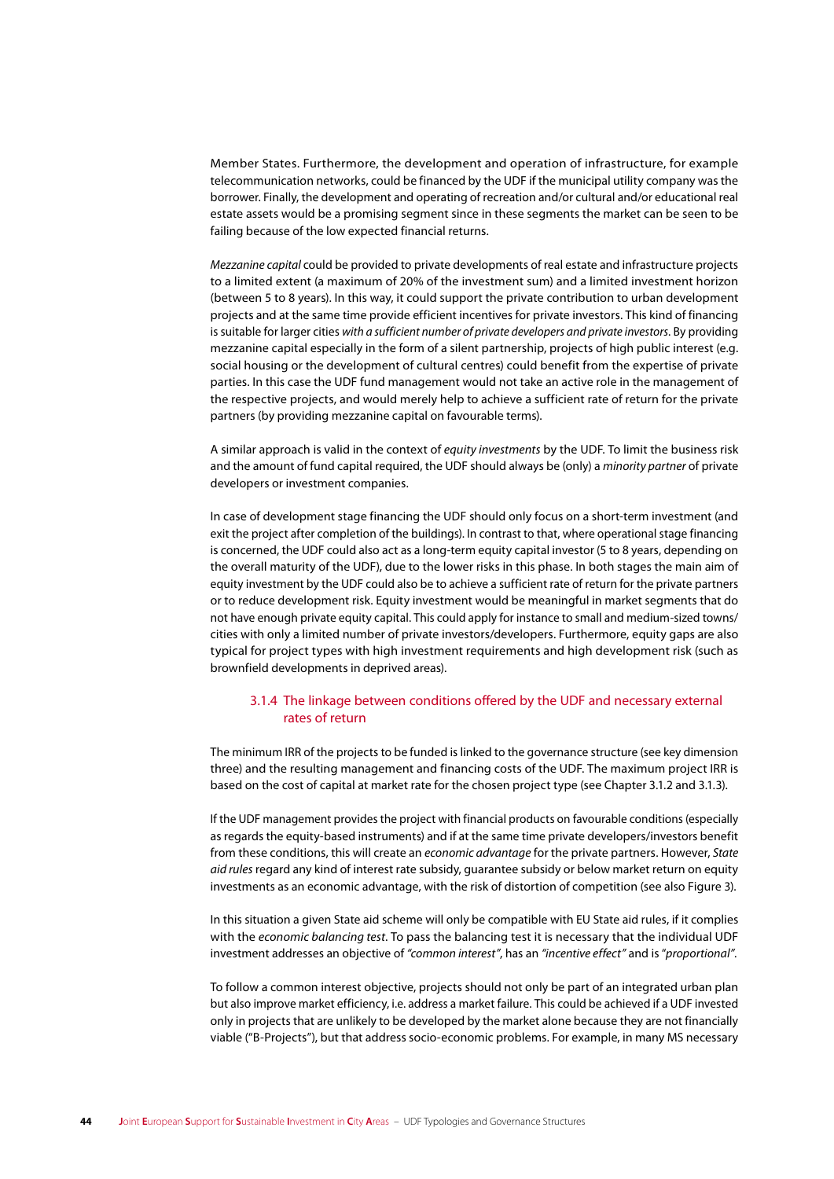Member States. Furthermore, the development and operation of infrastructure, for example telecommunication networks, could be financed by the UDF if the municipal utility company was the borrower. Finally, the development and operating of recreation and/or cultural and/or educational real estate assets would be a promising segment since in these segments the market can be seen to be failing because of the low expected financial returns.

*Mezzanine capital* could be provided to private developments of real estate and infrastructure projects to a limited extent (a maximum of 20% of the investment sum) and a limited investment horizon (between 5 to 8 years). In this way, it could support the private contribution to urban development projects and at the same time provide efficient incentives for private investors. This kind of financing is suitable for larger cities *with a sufficient number of private developers and private investors*. By providing mezzanine capital especially in the form of a silent partnership, projects of high public interest (e.g. social housing or the development of cultural centres) could benefit from the expertise of private parties. In this case the UDF fund management would not take an active role in the management of the respective projects, and would merely help to achieve a sufficient rate of return for the private partners (by providing mezzanine capital on favourable terms).

A similar approach is valid in the context of *equity investments* by the UDF. To limit the business risk and the amount of fund capital required, the UDF should always be (only) a *minority partner* of private developers or investment companies.

In case of development stage financing the UDF should only focus on a short-term investment (and exit the project after completion of the buildings). In contrast to that, where operational stage financing is concerned, the UDF could also act as a long-term equity capital investor (5 to 8 years, depending on the overall maturity of the UDF), due to the lower risks in this phase. In both stages the main aim of equity investment by the UDF could also be to achieve a sufficient rate of return for the private partners or to reduce development risk. Equity investment would be meaningful in market segments that do not have enough private equity capital. This could apply for instance to small and medium-sized towns/cities with only a limited number of private investors/developers. Furthermore, equity gaps are also typical for project types with high investment requirements and high development risk (such as brownfield developments in deprived areas).

### 3.1.4 The linkage between conditions offered by the UDF and necessary external rates of return

The minimum IRR of the projects to be funded is linked to the governance structure (see key dimension three) and the resulting management and financing costs of the UDF. The maximum project IRR is based on the cost of capital at market rate for the chosen project type (see Chapter 3.1.2 and 3.1.3).

If the UDF management provides the project with financial products on favourable conditions (especially as regards the equity-based instruments) and if at the same time private developers/investors benefit from these conditions, this will create an *economic advantage* for the private partners. However, *State aid rules* regard any kind of interest rate subsidy, guarantee subsidy or below market return on equity investments as an economic advantage, with the risk of distortion of competition (see also Figure 3).

In this situation a given State aid scheme will only be compatible with EU State aid rules, if it complies with the *economic balancing test*. To pass the balancing test it is necessary that the individual UDF investment addresses an objective of *"common interest"*, has an *"incentive effect"* and is "*proportional"*.

To follow a common interest objective, projects should not only be part of an integrated urban plan but also improve market efficiency, i.e. address a market failure. This could be achieved if a UDF invested only in projects that are unlikely to be developed by the market alone because they are not financially viable ("B-Projects"), but that address socio-economic problems. For example, in many MS necessary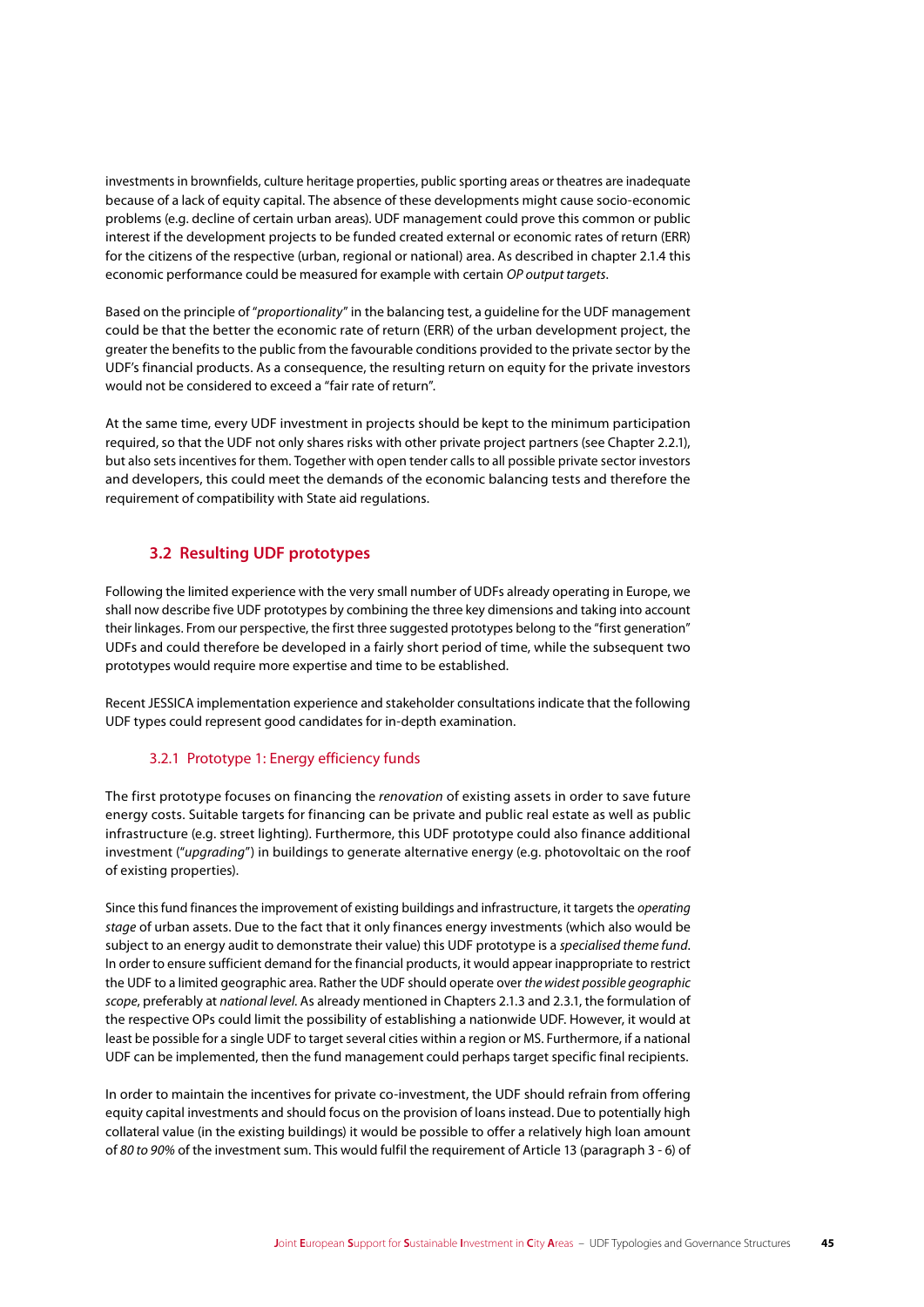investments in brownfields, culture heritage properties, public sporting areas or theatres are inadequate because of a lack of equity capital. The absence of these developments might cause socio-economic problems (e.g. decline of certain urban areas). UDF management could prove this common or public interest if the development projects to be funded created external or economic rates of return (ERR) for the citizens of the respective (urban, regional or national) area. As described in chapter 2.1.4 this economic performance could be measured for example with certain *OP output targets*.

Based on the principle of "*proportionality*" in the balancing test, a guideline for the UDF management could be that the better the economic rate of return (ERR) of the urban development project, the greater the benefits to the public from the favourable conditions provided to the private sector by the UDF's financial products. As a consequence, the resulting return on equity for the private investors would not be considered to exceed a "fair rate of return".

At the same time, every UDF investment in projects should be kept to the minimum participation required, so that the UDF not only shares risks with other private project partners (see Chapter 2.2.1), but also sets incentives for them. Together with open tender calls to all possible private sector investors and developers, this could meet the demands of the economic balancing tests and therefore the requirement of compatibility with State aid regulations.

## 3.2 Resulting UDF prototypes

Following the limited experience with the very small number of UDFs already operating in Europe, we shall now describe five UDF prototypes by combining the three key dimensions and taking into account their linkages. From our perspective, the first three suggested prototypes belong to the "first generation" UDFs and could therefore be developed in a fairly short period of time, while the subsequent two prototypes would require more expertise and time to be established.

Recent JESSICA implementation experience and stakeholder consultations indicate that the following UDF types could represent good candidates for in-depth examination.

### 3.2.1 Prototype 1: Energy efficiency funds

The first prototype focuses on financing the *renovation* of existing assets in order to save future energy costs. Suitable targets for financing can be private and public real estate as well as public infrastructure (e.g. street lighting). Furthermore, this UDF prototype could also finance additional investment ("*upgrading*") in buildings to generate alternative energy (e.g. photovoltaic on the roof of existing properties).

Since this fund finances the improvement of existing buildings and infrastructure, it targets the *operating stage* of urban assets. Due to the fact that it only finances energy investments (which also would be subject to an energy audit to demonstrate their value) this UDF prototype is a *specialised theme fund*. In order to ensure sufficient demand for the financial products, it would appear inappropriate to restrict the UDF to a limited geographic area. Rather the UDF should operate over *the widest possible geographic scope*, preferably at *national level*. As already mentioned in Chapters 2.1.3 and 2.3.1, the formulation of the respective OPs could limit the possibility of establishing a nationwide UDF. However, it would at least be possible for a single UDF to target several cities within a region or MS. Furthermore, if a national UDF can be implemented, then the fund management could perhaps target specific final recipients.

In order to maintain the incentives for private co-investment, the UDF should refrain from offering equity capital investments and should focus on the provision of loans instead. Due to potentially high collateral value (in the existing buildings) it would be possible to offer a relatively high loan amount of *80 to 90%* of the investment sum. This would fulfil the requirement of Article 13 (paragraph 3 - 6) of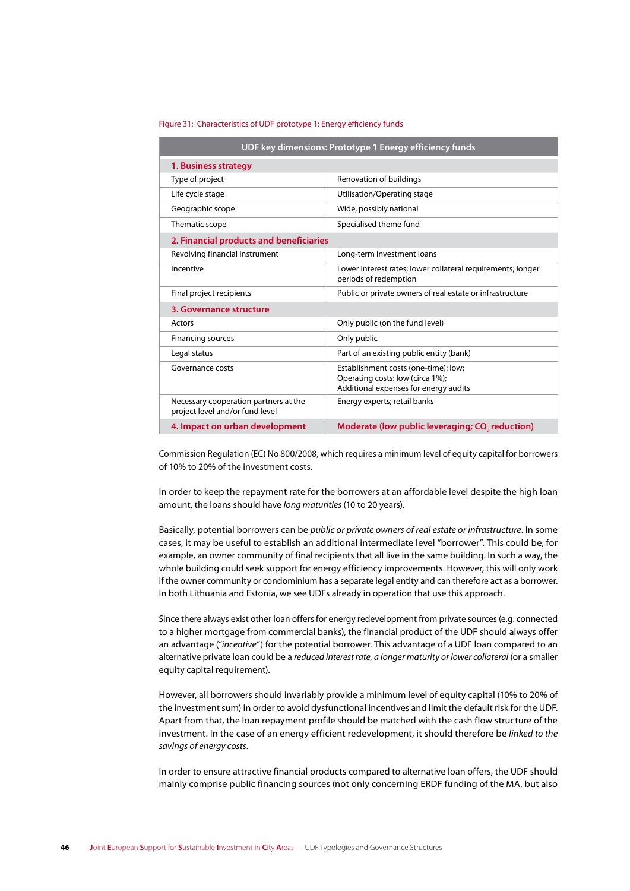Figure 31: Characteristics of UDF prototype 1: Energy efficiency funds

| UDF key dimensions: Prototype 1 Energy efficiency funds | |
|---|---|
| **1. Business strategy** | |
| Type of project | Renovation of buildings |
| Life cycle stage | Utilisation/Operating stage |
| Geographic scope | Wide, possibly national |
| Thematic scope | Specialised theme fund |
| **2. Financial products and beneficiaries** | |
| Revolving financial instrument | Long-term investment loans |
| Incentive | Lower interest rates; lower collateral requirements; longer periods of redemption |
| Final project recipients | Public or private owners of real estate or infrastructure |
| **3. Governance structure** | |
| Actors | Only public (on the fund level) |
| Financing sources | Only public |
| Legal status | Part of an existing public entity (bank) |
| Governance costs | Establishment costs (one-time): low; Operating costs: low (circa 1%); Additional expenses for energy audits |
| Necessary cooperation partners at the project level and/or fund level | Energy experts; retail banks |
| **4. Impact on urban development** | **Moderate (low public leveraging; $CO_2$ reduction)** |

Commission Regulation (EC) No 800/2008, which requires a minimum level of equity capital for borrowers of 10% to 20% of the investment costs.

In order to keep the repayment rate for the borrowers at an affordable level despite the high loan amount, the loans should have *long maturities* (10 to 20 years).

Basically, potential borrowers can be *public or private owners of real estate or infrastructure*. In some cases, it may be useful to establish an additional intermediate level "borrower". This could be, for example, an owner community of final recipients that all live in the same building. In such a way, the whole building could seek support for energy efficiency improvements. However, this will only work if the owner community or condominium has a separate legal entity and can therefore act as a borrower. In both Lithuania and Estonia, we see UDFs already in operation that use this approach.

Since there always exist other loan offers for energy redevelopment from private sources (e.g. connected to a higher mortgage from commercial banks), the financial product of the UDF should always offer an advantage ("*incentive*") for the potential borrower. This advantage of a UDF loan compared to an alternative private loan could be a *reduced interest rate, a longer maturity or lower collateral* (or a smaller equity capital requirement).

However, all borrowers should invariably provide a minimum level of equity capital (10% to 20% of the investment sum) in order to avoid dysfunctional incentives and limit the default risk for the UDF. Apart from that, the loan repayment profile should be matched with the cash flow structure of the investment. In the case of an energy efficient redevelopment, it should therefore be *linked to the savings of energy costs*.

In order to ensure attractive financial products compared to alternative loan offers, the UDF should mainly comprise public financing sources (not only concerning ERDF funding of the MA, but also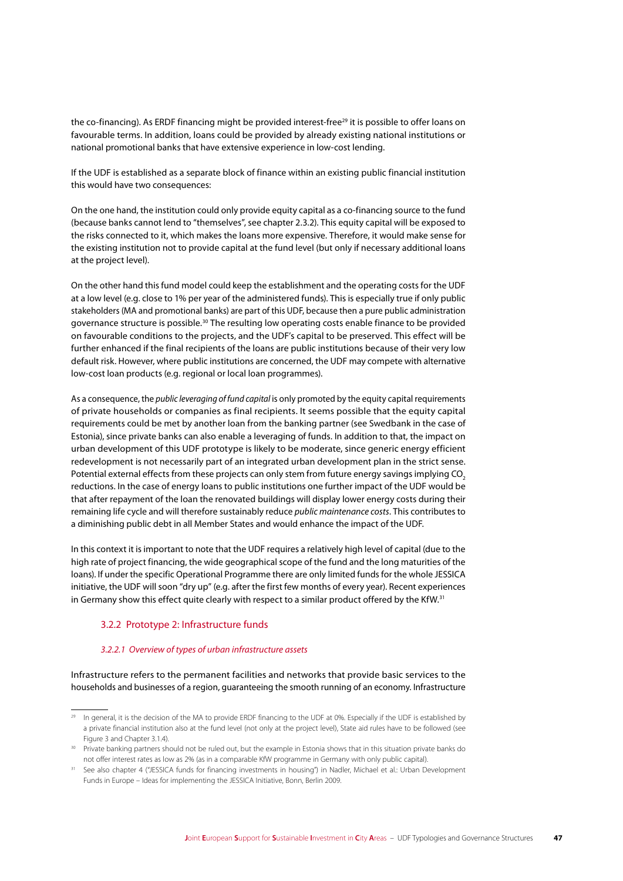the co-financing). As ERDF financing might be provided interest-free[29] it is possible to offer loans on favourable terms. In addition, loans could be provided by already existing national institutions or national promotional banks that have extensive experience in low-cost lending.

If the UDF is established as a separate block of finance within an existing public financial institution this would have two consequences:

On the one hand, the institution could only provide equity capital as a co-financing source to the fund (because banks cannot lend to "themselves", see chapter 2.3.2). This equity capital will be exposed to the risks connected to it, which makes the loans more expensive. Therefore, it would make sense for the existing institution not to provide capital at the fund level (but only if necessary additional loans at the project level).

On the other hand this fund model could keep the establishment and the operating costs for the UDF at a low level (e.g. close to 1% per year of the administered funds). This is especially true if only public stakeholders (MA and promotional banks) are part of this UDF, because then a pure public administration governance structure is possible.[30] The resulting low operating costs enable finance to be provided on favourable conditions to the projects, and the UDF's capital to be preserved. This effect will be further enhanced if the final recipients of the loans are public institutions because of their very low default risk. However, where public institutions are concerned, the UDF may compete with alternative low-cost loan products (e.g. regional or local loan programmes).

As a consequence, the *public leveraging of fund capital* is only promoted by the equity capital requirements of private households or companies as final recipients. It seems possible that the equity capital requirements could be met by another loan from the banking partner (see Swedbank in the case of Estonia), since private banks can also enable a leveraging of funds. In addition to that, the impact on urban development of this UDF prototype is likely to be moderate, since generic energy efficient redevelopment is not necessarily part of an integrated urban development plan in the strict sense. Potential external effects from these projects can only stem from future energy savings implying $CO_2$ reductions. In the case of energy loans to public institutions one further impact of the UDF would be that after repayment of the loan the renovated buildings will display lower energy costs during their remaining life cycle and will therefore sustainably reduce *public maintenance costs*. This contributes to a diminishing public debt in all Member States and would enhance the impact of the UDF.

In this context it is important to note that the UDF requires a relatively high level of capital (due to the high rate of project financing, the wide geographical scope of the fund and the long maturities of the loans). If under the specific Operational Programme there are only limited funds for the whole JESSICA initiative, the UDF will soon "dry up" (e.g. after the first few months of every year). Recent experiences in Germany show this effect quite clearly with respect to a similar product offered by the KfW.[31]

### 3.2.2 Prototype 2: Infrastructure funds

#### *3.2.2.1 Overview of types of urban infrastructure assets*

Infrastructure refers to the permanent facilities and networks that provide basic services to the households and businesses of a region, guaranteeing the smooth running of an economy. Infrastructure

---

[29] In general, it is the decision of the MA to provide ERDF financing to the UDF at 0%. Especially if the UDF is established by a private financial institution also at the fund level (not only at the project level), State aid rules have to be followed (see Figure 3 and Chapter 3.1.4).

[30] Private banking partners should not be ruled out, but the example in Estonia shows that in this situation private banks do not offer interest rates as low as 2% (as in a comparable KfW programme in Germany with only public capital).

[31] See also chapter 4 ("JESSICA funds for financing investments in housing") in Nadler, Michael et al.: Urban Development Funds in Europe – Ideas for implementing the JESSICA Initiative, Bonn, Berlin 2009.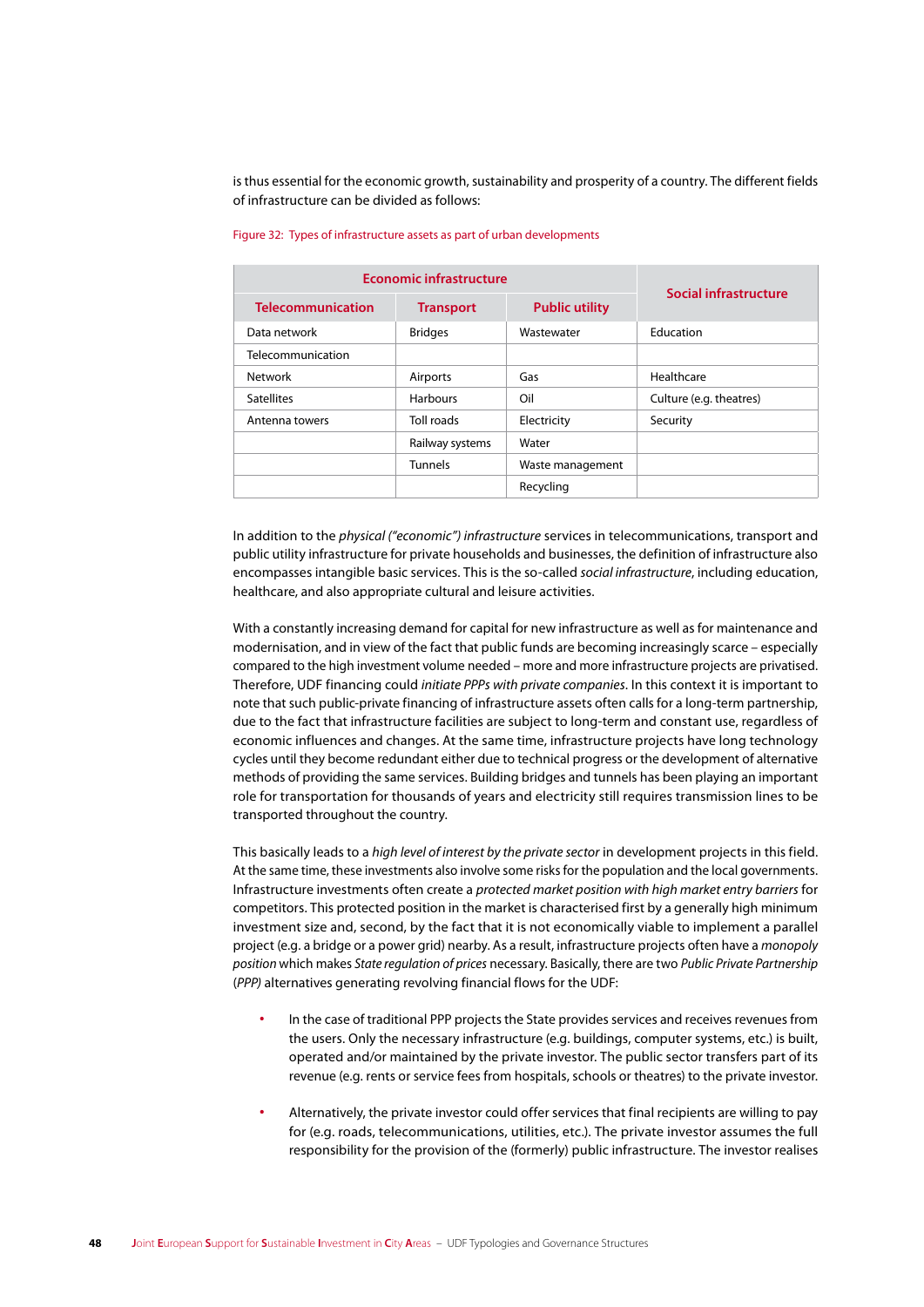is thus essential for the economic growth, sustainability and prosperity of a country. The different fields of infrastructure can be divided as follows:

Figure 32: Types of infrastructure assets as part of urban developments

| Economic infrastructure | | | Social infrastructure |
|---|---|---|---|
| **Telecommunication** | **Transport** | **Public utility** | |
| Data network | Bridges | Wastewater | Education |
| Telecommunication | | | |
| Network | Airports | Gas | Healthcare |
| Satellites | Harbours | Oil | Culture (e.g. theatres) |
| Antenna towers | Toll roads | Electricity | Security |
| | Railway systems | Water | |
| | Tunnels | Waste management | |
| | | Recycling | |

In addition to the *physical ("economic") infrastructure* services in telecommunications, transport and public utility infrastructure for private households and businesses, the definition of infrastructure also encompasses intangible basic services. This is the so-called *social infrastructure*, including education, healthcare, and also appropriate cultural and leisure activities.

With a constantly increasing demand for capital for new infrastructure as well as for maintenance and modernisation, and in view of the fact that public funds are becoming increasingly scarce – especially compared to the high investment volume needed – more and more infrastructure projects are privatised. Therefore, UDF financing could *initiate PPPs with private companies*. In this context it is important to note that such public-private financing of infrastructure assets often calls for a long-term partnership, due to the fact that infrastructure facilities are subject to long-term and constant use, regardless of economic influences and changes. At the same time, infrastructure projects have long technology cycles until they become redundant either due to technical progress or the development of alternative methods of providing the same services. Building bridges and tunnels has been playing an important role for transportation for thousands of years and electricity still requires transmission lines to be transported throughout the country.

This basically leads to a *high level of interest by the private sector* in development projects in this field. At the same time, these investments also involve some risks for the population and the local governments. Infrastructure investments often create a *protected market position with high market entry barriers* for competitors. This protected position in the market is characterised first by a generally high minimum investment size and, second, by the fact that it is not economically viable to implement a parallel project (e.g. a bridge or a power grid) nearby. As a result, infrastructure projects often have a *monopoly position* which makes *State regulation of prices* necessary. Basically, there are two *Public Private Partnership* (*PPP)* alternatives generating revolving financial flows for the UDF:

- In the case of traditional PPP projects the State provides services and receives revenues from the users. Only the necessary infrastructure (e.g. buildings, computer systems, etc.) is built, operated and/or maintained by the private investor. The public sector transfers part of its revenue (e.g. rents or service fees from hospitals, schools or theatres) to the private investor.

- Alternatively, the private investor could offer services that final recipients are willing to pay for (e.g. roads, telecommunications, utilities, etc.). The private investor assumes the full responsibility for the provision of the (formerly) public infrastructure. The investor realises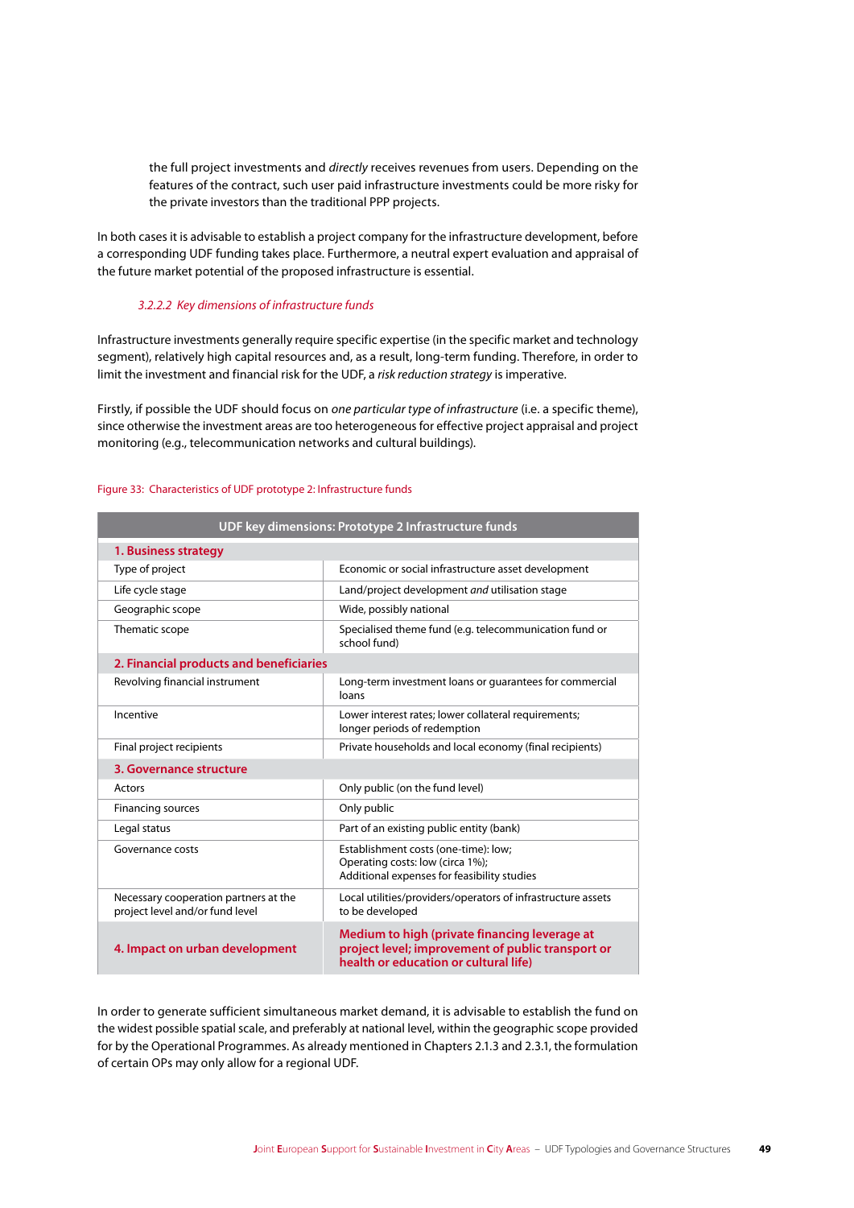the full project investments and *directly* receives revenues from users. Depending on the features of the contract, such user paid infrastructure investments could be more risky for the private investors than the traditional PPP projects.

In both cases it is advisable to establish a project company for the infrastructure development, before a corresponding UDF funding takes place. Furthermore, a neutral expert evaluation and appraisal of the future market potential of the proposed infrastructure is essential.

#### *3.2.2.2 Key dimensions of infrastructure funds*

Infrastructure investments generally require specific expertise (in the specific market and technology segment), relatively high capital resources and, as a result, long-term funding. Therefore, in order to limit the investment and financial risk for the UDF, a *risk reduction strategy* is imperative.

Firstly, if possible the UDF should focus on *one particular type of infrastructure* (i.e. a specific theme), since otherwise the investment areas are too heterogeneous for effective project appraisal and project monitoring (e.g., telecommunication networks and cultural buildings).

Figure 33: Characteristics of UDF prototype 2: Infrastructure funds

| UDF key dimensions: Prototype 2 Infrastructure funds | |
|---|---|
| **1. Business strategy** | |
| Type of project | Economic or social infrastructure asset development |
| Life cycle stage | Land/project development *and* utilisation stage |
| Geographic scope | Wide, possibly national |
| Thematic scope | Specialised theme fund (e.g. telecommunication fund or school fund) |
| **2. Financial products and beneficiaries** | |
| Revolving financial instrument | Long-term investment loans or guarantees for commercial loans |
| Incentive | Lower interest rates; lower collateral requirements; longer periods of redemption |
| Final project recipients | Private households and local economy (final recipients) |
| **3. Governance structure** | |
| Actors | Only public (on the fund level) |
| Financing sources | Only public |
| Legal status | Part of an existing public entity (bank) |
| Governance costs | Establishment costs (one-time): low; Operating costs: low (circa 1%); Additional expenses for feasibility studies |
| Necessary cooperation partners at the project level and/or fund level | Local utilities/providers/operators of infrastructure assets to be developed |
| **4. Impact on urban development** | **Medium to high (private financing leverage at project level; improvement of public transport or health or education or cultural life)** |

In order to generate sufficient simultaneous market demand, it is advisable to establish the fund on the widest possible spatial scale, and preferably at national level, within the geographic scope provided for by the Operational Programmes. As already mentioned in Chapters 2.1.3 and 2.3.1, the formulation of certain OPs may only allow for a regional UDF.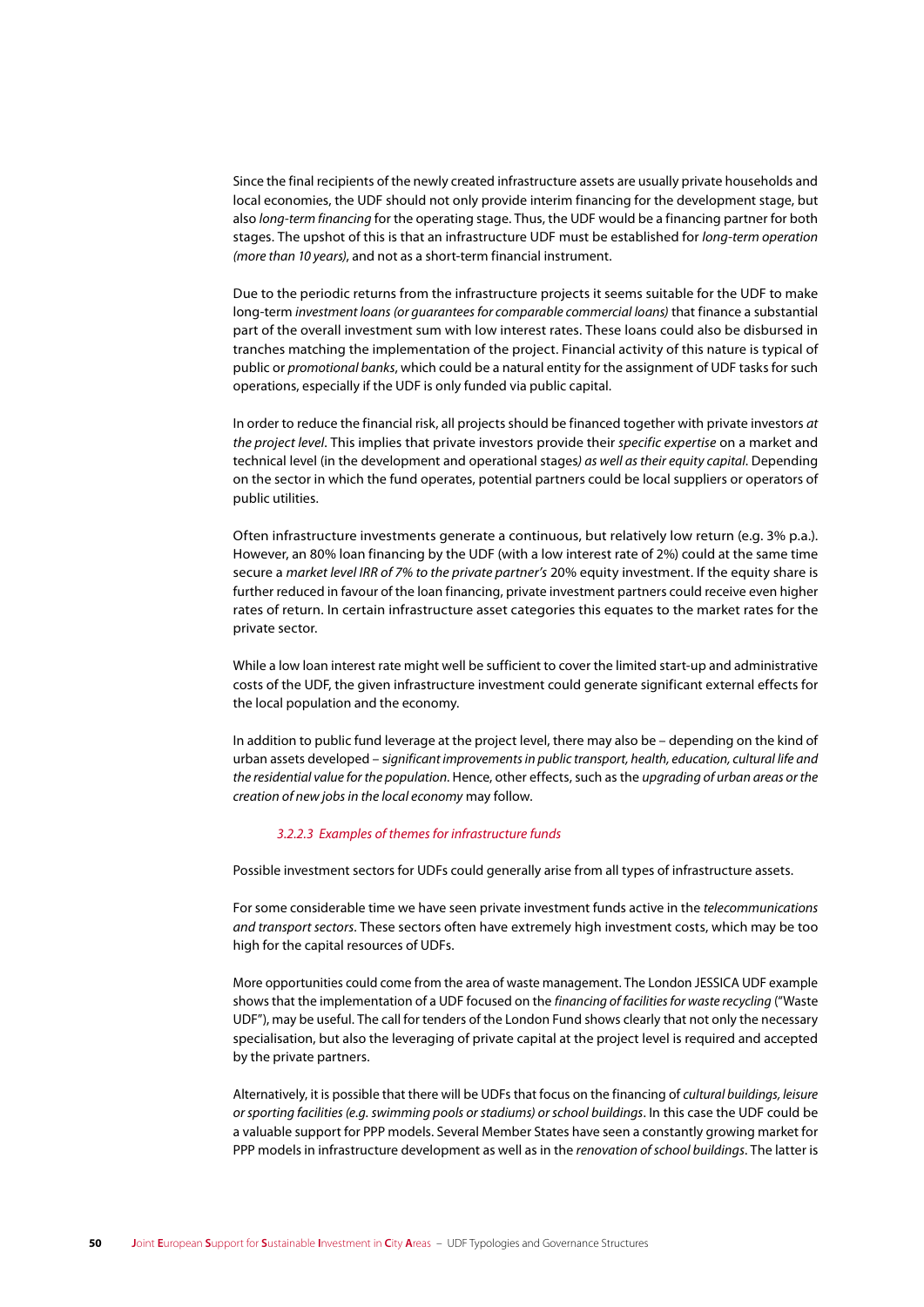Since the final recipients of the newly created infrastructure assets are usually private households and local economies, the UDF should not only provide interim financing for the development stage, but also *long-term financing* for the operating stage. Thus, the UDF would be a financing partner for both stages. The upshot of this is that an infrastructure UDF must be established for *long-term operation (more than 10 years)*, and not as a short-term financial instrument.

Due to the periodic returns from the infrastructure projects it seems suitable for the UDF to make long-term *investment loans (or guarantees for comparable commercial loans)* that finance a substantial part of the overall investment sum with low interest rates. These loans could also be disbursed in tranches matching the implementation of the project. Financial activity of this nature is typical of public or *promotional banks*, which could be a natural entity for the assignment of UDF tasks for such operations, especially if the UDF is only funded via public capital.

In order to reduce the financial risk, all projects should be financed together with private investors *at the project level*. This implies that private investors provide their *specific expertise* on a market and technical level (in the development and operational stages*) as well as their equity capital*. Depending on the sector in which the fund operates, potential partners could be local suppliers or operators of public utilities.

Often infrastructure investments generate a continuous, but relatively low return (e.g. 3% p.a.). However, an 80% loan financing by the UDF (with a low interest rate of 2%) could at the same time secure a *market level IRR of 7% to the private partner's* 20% equity investment. If the equity share is further reduced in favour of the loan financing, private investment partners could receive even higher rates of return. In certain infrastructure asset categories this equates to the market rates for the private sector.

While a low loan interest rate might well be sufficient to cover the limited start-up and administrative costs of the UDF, the given infrastructure investment could generate significant external effects for the local population and the economy.

In addition to public fund leverage at the project level, there may also be – depending on the kind of urban assets developed – s*ignificant improvements in public transport, health, education, cultural life and the residential value for the population*. Hence, other effects, such as the *upgrading of urban areas or the creation of new jobs in the local economy* may follow.

#### *3.2.2.3 Examples of themes for infrastructure funds*

Possible investment sectors for UDFs could generally arise from all types of infrastructure assets.

For some considerable time we have seen private investment funds active in the *telecommunications and transport sectors*. These sectors often have extremely high investment costs, which may be too high for the capital resources of UDFs.

More opportunities could come from the area of waste management. The London JESSICA UDF example shows that the implementation of a UDF focused on the *financing of facilities for waste recycling* ("Waste UDF"), may be useful. The call for tenders of the London Fund shows clearly that not only the necessary specialisation, but also the leveraging of private capital at the project level is required and accepted by the private partners.

Alternatively, it is possible that there will be UDFs that focus on the financing of *cultural buildings, leisure or sporting facilities (e.g. swimming pools or stadiums) or school buildings*. In this case the UDF could be a valuable support for PPP models. Several Member States have seen a constantly growing market for PPP models in infrastructure development as well as in the *renovation of school buildings*. The latter is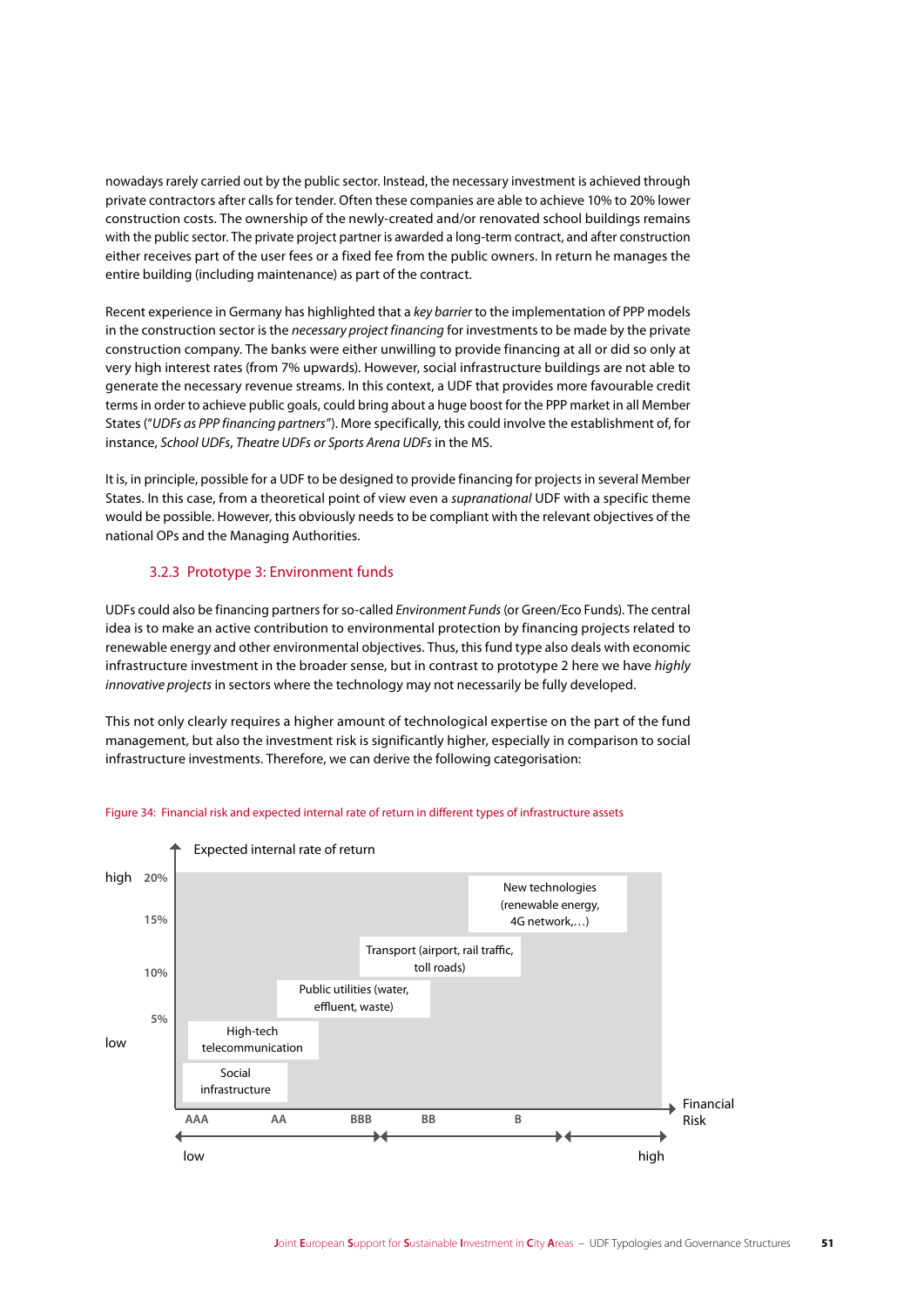nowadays rarely carried out by the public sector. Instead, the necessary investment is achieved through private contractors after calls for tender. Often these companies are able to achieve 10% to 20% lower construction costs. The ownership of the newly-created and/or renovated school buildings remains with the public sector. The private project partner is awarded a long-term contract, and after construction either receives part of the user fees or a fixed fee from the public owners. In return he manages the entire building (including maintenance) as part of the contract.

Recent experience in Germany has highlighted that a *key barrier* to the implementation of PPP models in the construction sector is the *necessary project financing* for investments to be made by the private construction company. The banks were either unwilling to provide financing at all or did so only at very high interest rates (from 7% upwards). However, social infrastructure buildings are not able to generate the necessary revenue streams. In this context, a UDF that provides more favourable credit terms in order to achieve public goals, could bring about a huge boost for the PPP market in all Member States ("*UDFs as PPP financing partners*"). More specifically, this could involve the establishment of, for instance, *School UDFs*, *Theatre UDFs or Sports Arena UDFs* in the MS.

It is, in principle, possible for a UDF to be designed to provide financing for projects in several Member States. In this case, from a theoretical point of view even a *supranational* UDF with a specific theme would be possible. However, this obviously needs to be compliant with the relevant objectives of the national OPs and the Managing Authorities.

### 3.2.3 Prototype 3: Environment funds

UDFs could also be financing partners for so-called *Environment Funds* (or Green/Eco Funds). The central idea is to make an active contribution to environmental protection by financing projects related to renewable energy and other environmental objectives. Thus, this fund type also deals with economic infrastructure investment in the broader sense, but in contrast to prototype 2 here we have *highly innovative projects* in sectors where the technology may not necessarily be fully developed.

This not only clearly requires a higher amount of technological expertise on the part of the fund management, but also the investment risk is significantly higher, especially in comparison to social infrastructure investments. Therefore, we can derive the following categorisation:

Figure 34: Financial risk and expected internal rate of return in different types of infrastructure assets

Expected internal rate of return

high 20%

15%

10%

5%

low

New technologies (renewable energy, 4G network,…)

Transport (airport, rail traffic, toll roads)

Public utilities (water, effluent, waste)

High-tech telecommunication

Social infrastructure

AAA AA BBB BB B

Financial Risk

low high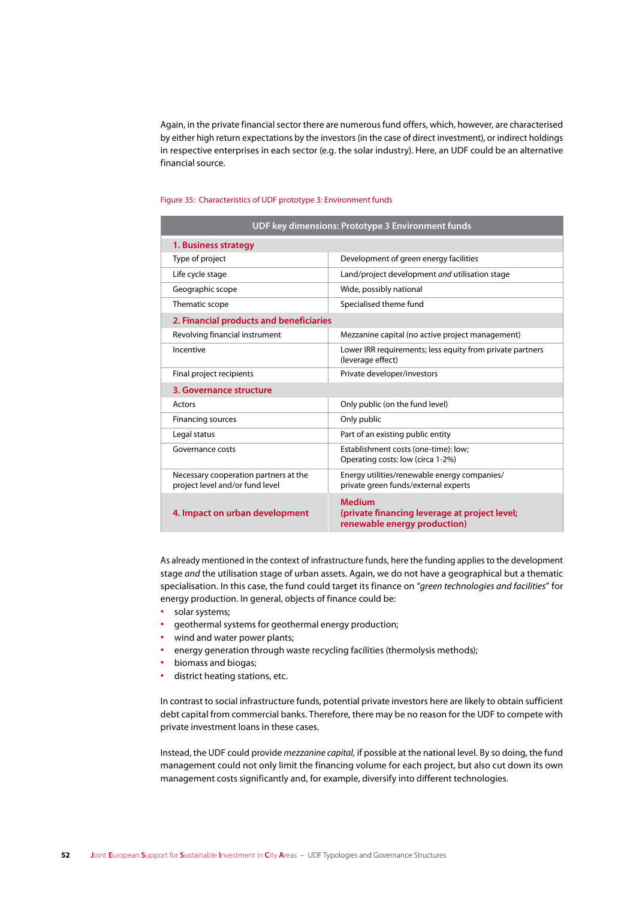Again, in the private financial sector there are numerous fund offers, which, however, are characterised by either high return expectations by the investors (in the case of direct investment), or indirect holdings in respective enterprises in each sector (e.g. the solar industry). Here, an UDF could be an alternative financial source.

Figure 35: Characteristics of UDF prototype 3: Environment funds

| UDF key dimensions: Prototype 3 Environment funds | |
|---|---|
| **1. Business strategy** | |
| Type of project | Development of green energy facilities |
| Life cycle stage | Land/project development *and* utilisation stage |
| Geographic scope | Wide, possibly national |
| Thematic scope | Specialised theme fund |
| **2. Financial products and beneficiaries** | |
| Revolving financial instrument | Mezzanine capital (no active project management) |
| Incentive | Lower IRR requirements; less equity from private partners (leverage effect) |
| Final project recipients | Private developer/investors |
| **3. Governance structure** | |
| Actors | Only public (on the fund level) |
| Financing sources | Only public |
| Legal status | Part of an existing public entity |
| Governance costs | Establishment costs (one-time): low; Operating costs: low (circa 1-2%) |
| Necessary cooperation partners at the project level and/or fund level | Energy utilities/renewable energy companies/ private green funds/external experts |
| **4. Impact on urban development** | **Medium (private financing leverage at project level; renewable energy production)** |

As already mentioned in the context of infrastructure funds, here the funding applies to the development stage *and* the utilisation stage of urban assets. Again, we do not have a geographical but a thematic specialisation. In this case, the fund could target its finance on "*green technologies and facilities*" for energy production. In general, objects of finance could be:

- solar systems;
- geothermal systems for geothermal energy production;
- wind and water power plants;
- energy generation through waste recycling facilities (thermolysis methods);
- biomass and biogas;
- district heating stations, etc.

In contrast to social infrastructure funds, potential private investors here are likely to obtain sufficient debt capital from commercial banks. Therefore, there may be no reason for the UDF to compete with private investment loans in these cases.

Instead, the UDF could provide *mezzanine capital*, if possible at the national level. By so doing, the fund management could not only limit the financing volume for each project, but also cut down its own management costs significantly and, for example, diversify into different technologies.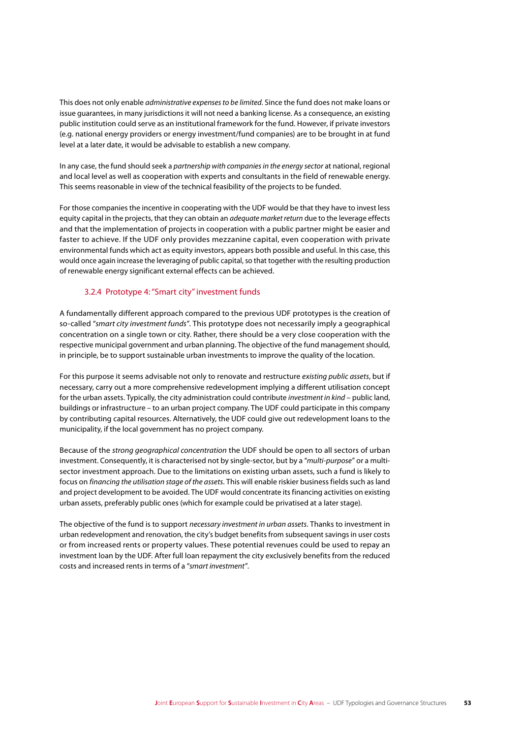This does not only enable *administrative expenses to be limited*. Since the fund does not make loans or issue guarantees, in many jurisdictions it will not need a banking license. As a consequence, an existing public institution could serve as an institutional framework for the fund. However, if private investors (e.g. national energy providers or energy investment/fund companies) are to be brought in at fund level at a later date, it would be advisable to establish a new company.

In any case, the fund should seek a *partnership with companies in the energy sector* at national, regional and local level as well as cooperation with experts and consultants in the field of renewable energy. This seems reasonable in view of the technical feasibility of the projects to be funded.

For those companies the incentive in cooperating with the UDF would be that they have to invest less equity capital in the projects, that they can obtain an *adequate market return* due to the leverage effects and that the implementation of projects in cooperation with a public partner might be easier and faster to achieve. If the UDF only provides mezzanine capital, even cooperation with private environmental funds which act as equity investors, appears both possible and useful. In this case, this would once again increase the leveraging of public capital, so that together with the resulting production of renewable energy significant external effects can be achieved.

### 3.2.4 Prototype 4: "Smart city" investment funds

A fundamentally different approach compared to the previous UDF prototypes is the creation of so-called "*smart city investment funds*". This prototype does not necessarily imply a geographical concentration on a single town or city. Rather, there should be a very close cooperation with the respective municipal government and urban planning. The objective of the fund management should, in principle, be to support sustainable urban investments to improve the quality of the location.

For this purpose it seems advisable not only to renovate and restructure *existing public assets*, but if necessary, carry out a more comprehensive redevelopment implying a different utilisation concept for the urban assets. Typically, the city administration could contribute *investment in kind* – public land, buildings or infrastructure – to an urban project company. The UDF could participate in this company by contributing capital resources. Alternatively, the UDF could give out redevelopment loans to the municipality, if the local government has no project company.

Because of the *strong geographical concentration* the UDF should be open to all sectors of urban investment. Consequently, it is characterised not by single-sector, but by a "*multi-purpose*" or a multi-sector investment approach. Due to the limitations on existing urban assets, such a fund is likely to focus on *financing the utilisation stage of the assets*. This will enable riskier business fields such as land and project development to be avoided. The UDF would concentrate its financing activities on existing urban assets, preferably public ones (which for example could be privatised at a later stage).

The objective of the fund is to support *necessary investment in urban assets*. Thanks to investment in urban redevelopment and renovation, the city's budget benefits from subsequent savings in user costs or from increased rents or property values. These potential revenues could be used to repay an investment loan by the UDF. After full loan repayment the city exclusively benefits from the reduced costs and increased rents in terms of a "*smart investment*".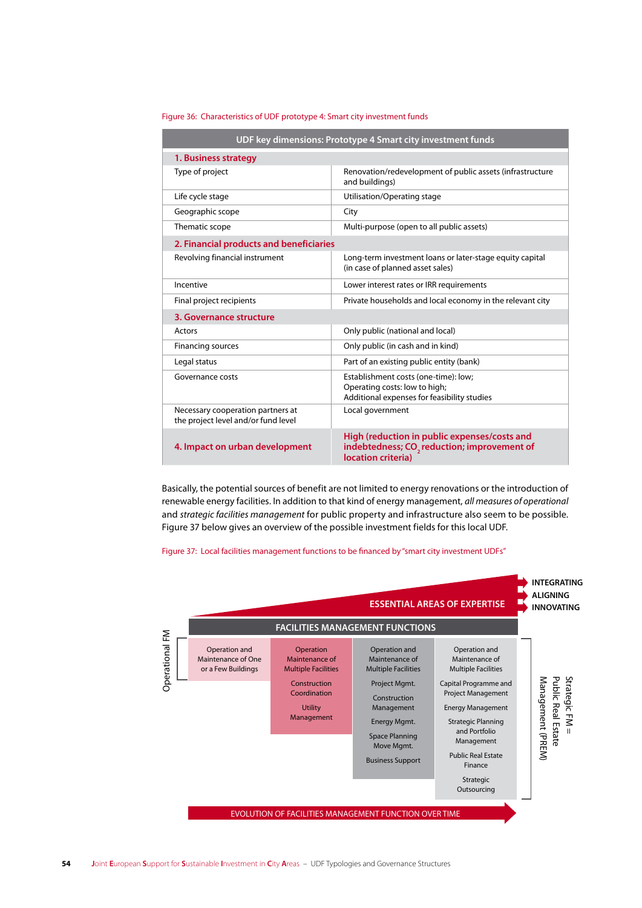Figure 36: Characteristics of UDF prototype 4: Smart city investment funds

| UDF key dimensions: Prototype 4 Smart city investment funds | |
|---|---|
| **1. Business strategy** | |
| Type of project | Renovation/redevelopment of public assets (infrastructure and buildings) |
| Life cycle stage | Utilisation/Operating stage |
| Geographic scope | City |
| Thematic scope | Multi-purpose (open to all public assets) |
| **2. Financial products and beneficiaries** | |
| Revolving financial instrument | Long-term investment loans or later-stage equity capital (in case of planned asset sales) |
| Incentive | Lower interest rates or IRR requirements |
| Final project recipients | Private households and local economy in the relevant city |
| **3. Governance structure** | |
| Actors | Only public (national and local) |
| Financing sources | Only public (in cash and in kind) |
| Legal status | Part of an existing public entity (bank) |
| Governance costs | Establishment costs (one-time): low; Operating costs: low to high; Additional expenses for feasibility studies |
| Necessary cooperation partners at the project level and/or fund level | Local government |
| **4. Impact on urban development** | **High (reduction in public expenses/costs and indebtedness; $CO_2$ reduction; improvement of location criteria)** |

Basically, the potential sources of benefit are not limited to energy renovations or the introduction of renewable energy facilities. In addition to that kind of energy management, *all measures of operational* and *strategic facilities management* for public property and infrastructure also seem to be possible. Figure 37 below gives an overview of the possible investment fields for this local UDF.

Figure 37: Local facilities management functions to be financed by "smart city investment UDFs"

ESSENTIAL AREAS OF EXPERTISE → INTEGRATING / ALIGNING / INNOVATING

FACILITIES MANAGEMENT FUNCTIONS

| Operational FM | | | Strategic FM = Public Real Estate Management (PREM) |
|---|---|---|---|
| Operation and Maintenance of One or a Few Buildings | Operation and Maintenance of Multiple Facilities; Construction Coordination; Utility Management | Operation and Maintenance of Multiple Facilities; Project Mgmt.; Construction Management; Energy Mgmt.; Space Planning Move Mgmt.; Business Support | Operation and Maintenance of Multiple Facilities; Capital Programme and Project Management; Energy Management; Strategic Planning and Portfolio Management; Public Real Estate Finance; Strategic Outsourcing |

EVOLUTION OF FACILITIES MANAGEMENT FUNCTION OVER TIME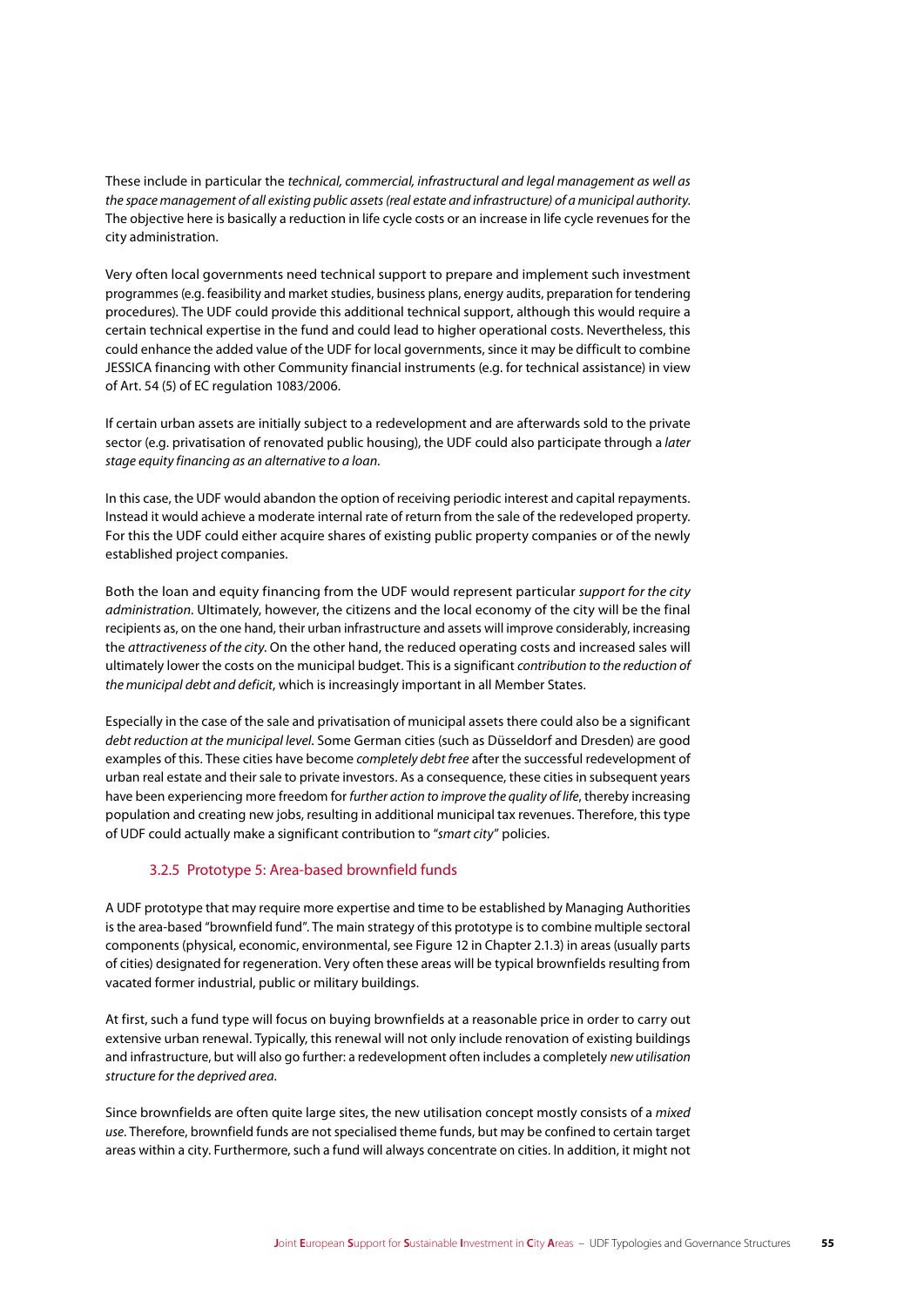These include in particular the *technical, commercial, infrastructural and legal management as well as the space management of all existing public assets (real estate and infrastructure) of a municipal authority*. The objective here is basically a reduction in life cycle costs or an increase in life cycle revenues for the city administration.

Very often local governments need technical support to prepare and implement such investment programmes (e.g. feasibility and market studies, business plans, energy audits, preparation for tendering procedures). The UDF could provide this additional technical support, although this would require a certain technical expertise in the fund and could lead to higher operational costs. Nevertheless, this could enhance the added value of the UDF for local governments, since it may be difficult to combine JESSICA financing with other Community financial instruments (e.g. for technical assistance) in view of Art. 54 (5) of EC regulation 1083/2006.

If certain urban assets are initially subject to a redevelopment and are afterwards sold to the private sector (e.g. privatisation of renovated public housing), the UDF could also participate through a *later stage equity financing as an alternative to a loan*.

In this case, the UDF would abandon the option of receiving periodic interest and capital repayments. Instead it would achieve a moderate internal rate of return from the sale of the redeveloped property. For this the UDF could either acquire shares of existing public property companies or of the newly established project companies.

Both the loan and equity financing from the UDF would represent particular *support for the city administration*. Ultimately, however, the citizens and the local economy of the city will be the final recipients as, on the one hand, their urban infrastructure and assets will improve considerably, increasing the *attractiveness of the city*. On the other hand, the reduced operating costs and increased sales will ultimately lower the costs on the municipal budget. This is a significant *contribution to the reduction of the municipal debt and deficit*, which is increasingly important in all Member States.

Especially in the case of the sale and privatisation of municipal assets there could also be a significant *debt reduction at the municipal level*. Some German cities (such as Düsseldorf and Dresden) are good examples of this. These cities have become *completely debt free* after the successful redevelopment of urban real estate and their sale to private investors. As a consequence, these cities in subsequent years have been experiencing more freedom for *further action to improve the quality of life*, thereby increasing population and creating new jobs, resulting in additional municipal tax revenues. Therefore, this type of UDF could actually make a significant contribution to "*smart city*" policies.

### 3.2.5 Prototype 5: Area-based brownfield funds

A UDF prototype that may require more expertise and time to be established by Managing Authorities is the area-based "brownfield fund". The main strategy of this prototype is to combine multiple sectoral components (physical, economic, environmental, see Figure 12 in Chapter 2.1.3) in areas (usually parts of cities) designated for regeneration. Very often these areas will be typical brownfields resulting from vacated former industrial, public or military buildings.

At first, such a fund type will focus on buying brownfields at a reasonable price in order to carry out extensive urban renewal. Typically, this renewal will not only include renovation of existing buildings and infrastructure, but will also go further: a redevelopment often includes a completely *new utilisation structure for the deprived area*.

Since brownfields are often quite large sites, the new utilisation concept mostly consists of a *mixed use*. Therefore, brownfield funds are not specialised theme funds, but may be confined to certain target areas within a city. Furthermore, such a fund will always concentrate on cities. In addition, it might not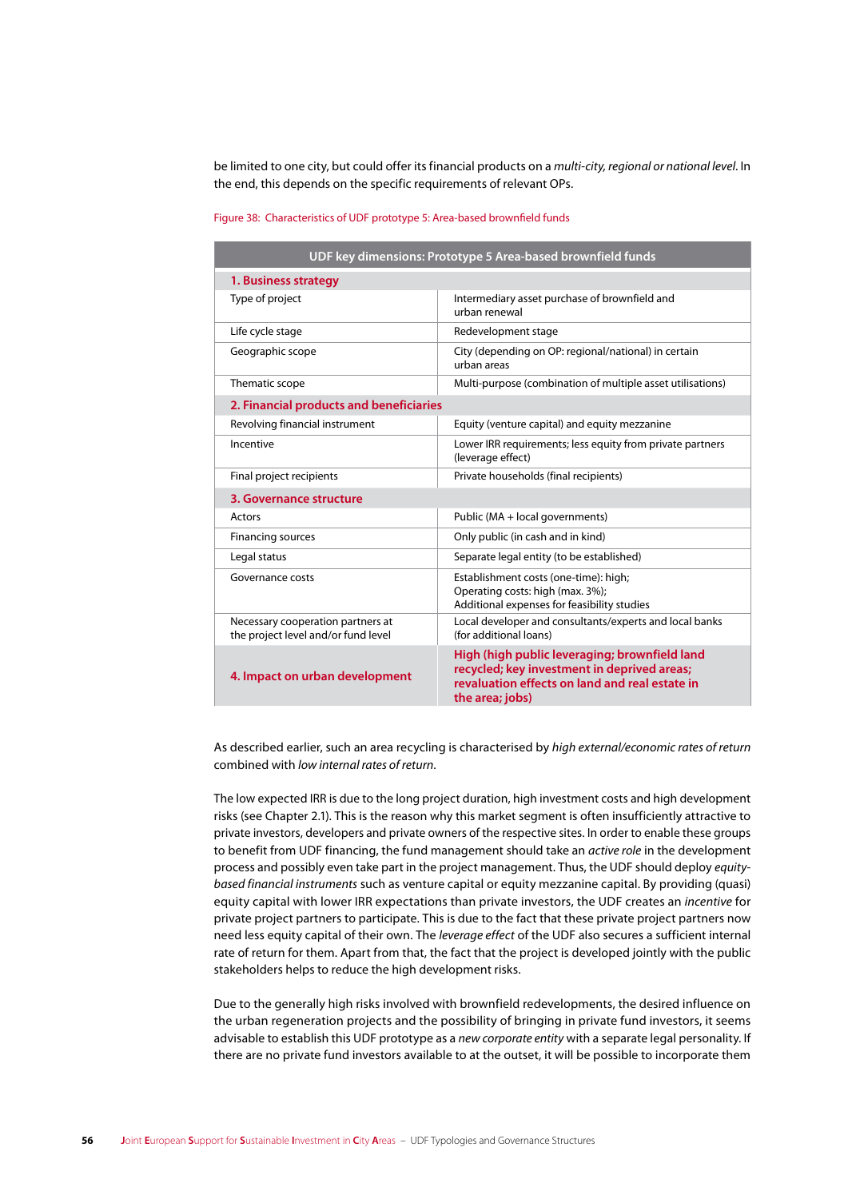be limited to one city, but could offer its financial products on a *multi-city, regional or national level*. In the end, this depends on the specific requirements of relevant OPs.

Figure 38: Characteristics of UDF prototype 5: Area-based brownfield funds

| UDF key dimensions: Prototype 5 Area-based brownfield funds | |
|---|---|
| **1. Business strategy** | |
| Type of project | Intermediary asset purchase of brownfield and urban renewal |
| Life cycle stage | Redevelopment stage |
| Geographic scope | City (depending on OP: regional/national) in certain urban areas |
| Thematic scope | Multi-purpose (combination of multiple asset utilisations) |
| **2. Financial products and beneficiaries** | |
| Revolving financial instrument | Equity (venture capital) and equity mezzanine |
| Incentive | Lower IRR requirements; less equity from private partners (leverage effect) |
| Final project recipients | Private households (final recipients) |
| **3. Governance structure** | |
| Actors | Public (MA + local governments) |
| Financing sources | Only public (in cash and in kind) |
| Legal status | Separate legal entity (to be established) |
| Governance costs | Establishment costs (one-time): high;<br>Operating costs: high (max. 3%);<br>Additional expenses for feasibility studies |
| Necessary cooperation partners at the project level and/or fund level | Local developer and consultants/experts and local banks (for additional loans) |
| **4. Impact on urban development** | **High (high public leveraging; brownfield land recycled; key investment in deprived areas; revaluation effects on land and real estate in the area; jobs)** |

As described earlier, such an area recycling is characterised by *high external/economic rates of return* combined with *low internal rates of return*.

The low expected IRR is due to the long project duration, high investment costs and high development risks (see Chapter 2.1). This is the reason why this market segment is often insufficiently attractive to private investors, developers and private owners of the respective sites. In order to enable these groups to benefit from UDF financing, the fund management should take an *active role* in the development process and possibly even take part in the project management. Thus, the UDF should deploy *equity-based financial instruments* such as venture capital or equity mezzanine capital. By providing (quasi) equity capital with lower IRR expectations than private investors, the UDF creates an *incentive* for private project partners to participate. This is due to the fact that these private project partners now need less equity capital of their own. The *leverage effect* of the UDF also secures a sufficient internal rate of return for them. Apart from that, the fact that the project is developed jointly with the public stakeholders helps to reduce the high development risks.

Due to the generally high risks involved with brownfield redevelopments, the desired influence on the urban regeneration projects and the possibility of bringing in private fund investors, it seems advisable to establish this UDF prototype as a *new corporate entity* with a separate legal personality. If there are no private fund investors available to at the outset, it will be possible to incorporate them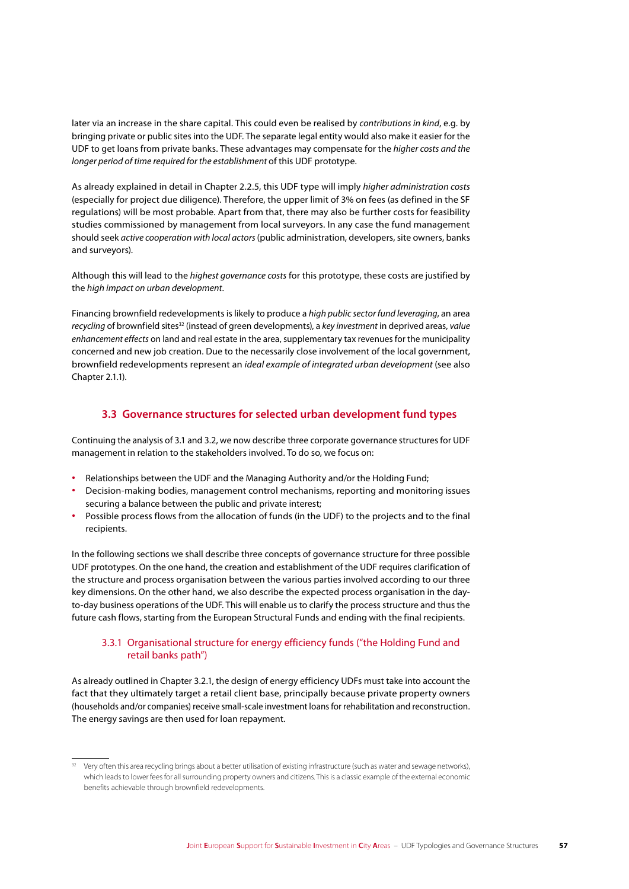later via an increase in the share capital. This could even be realised by *contributions in kind*, e.g. by bringing private or public sites into the UDF. The separate legal entity would also make it easier for the UDF to get loans from private banks. These advantages may compensate for the *higher costs and the longer period of time required for the establishment* of this UDF prototype.

As already explained in detail in Chapter 2.2.5, this UDF type will imply *higher administration costs* (especially for project due diligence). Therefore, the upper limit of 3% on fees (as defined in the SF regulations) will be most probable. Apart from that, there may also be further costs for feasibility studies commissioned by management from local surveyors. In any case the fund management should seek *active cooperation with local actors* (public administration, developers, site owners, banks and surveyors).

Although this will lead to the *highest governance costs* for this prototype, these costs are justified by the *high impact on urban development*.

Financing brownfield redevelopments is likely to produce a *high public sector fund leveraging*, an area *recycling* of brownfield sites[32] (instead of green developments), a *key investment* in deprived areas, *value enhancement effects* on land and real estate in the area, supplementary tax revenues for the municipality concerned and new job creation. Due to the necessarily close involvement of the local government, brownfield redevelopments represent an *ideal example of integrated urban development* (see also Chapter 2.1.1).

## 3.3 Governance structures for selected urban development fund types

Continuing the analysis of 3.1 and 3.2, we now describe three corporate governance structures for UDF management in relation to the stakeholders involved. To do so, we focus on:

- Relationships between the UDF and the Managing Authority and/or the Holding Fund;
- Decision-making bodies, management control mechanisms, reporting and monitoring issues securing a balance between the public and private interest;
- Possible process flows from the allocation of funds (in the UDF) to the projects and to the final recipients.

In the following sections we shall describe three concepts of governance structure for three possible UDF prototypes. On the one hand, the creation and establishment of the UDF requires clarification of the structure and process organisation between the various parties involved according to our three key dimensions. On the other hand, we also describe the expected process organisation in the day-to-day business operations of the UDF. This will enable us to clarify the process structure and thus the future cash flows, starting from the European Structural Funds and ending with the final recipients.

### 3.3.1 Organisational structure for energy efficiency funds ("the Holding Fund and retail banks path")

As already outlined in Chapter 3.2.1, the design of energy efficiency UDFs must take into account the fact that they ultimately target a retail client base, principally because private property owners (households and/or companies) receive small-scale investment loans for rehabilitation and reconstruction. The energy savings are then used for loan repayment.

[32] Very often this area recycling brings about a better utilisation of existing infrastructure (such as water and sewage networks), which leads to lower fees for all surrounding property owners and citizens. This is a classic example of the external economic benefits achievable through brownfield redevelopments.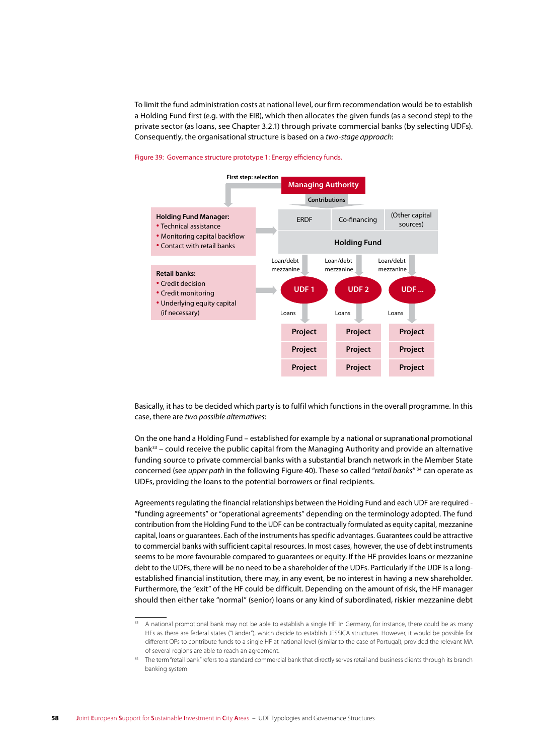To limit the fund administration costs at national level, our firm recommendation would be to establish a Holding Fund first (e.g. with the EIB), which then allocates the given funds (as a second step) to the private sector (as loans, see Chapter 3.2.1) through private commercial banks (by selecting UDFs). Consequently, the organisational structure is based on a *two-stage approach*:

Figure 39: Governance structure prototype 1: Energy efficiency funds.

First step: selection

**Managing Authority**

Contributions

**Holding Fund Manager:**
- Technical assistance
- Monitoring capital backflow
- Contact with retail banks

ERDF | Co-financing | (Other capital sources)

**Holding Fund**

**Retail banks:**
- Credit decision
- Credit monitoring
- Underlying equity capital (if necessary)

Loan/debt mezzanine → **UDF 1** → Loans → **Project**, **Project**, **Project**

Loan/debt mezzanine → **UDF 2** → Loans → **Project**, **Project**, **Project**

Loan/debt mezzanine → **UDF ...** → Loans → **Project**, **Project**, **Project**

Basically, it has to be decided which party is to fulfil which functions in the overall programme. In this case, there are *two possible alternatives*:

On the one hand a Holding Fund – established for example by a national or supranational promotional bank[33] – could receive the public capital from the Managing Authority and provide an alternative funding source to private commercial banks with a substantial branch network in the Member State concerned (see *upper path* in the following Figure 40). These so called "*retail banks*" [34] can operate as UDFs, providing the loans to the potential borrowers or final recipients.

Agreements regulating the financial relationships between the Holding Fund and each UDF are required - "funding agreements" or "operational agreements" depending on the terminology adopted. The fund contribution from the Holding Fund to the UDF can be contractually formulated as equity capital, mezzanine capital, loans or guarantees. Each of the instruments has specific advantages. Guarantees could be attractive to commercial banks with sufficient capital resources. In most cases, however, the use of debt instruments seems to be more favourable compared to guarantees or equity. If the HF provides loans or mezzanine debt to the UDFs, there will be no need to be a shareholder of the UDFs. Particularly if the UDF is a long-established financial institution, there may, in any event, be no interest in having a new shareholder. Furthermore, the "exit" of the HF could be difficult. Depending on the amount of risk, the HF manager should then either take "normal" (senior) loans or any kind of subordinated, riskier mezzanine debt

[33] A national promotional bank may not be able to establish a single HF. In Germany, for instance, there could be as many HFs as there are federal states ("Länder"), which decide to establish JESSICA structures. However, it would be possible for different OPs to contribute funds to a single HF at national level (similar to the case of Portugal), provided the relevant MA of several regions are able to reach an agreement.

[34] The term "retail bank" refers to a standard commercial bank that directly serves retail and business clients through its branch banking system.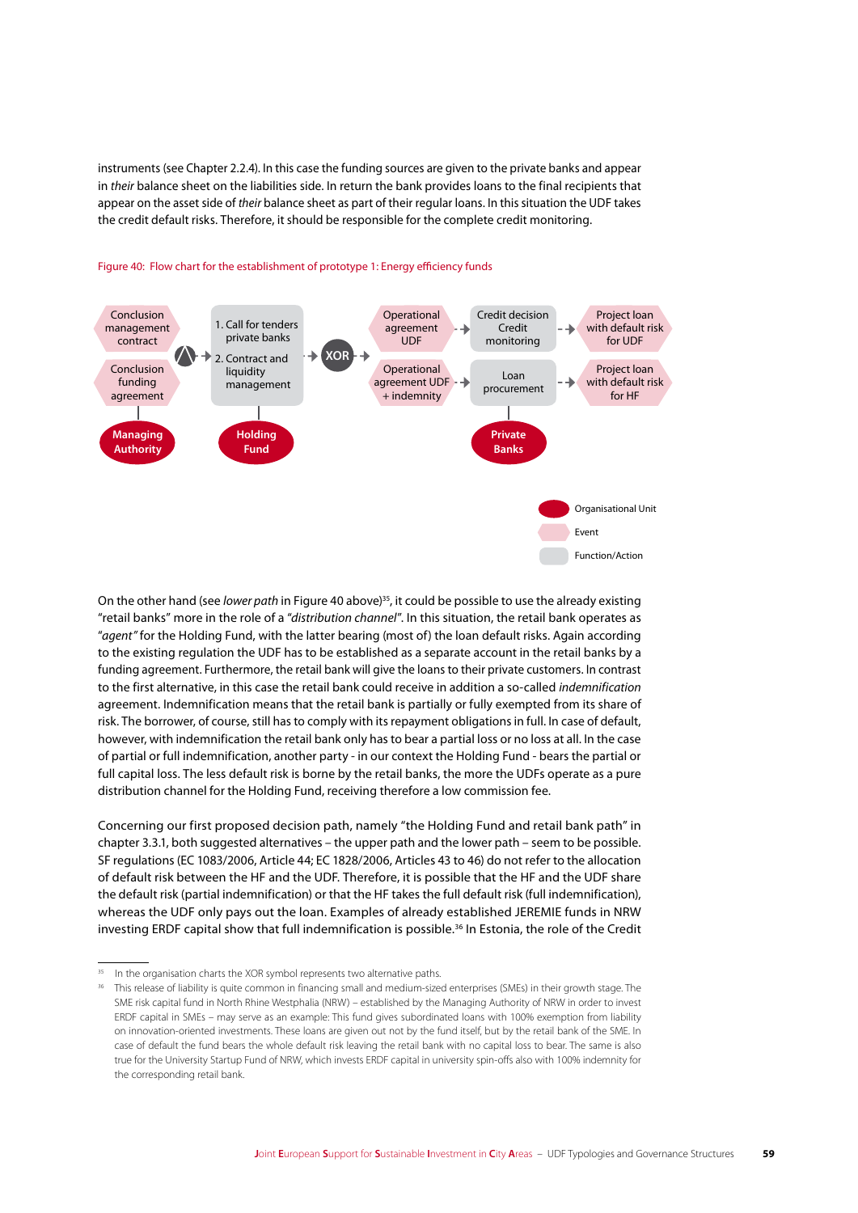instruments (see Chapter 2.2.4). In this case the funding sources are given to the private banks and appear in *their* balance sheet on the liabilities side. In return the bank provides loans to the final recipients that appear on the asset side of *their* balance sheet as part of their regular loans. In this situation the UDF takes the credit default risks. Therefore, it should be responsible for the complete credit monitoring.

Figure 40: Flow chart for the establishment of prototype 1: Energy efficiency funds

Conclusion management contract

Conclusion funding agreement

Managing Authority

1. Call for tenders private banks

2. Contract and liquidity management

Holding Fund

XOR

Operational agreement UDF

Operational agreement UDF + indemnity

Credit decision Credit monitoring

Loan procurement

Private Banks

Project loan with default risk for UDF

Project loan with default risk for HF

Organisational Unit

Event

Function/Action

On the other hand (see *lower path* in Figure 40 above)[35], it could be possible to use the already existing "retail banks" more in the role of a "*distribution channel*". In this situation, the retail bank operates as "*agent"* for the Holding Fund, with the latter bearing (most of) the loan default risks. Again according to the existing regulation the UDF has to be established as a separate account in the retail banks by a funding agreement. Furthermore, the retail bank will give the loans to their private customers. In contrast to the first alternative, in this case the retail bank could receive in addition a so-called *indemnification* agreement. Indemnification means that the retail bank is partially or fully exempted from its share of risk. The borrower, of course, still has to comply with its repayment obligations in full. In case of default, however, with indemnification the retail bank only has to bear a partial loss or no loss at all. In the case of partial or full indemnification, another party - in our context the Holding Fund - bears the partial or full capital loss. The less default risk is borne by the retail banks, the more the UDFs operate as a pure distribution channel for the Holding Fund, receiving therefore a low commission fee.

Concerning our first proposed decision path, namely "the Holding Fund and retail bank path" in chapter 3.3.1, both suggested alternatives – the upper path and the lower path – seem to be possible. SF regulations (EC 1083/2006, Article 44; EC 1828/2006, Articles 43 to 46) do not refer to the allocation of default risk between the HF and the UDF. Therefore, it is possible that the HF and the UDF share the default risk (partial indemnification) or that the HF takes the full default risk (full indemnification), whereas the UDF only pays out the loan. Examples of already established JEREMIE funds in NRW investing ERDF capital show that full indemnification is possible.[36] In Estonia, the role of the Credit

[35] In the organisation charts the XOR symbol represents two alternative paths.

[36] This release of liability is quite common in financing small and medium-sized enterprises (SMEs) in their growth stage. The SME risk capital fund in North Rhine Westphalia (NRW) – established by the Managing Authority of NRW in order to invest ERDF capital in SMEs – may serve as an example: This fund gives subordinated loans with 100% exemption from liability on innovation-oriented investments. These loans are given out not by the fund itself, but by the retail bank of the SME. In case of default the fund bears the whole default risk leaving the retail bank with no capital loss to bear. The same is also true for the University Startup Fund of NRW, which invests ERDF capital in university spin-offs also with 100% indemnity for the corresponding retail bank.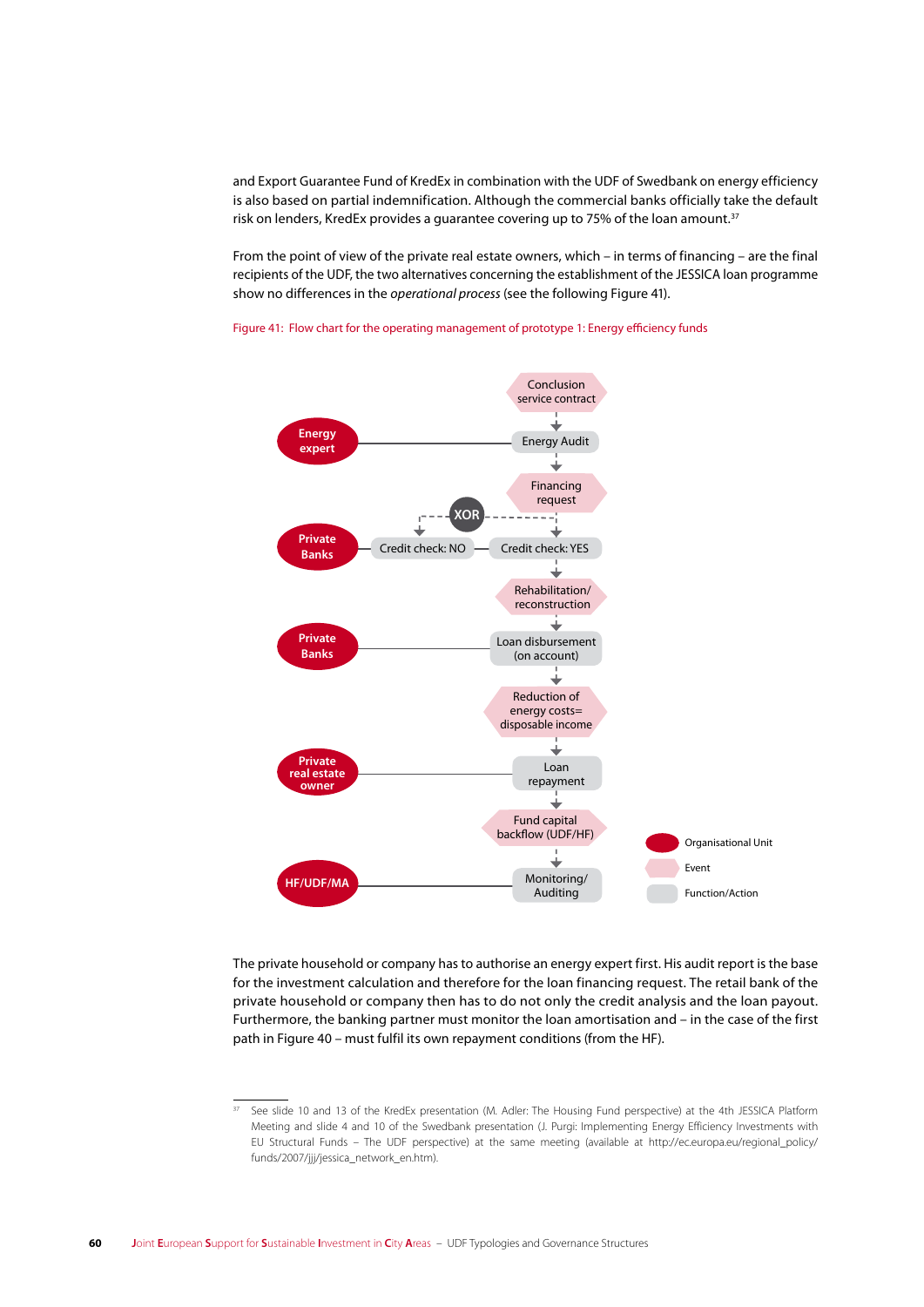and Export Guarantee Fund of KredEx in combination with the UDF of Swedbank on energy efficiency is also based on partial indemnification. Although the commercial banks officially take the default risk on lenders, KredEx provides a guarantee covering up to 75% of the loan amount.[37]

From the point of view of the private real estate owners, which – in terms of financing – are the final recipients of the UDF, the two alternatives concerning the establishment of the JESSICA loan programme show no differences in the *operational process* (see the following Figure 41).

Figure 41: Flow chart for the operating management of prototype 1: Energy efficiency funds

Conclusion service contract

Energy expert — Energy Audit

Financing request

XOR

Private Banks — Credit check: NO — Credit check: YES

Rehabilitation/ reconstruction

Private Banks — Loan disbursement (on account)

Reduction of energy costs= disposable income

Private real estate owner — Loan repayment

Fund capital backflow (UDF/HF)

HF/UDF/MA — Monitoring/ Auditing

Organisational Unit

Event

Function/Action

The private household or company has to authorise an energy expert first. His audit report is the base for the investment calculation and therefore for the loan financing request. The retail bank of the private household or company then has to do not only the credit analysis and the loan payout. Furthermore, the banking partner must monitor the loan amortisation and – in the case of the first path in Figure 40 – must fulfil its own repayment conditions (from the HF).

[37] See slide 10 and 13 of the KredEx presentation (M. Adler: The Housing Fund perspective) at the 4th JESSICA Platform Meeting and slide 4 and 10 of the Swedbank presentation (J. Purgi: Implementing Energy Efficiency Investments with EU Structural Funds – The UDF perspective) at the same meeting (available at http://ec.europa.eu/regional_policy/funds/2007/jjj/jessica_network_en.htm).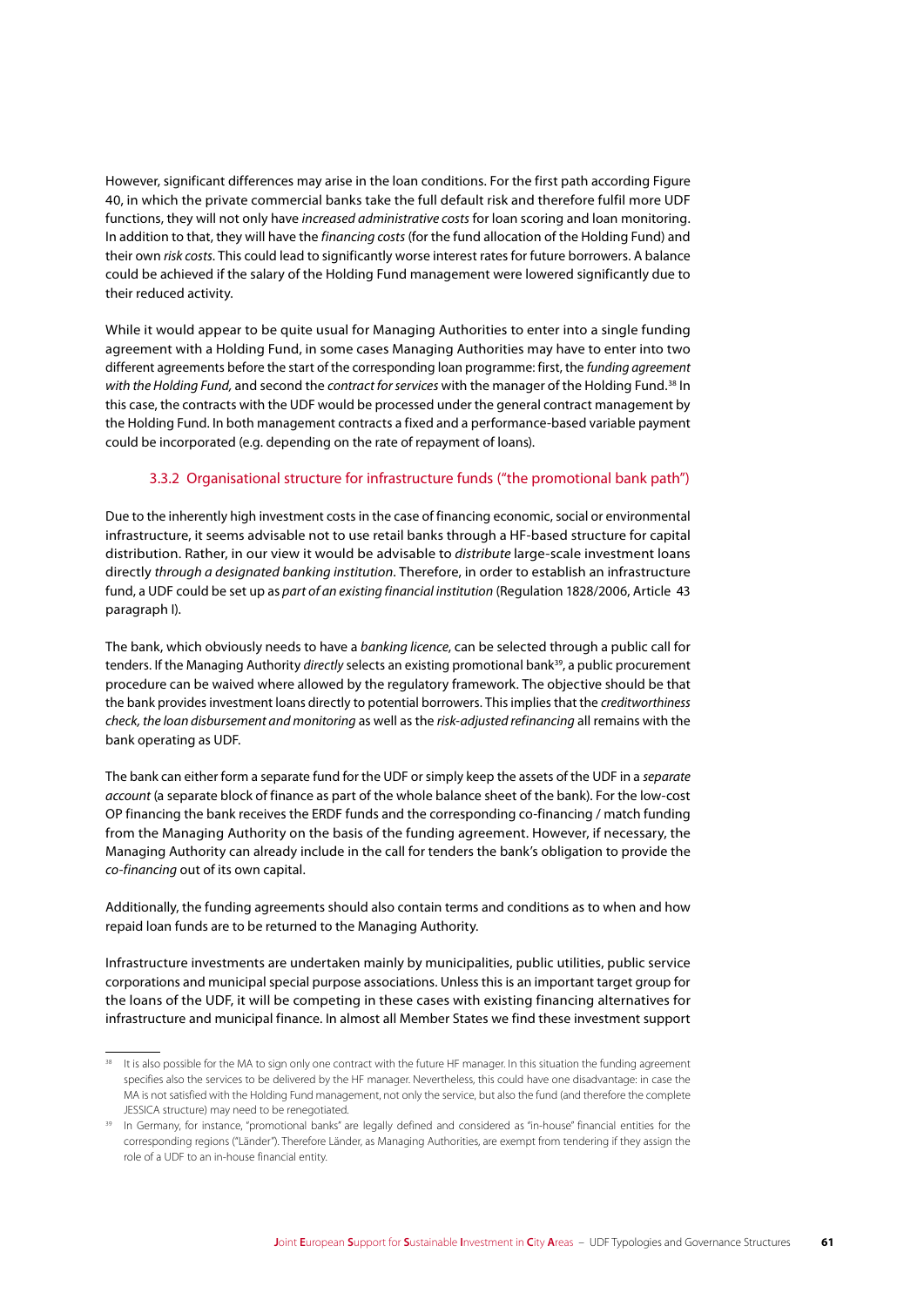However, significant differences may arise in the loan conditions. For the first path according Figure 40, in which the private commercial banks take the full default risk and therefore fulfil more UDF functions, they will not only have *increased administrative costs* for loan scoring and loan monitoring. In addition to that, they will have the *financing costs* (for the fund allocation of the Holding Fund) and their own *risk costs*. This could lead to significantly worse interest rates for future borrowers. A balance could be achieved if the salary of the Holding Fund management were lowered significantly due to their reduced activity.

While it would appear to be quite usual for Managing Authorities to enter into a single funding agreement with a Holding Fund, in some cases Managing Authorities may have to enter into two different agreements before the start of the corresponding loan programme: first, the *funding agreement with the Holding Fund*, and second the *contract for services* with the manager of the Holding Fund.[38] In this case, the contracts with the UDF would be processed under the general contract management by the Holding Fund. In both management contracts a fixed and a performance-based variable payment could be incorporated (e.g. depending on the rate of repayment of loans).

### 3.3.2 Organisational structure for infrastructure funds ("the promotional bank path")

Due to the inherently high investment costs in the case of financing economic, social or environmental infrastructure, it seems advisable not to use retail banks through a HF-based structure for capital distribution. Rather, in our view it would be advisable to *distribute* large-scale investment loans directly *through a designated banking institution*. Therefore, in order to establish an infrastructure fund, a UDF could be set up as *part of an existing financial institution* (Regulation 1828/2006, Article 43 paragraph I).

The bank, which obviously needs to have a *banking licence*, can be selected through a public call for tenders. If the Managing Authority *directly* selects an existing promotional bank[39], a public procurement procedure can be waived where allowed by the regulatory framework. The objective should be that the bank provides investment loans directly to potential borrowers. This implies that the *creditworthiness check, the loan disbursement and monitoring* as well as the *risk-adjusted refinancing* all remains with the bank operating as UDF.

The bank can either form a separate fund for the UDF or simply keep the assets of the UDF in a *separate account* (a separate block of finance as part of the whole balance sheet of the bank). For the low-cost OP financing the bank receives the ERDF funds and the corresponding co-financing / match funding from the Managing Authority on the basis of the funding agreement. However, if necessary, the Managing Authority can already include in the call for tenders the bank's obligation to provide the *co-financing* out of its own capital.

Additionally, the funding agreements should also contain terms and conditions as to when and how repaid loan funds are to be returned to the Managing Authority.

Infrastructure investments are undertaken mainly by municipalities, public utilities, public service corporations and municipal special purpose associations. Unless this is an important target group for the loans of the UDF, it will be competing in these cases with existing financing alternatives for infrastructure and municipal finance. In almost all Member States we find these investment support

---

[38] It is also possible for the MA to sign only one contract with the future HF manager. In this situation the funding agreement specifies also the services to be delivered by the HF manager. Nevertheless, this could have one disadvantage: in case the MA is not satisfied with the Holding Fund management, not only the service, but also the fund (and therefore the complete JESSICA structure) may need to be renegotiated.

[39] In Germany, for instance, "promotional banks" are legally defined and considered as "in-house" financial entities for the corresponding regions ("Länder"). Therefore Länder, as Managing Authorities, are exempt from tendering if they assign the role of a UDF to an in-house financial entity.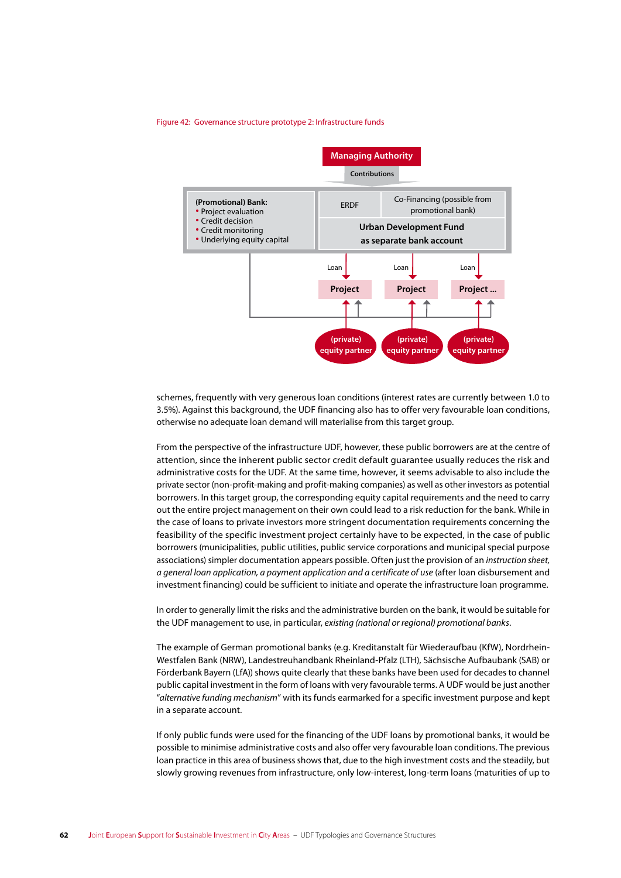Figure 42: Governance structure prototype 2: Infrastructure funds

Managing Authority

Contributions

(Promotional) Bank:
- Project evaluation
- Credit decision
- Credit monitoring
- Underlying equity capital

ERDF

Co-Financing (possible from promotional bank)

Urban Development Fund as separate bank account

Loan

Loan

Loan

Project

Project

Project ...

(private) equity partner

(private) equity partner

(private) equity partner

schemes, frequently with very generous loan conditions (interest rates are currently between 1.0 to 3.5%). Against this background, the UDF financing also has to offer very favourable loan conditions, otherwise no adequate loan demand will materialise from this target group.

From the perspective of the infrastructure UDF, however, these public borrowers are at the centre of attention, since the inherent public sector credit default guarantee usually reduces the risk and administrative costs for the UDF. At the same time, however, it seems advisable to also include the private sector (non-profit-making and profit-making companies) as well as other investors as potential borrowers. In this target group, the corresponding equity capital requirements and the need to carry out the entire project management on their own could lead to a risk reduction for the bank. While in the case of loans to private investors more stringent documentation requirements concerning the feasibility of the specific investment project certainly have to be expected, in the case of public borrowers (municipalities, public utilities, public service corporations and municipal special purpose associations) simpler documentation appears possible. Often just the provision of an *instruction sheet, a general loan application, a payment application and a certificate of use* (after loan disbursement and investment financing) could be sufficient to initiate and operate the infrastructure loan programme.

In order to generally limit the risks and the administrative burden on the bank, it would be suitable for the UDF management to use, in particular, *existing (national or regional) promotional banks*.

The example of German promotional banks (e.g. Kreditanstalt für Wiederaufbau (KfW), Nordrhein-Westfalen Bank (NRW), Landestreuhandbank Rheinland-Pfalz (LTH), Sächsische Aufbaubank (SAB) or Förderbank Bayern (LfA)) shows quite clearly that these banks have been used for decades to channel public capital investment in the form of loans with very favourable terms. A UDF would be just another "*alternative funding mechanism*" with its funds earmarked for a specific investment purpose and kept in a separate account.

If only public funds were used for the financing of the UDF loans by promotional banks, it would be possible to minimise administrative costs and also offer very favourable loan conditions. The previous loan practice in this area of business shows that, due to the high investment costs and the steadily, but slowly growing revenues from infrastructure, only low-interest, long-term loans (maturities of up to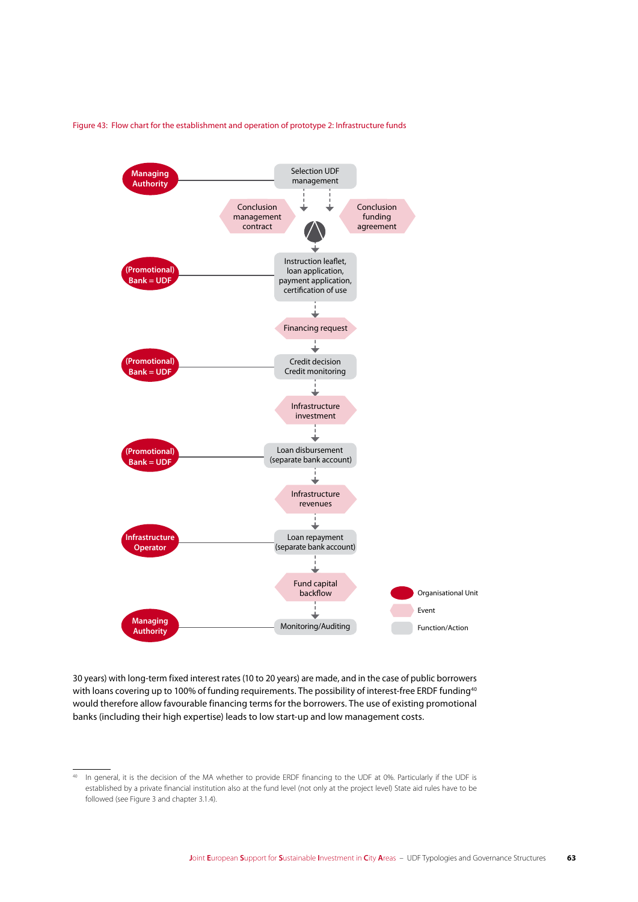Figure 43: Flow chart for the establishment and operation of prototype 2: Infrastructure funds

| Organisational Unit | Event | Function/Action |
|---|---|---|
| Managing Authority | | Selection UDF management |
| | Conclusion management contract | |
| | Conclusion funding agreement | |
| (Promotional) Bank = UDF | | Instruction leaflet, loan application, payment application, certification of use |
| | Financing request | |
| (Promotional) Bank = UDF | | Credit decision Credit monitoring |
| | Infrastructure investment | |
| (Promotional) Bank = UDF | | Loan disbursement (separate bank account) |
| | Infrastructure revenues | |
| Infrastructure Operator | | Loan repayment (separate bank account) |
| | Fund capital backflow | |
| Managing Authority | | Monitoring/Auditing |

30 years) with long-term fixed interest rates (10 to 20 years) are made, and in the case of public borrowers with loans covering up to 100% of funding requirements. The possibility of interest-free ERDF funding[40] would therefore allow favourable financing terms for the borrowers. The use of existing promotional banks (including their high expertise) leads to low start-up and low management costs.

---

[40] In general, it is the decision of the MA whether to provide ERDF financing to the UDF at 0%. Particularly if the UDF is established by a private financial institution also at the fund level (not only at the project level) State aid rules have to be followed (see Figure 3 and chapter 3.1.4).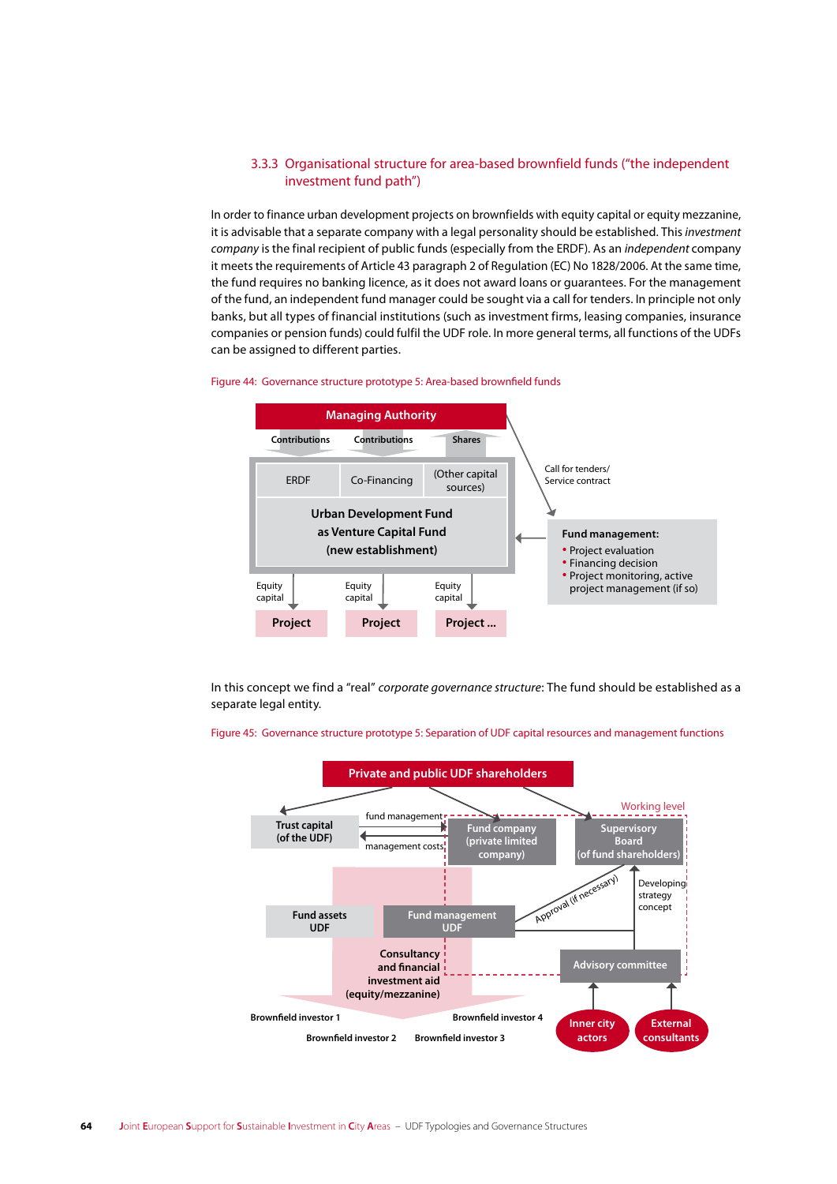### 3.3.3 Organisational structure for area-based brownfield funds ("the independent investment fund path")

In order to finance urban development projects on brownfields with equity capital or equity mezzanine, it is advisable that a separate company with a legal personality should be established. This *investment company* is the final recipient of public funds (especially from the ERDF). As an *independent* company it meets the requirements of Article 43 paragraph 2 of Regulation (EC) No 1828/2006. At the same time, the fund requires no banking licence, as it does not award loans or guarantees. For the management of the fund, an independent fund manager could be sought via a call for tenders. In principle not only banks, but all types of financial institutions (such as investment firms, leasing companies, insurance companies or pension funds) could fulfil the UDF role. In more general terms, all functions of the UDFs can be assigned to different parties.

Figure 44: Governance structure prototype 5: Area-based brownfield funds

Managing Authority

Contributions | Contributions | Shares

ERDF | Co-Financing | (Other capital sources)

**Urban Development Fund as Venture Capital Fund (new establishment)**

Call for tenders/ Service contract

**Fund management:**
- Project evaluation
- Financing decision
- Project monitoring, active project management (if so)

Equity capital → **Project** | Equity capital → **Project** | Equity capital → **Project ...**

In this concept we find a "real" *corporate governance structure*: The fund should be established as a separate legal entity.

Figure 45: Governance structure prototype 5: Separation of UDF capital resources and management functions

Private and public UDF shareholders

Working level

Trust capital (of the UDF) | fund management → Fund company (private limited company) | management costs ← | Supervisory Board (of fund shareholders)

Fund assets UDF | Fund management UDF | Approval (if necessary) | Developing strategy concept

Consultancy and financial investment aid (equity/mezzanine)

Advisory committee ← Inner city actors, External consultants

Brownfield investor 1 | Brownfield investor 2 | Brownfield investor 3 | Brownfield investor 4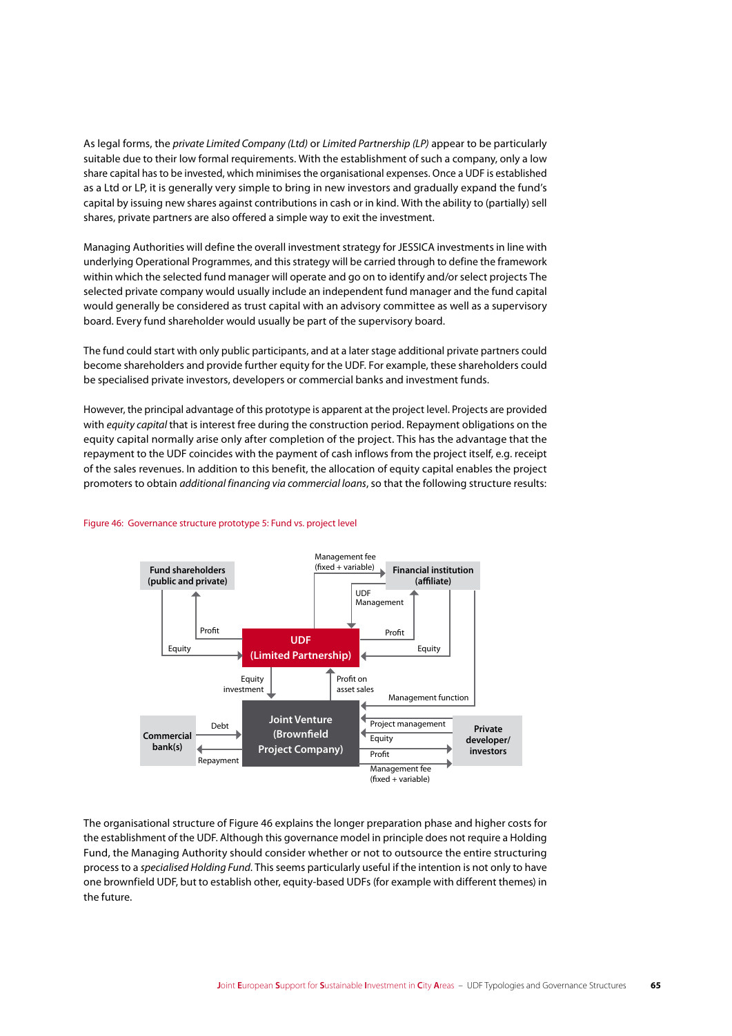As legal forms, the *private Limited Company (Ltd)* or *Limited Partnership (LP)* appear to be particularly suitable due to their low formal requirements. With the establishment of such a company, only a low share capital has to be invested, which minimises the organisational expenses. Once a UDF is established as a Ltd or LP, it is generally very simple to bring in new investors and gradually expand the fund's capital by issuing new shares against contributions in cash or in kind. With the ability to (partially) sell shares, private partners are also offered a simple way to exit the investment.

Managing Authorities will define the overall investment strategy for JESSICA investments in line with underlying Operational Programmes, and this strategy will be carried through to define the framework within which the selected fund manager will operate and go on to identify and/or select projects The selected private company would usually include an independent fund manager and the fund capital would generally be considered as trust capital with an advisory committee as well as a supervisory board. Every fund shareholder would usually be part of the supervisory board.

The fund could start with only public participants, and at a later stage additional private partners could become shareholders and provide further equity for the UDF. For example, these shareholders could be specialised private investors, developers or commercial banks and investment funds.

However, the principal advantage of this prototype is apparent at the project level. Projects are provided with *equity capital* that is interest free during the construction period. Repayment obligations on the equity capital normally arise only after completion of the project. This has the advantage that the repayment to the UDF coincides with the payment of cash inflows from the project itself, e.g. receipt of the sales revenues. In addition to this benefit, the allocation of equity capital enables the project promoters to obtain *additional financing via commercial loans*, so that the following structure results:

Figure 46: Governance structure prototype 5: Fund vs. project level

The organisational structure of Figure 46 explains the longer preparation phase and higher costs for the establishment of the UDF. Although this governance model in principle does not require a Holding Fund, the Managing Authority should consider whether or not to outsource the entire structuring process to a *specialised Holding Fund*. This seems particularly useful if the intention is not only to have one brownfield UDF, but to establish other, equity-based UDFs (for example with different themes) in the future.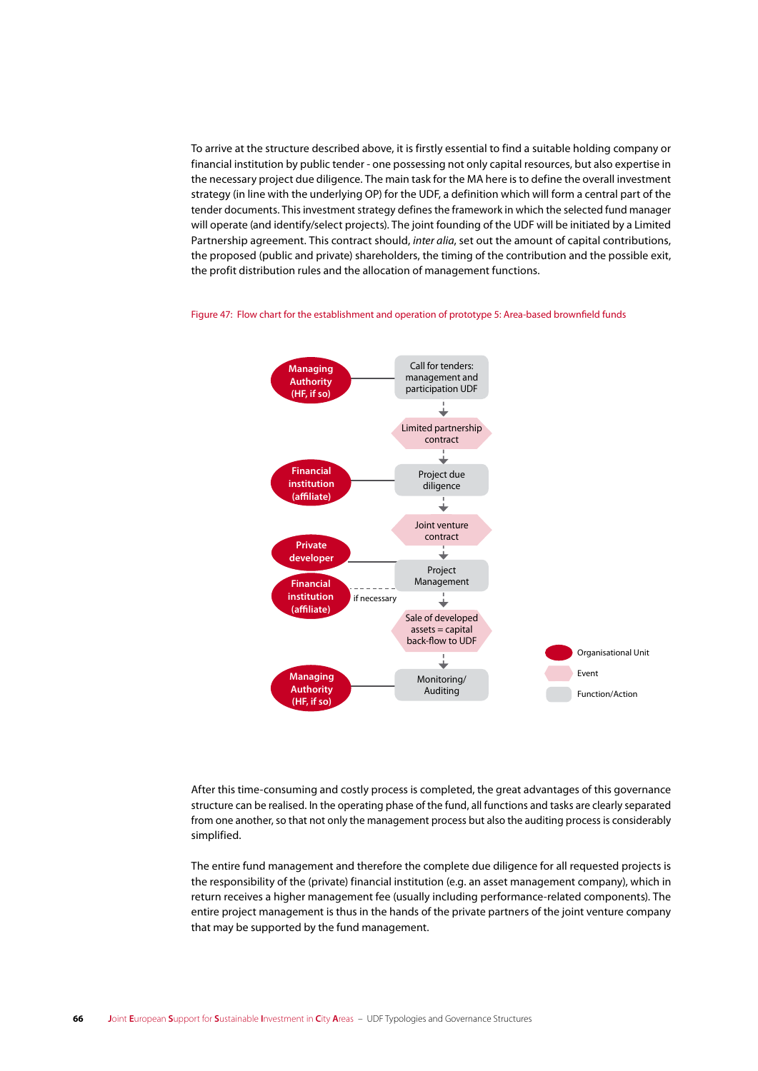To arrive at the structure described above, it is firstly essential to find a suitable holding company or financial institution by public tender - one possessing not only capital resources, but also expertise in the necessary project due diligence. The main task for the MA here is to define the overall investment strategy (in line with the underlying OP) for the UDF, a definition which will form a central part of the tender documents. This investment strategy defines the framework in which the selected fund manager will operate (and identify/select projects). The joint founding of the UDF will be initiated by a Limited Partnership agreement. This contract should, *inter alia*, set out the amount of capital contributions, the proposed (public and private) shareholders, the timing of the contribution and the possible exit, the profit distribution rules and the allocation of management functions.

Figure 47: Flow chart for the establishment and operation of prototype 5: Area-based brownfield funds

Managing Authority (HF, if so) — Call for tenders: management and participation UDF

↓

Limited partnership contract

↓

Financial institution (affiliate) — Project due diligence

↓

Joint venture contract

↓

Private developer — Project Management

Financial institution (affiliate) — (if necessary) — Project Management

↓

Sale of developed assets = capital back-flow to UDF

↓

Managing Authority (HF, if so) — Monitoring/ Auditing

Legend: Organisational Unit; Event; Function/Action

After this time-consuming and costly process is completed, the great advantages of this governance structure can be realised. In the operating phase of the fund, all functions and tasks are clearly separated from one another, so that not only the management process but also the auditing process is considerably simplified.

The entire fund management and therefore the complete due diligence for all requested projects is the responsibility of the (private) financial institution (e.g. an asset management company), which in return receives a higher management fee (usually including performance-related components). The entire project management is thus in the hands of the private partners of the joint venture company that may be supported by the fund management.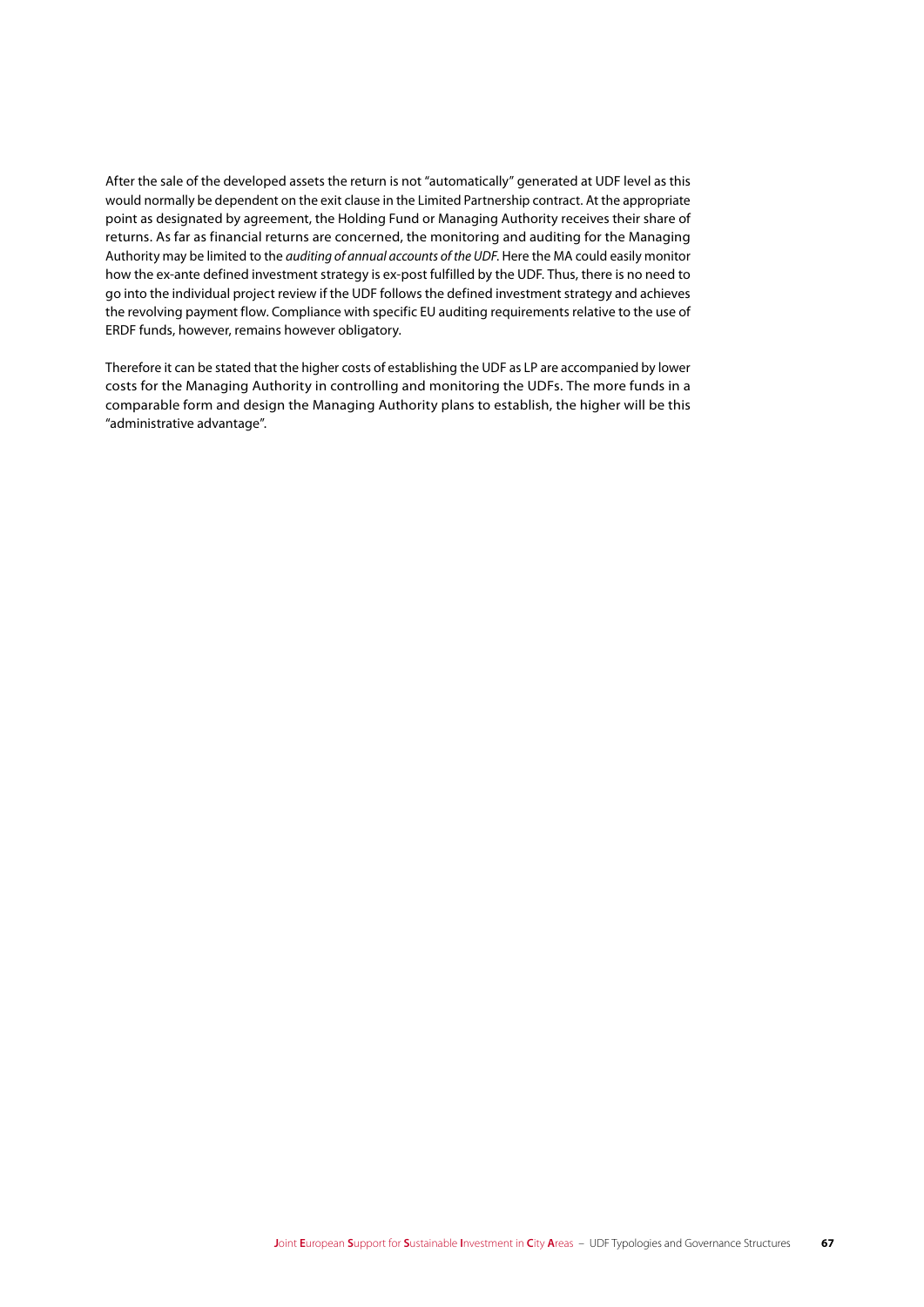After the sale of the developed assets the return is not "automatically" generated at UDF level as this would normally be dependent on the exit clause in the Limited Partnership contract. At the appropriate point as designated by agreement, the Holding Fund or Managing Authority receives their share of returns. As far as financial returns are concerned, the monitoring and auditing for the Managing Authority may be limited to the *auditing of annual accounts of the UDF*. Here the MA could easily monitor how the ex-ante defined investment strategy is ex-post fulfilled by the UDF. Thus, there is no need to go into the individual project review if the UDF follows the defined investment strategy and achieves the revolving payment flow. Compliance with specific EU auditing requirements relative to the use of ERDF funds, however, remains however obligatory.

Therefore it can be stated that the higher costs of establishing the UDF as LP are accompanied by lower costs for the Managing Authority in controlling and monitoring the UDFs. The more funds in a comparable form and design the Managing Authority plans to establish, the higher will be this "administrative advantage".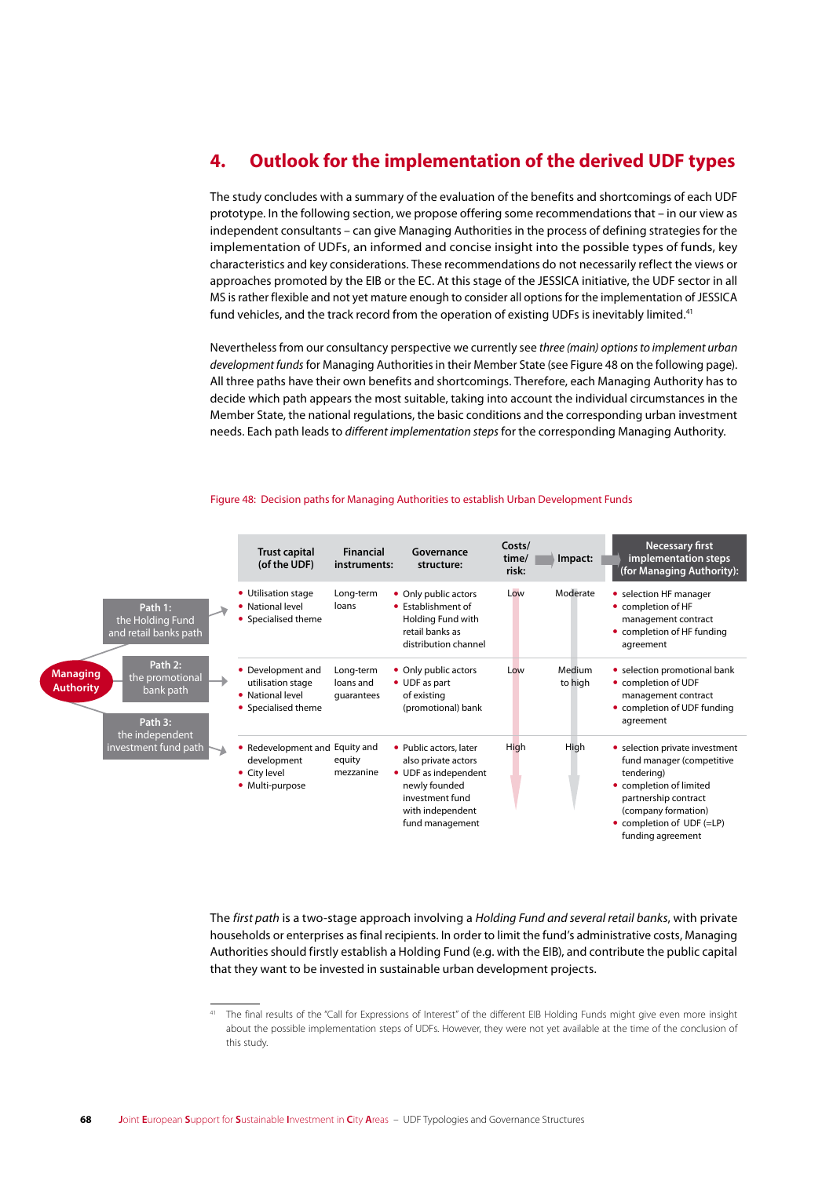# 4. Outlook for the implementation of the derived UDF types

The study concludes with a summary of the evaluation of the benefits and shortcomings of each UDF prototype. In the following section, we propose offering some recommendations that – in our view as independent consultants – can give Managing Authorities in the process of defining strategies for the implementation of UDFs, an informed and concise insight into the possible types of funds, key characteristics and key considerations. These recommendations do not necessarily reflect the views or approaches promoted by the EIB or the EC. At this stage of the JESSICA initiative, the UDF sector in all MS is rather flexible and not yet mature enough to consider all options for the implementation of JESSICA fund vehicles, and the track record from the operation of existing UDFs is inevitably limited.[41]

Nevertheless from our consultancy perspective we currently see *three (main) options to implement urban development funds* for Managing Authorities in their Member State (see Figure 48 on the following page). All three paths have their own benefits and shortcomings. Therefore, each Managing Authority has to decide which path appears the most suitable, taking into account the individual circumstances in the Member State, the national regulations, the basic conditions and the corresponding urban investment needs. Each path leads to *different implementation steps* for the corresponding Managing Authority.

Figure 48: Decision paths for Managing Authorities to establish Urban Development Funds

| Managing Authority | Trust capital (of the UDF) | Financial instruments: | Governance structure: | Costs/ time/ risk: | Impact: | Necessary first implementation steps (for Managing Authority): |
|---|---|---|---|---|---|---|
| **Path 1:** the Holding Fund and retail banks path | • Utilisation stage<br>• National level<br>• Specialised theme | Long-term loans | • Only public actors<br>• Establishment of Holding Fund with retail banks as distribution channel | Low | Moderate | • selection HF manager<br>• completion of HF management contract<br>• completion of HF funding agreement |
| **Path 2:** the promotional bank path | • Development and utilisation stage<br>• National level<br>• Specialised theme | Long-term loans and guarantees | • Only public actors<br>• UDF as part of existing (promotional) bank | Low | Medium to high | • selection promotional bank<br>• completion of UDF management contract<br>• completion of UDF funding agreement |
| **Path 3:** the independent investment fund path | • Redevelopment and development<br>• City level<br>• Multi-purpose | Equity and equity mezzanine | • Public actors, later also private actors<br>• UDF as independent newly founded investment fund with independent fund management | High | High | • selection private investment fund manager (competitive tendering)<br>• completion of limited partnership contract (company formation)<br>• completion of UDF (=LP) funding agreement |

The *first path* is a two-stage approach involving a *Holding Fund and several retail banks*, with private households or enterprises as final recipients. In order to limit the fund's administrative costs, Managing Authorities should firstly establish a Holding Fund (e.g. with the EIB), and contribute the public capital that they want to be invested in sustainable urban development projects.

[41] The final results of the "Call for Expressions of Interest" of the different EIB Holding Funds might give even more insight about the possible implementation steps of UDFs. However, they were not yet available at the time of the conclusion of this study.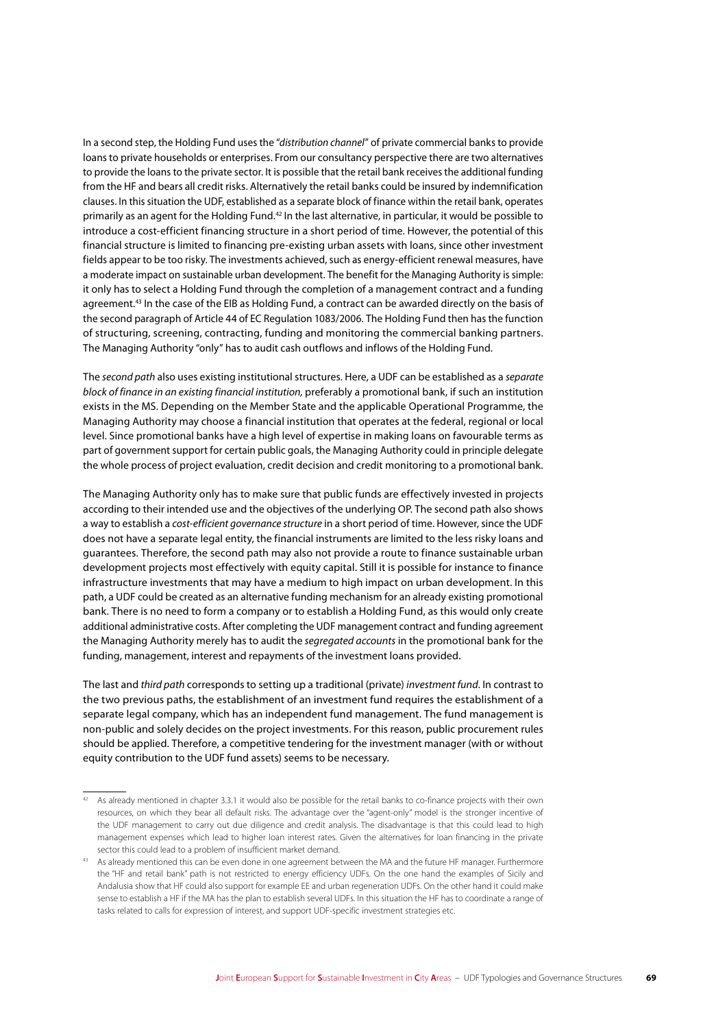In a second step, the Holding Fund uses the "*distribution channel*" of private commercial banks to provide loans to private households or enterprises. From our consultancy perspective there are two alternatives to provide the loans to the private sector. It is possible that the retail bank receives the additional funding from the HF and bears all credit risks. Alternatively the retail banks could be insured by indemnification clauses. In this situation the UDF, established as a separate block of finance within the retail bank, operates primarily as an agent for the Holding Fund.[42] In the last alternative, in particular, it would be possible to introduce a cost-efficient financing structure in a short period of time. However, the potential of this financial structure is limited to financing pre-existing urban assets with loans, since other investment fields appear to be too risky. The investments achieved, such as energy-efficient renewal measures, have a moderate impact on sustainable urban development. The benefit for the Managing Authority is simple: it only has to select a Holding Fund through the completion of a management contract and a funding agreement.[43] In the case of the EIB as Holding Fund, a contract can be awarded directly on the basis of the second paragraph of Article 44 of EC Regulation 1083/2006. The Holding Fund then has the function of structuring, screening, contracting, funding and monitoring the commercial banking partners. The Managing Authority "only" has to audit cash outflows and inflows of the Holding Fund.

The *second path* also uses existing institutional structures. Here, a UDF can be established as a *separate block of finance in an existing financial institution,* preferably a promotional bank, if such an institution exists in the MS. Depending on the Member State and the applicable Operational Programme, the Managing Authority may choose a financial institution that operates at the federal, regional or local level. Since promotional banks have a high level of expertise in making loans on favourable terms as part of government support for certain public goals, the Managing Authority could in principle delegate the whole process of project evaluation, credit decision and credit monitoring to a promotional bank.

The Managing Authority only has to make sure that public funds are effectively invested in projects according to their intended use and the objectives of the underlying OP. The second path also shows a way to establish a *cost-efficient governance structure* in a short period of time. However, since the UDF does not have a separate legal entity, the financial instruments are limited to the less risky loans and guarantees. Therefore, the second path may also not provide a route to finance sustainable urban development projects most effectively with equity capital. Still it is possible for instance to finance infrastructure investments that may have a medium to high impact on urban development. In this path, a UDF could be created as an alternative funding mechanism for an already existing promotional bank. There is no need to form a company or to establish a Holding Fund, as this would only create additional administrative costs. After completing the UDF management contract and funding agreement the Managing Authority merely has to audit the *segregated accounts* in the promotional bank for the funding, management, interest and repayments of the investment loans provided.

The last and *third path* corresponds to setting up a traditional (private) *investment fund*. In contrast to the two previous paths, the establishment of an investment fund requires the establishment of a separate legal company, which has an independent fund management. The fund management is non-public and solely decides on the project investments. For this reason, public procurement rules should be applied. Therefore, a competitive tendering for the investment manager (with or without equity contribution to the UDF fund assets) seems to be necessary.

---

[42] As already mentioned in chapter 3.3.1 it would also be possible for the retail banks to co-finance projects with their own resources, on which they bear all default risks. The advantage over the "agent-only" model is the stronger incentive of the UDF management to carry out due diligence and credit analysis. The disadvantage is that this could lead to high management expenses which lead to higher loan interest rates. Given the alternatives for loan financing in the private sector this could lead to a problem of insufficient market demand.

[43] As already mentioned this can be even done in one agreement between the MA and the future HF manager. Furthermore the "HF and retail bank" path is not restricted to energy efficiency UDFs. On the one hand the examples of Sicily and Andalusia show that HF could also support for example EE and urban regeneration UDFs. On the other hand it could make sense to establish a HF if the MA has the plan to establish several UDFs. In this situation the HF has to coordinate a range of tasks related to calls for expression of interest, and support UDF-specific investment strategies etc.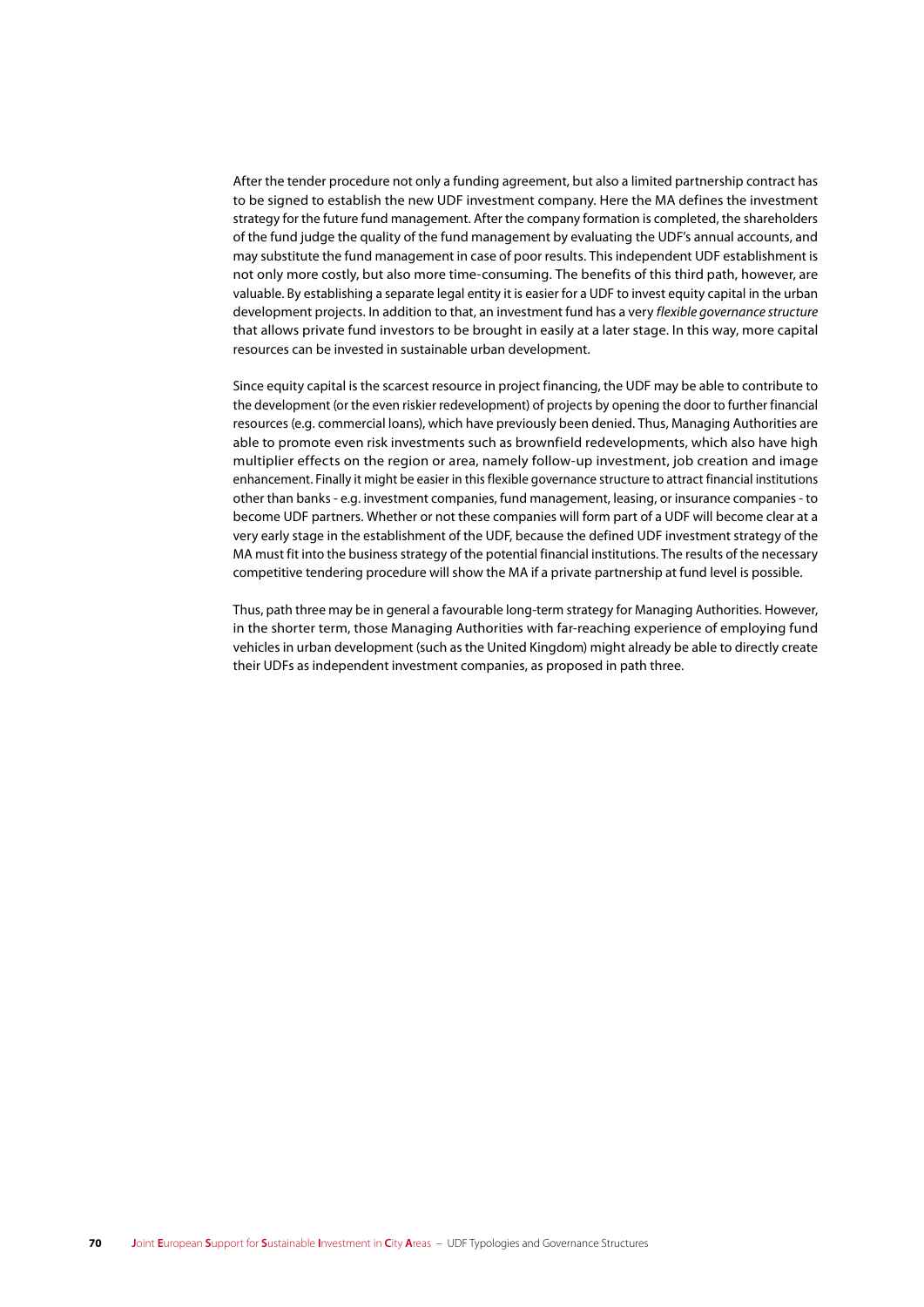After the tender procedure not only a funding agreement, but also a limited partnership contract has to be signed to establish the new UDF investment company. Here the MA defines the investment strategy for the future fund management. After the company formation is completed, the shareholders of the fund judge the quality of the fund management by evaluating the UDF's annual accounts, and may substitute the fund management in case of poor results. This independent UDF establishment is not only more costly, but also more time-consuming. The benefits of this third path, however, are valuable. By establishing a separate legal entity it is easier for a UDF to invest equity capital in the urban development projects. In addition to that, an investment fund has a very *flexible governance structure* that allows private fund investors to be brought in easily at a later stage. In this way, more capital resources can be invested in sustainable urban development.

Since equity capital is the scarcest resource in project financing, the UDF may be able to contribute to the development (or the even riskier redevelopment) of projects by opening the door to further financial resources (e.g. commercial loans), which have previously been denied. Thus, Managing Authorities are able to promote even risk investments such as brownfield redevelopments, which also have high multiplier effects on the region or area, namely follow-up investment, job creation and image enhancement. Finally it might be easier in this flexible governance structure to attract financial institutions other than banks - e.g. investment companies, fund management, leasing, or insurance companies - to become UDF partners. Whether or not these companies will form part of a UDF will become clear at a very early stage in the establishment of the UDF, because the defined UDF investment strategy of the MA must fit into the business strategy of the potential financial institutions. The results of the necessary competitive tendering procedure will show the MA if a private partnership at fund level is possible.

Thus, path three may be in general a favourable long-term strategy for Managing Authorities. However, in the shorter term, those Managing Authorities with far-reaching experience of employing fund vehicles in urban development (such as the United Kingdom) might already be able to directly create their UDFs as independent investment companies, as proposed in path three.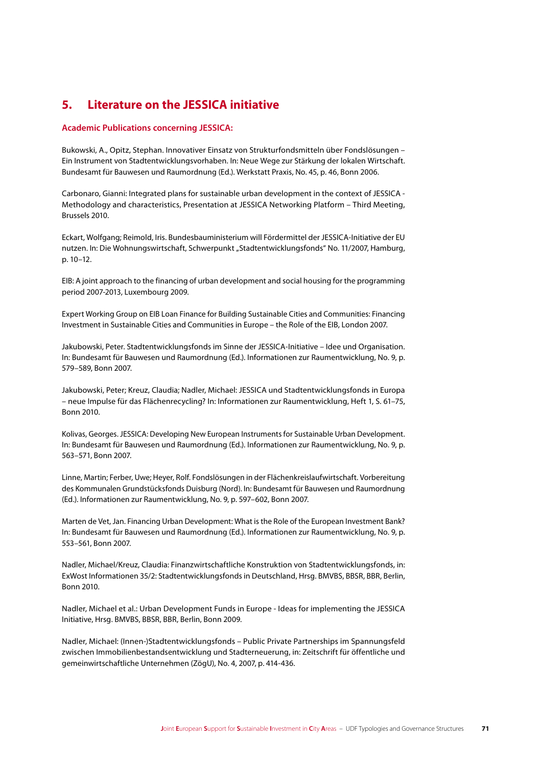# 5. Literature on the JESSICA initiative

### Academic Publications concerning JESSICA:

Bukowski, A., Opitz, Stephan. Innovativer Einsatz von Strukturfondsmitteln über Fondslösungen – Ein Instrument von Stadtentwicklungsvorhaben. In: Neue Wege zur Stärkung der lokalen Wirtschaft. Bundesamt für Bauwesen und Raumordnung (Ed.). Werkstatt Praxis, No. 45, p. 46, Bonn 2006.

Carbonaro, Gianni: Integrated plans for sustainable urban development in the context of JESSICA - Methodology and characteristics, Presentation at JESSICA Networking Platform – Third Meeting, Brussels 2010.

Eckart, Wolfgang; Reimold, Iris. Bundesbauministerium will Fördermittel der JESSICA-Initiative der EU nutzen. In: Die Wohnungswirtschaft, Schwerpunkt „Stadtentwicklungsfonds" No. 11/2007, Hamburg, p. 10–12.

EIB: A joint approach to the financing of urban development and social housing for the programming period 2007-2013, Luxembourg 2009.

Expert Working Group on EIB Loan Finance for Building Sustainable Cities and Communities: Financing Investment in Sustainable Cities and Communities in Europe – the Role of the EIB, London 2007.

Jakubowski, Peter. Stadtentwicklungsfonds im Sinne der JESSICA-Initiative – Idee und Organisation. In: Bundesamt für Bauwesen und Raumordnung (Ed.). Informationen zur Raumentwicklung, No. 9, p. 579–589, Bonn 2007.

Jakubowski, Peter; Kreuz, Claudia; Nadler, Michael: JESSICA und Stadtentwicklungsfonds in Europa – neue Impulse für das Flächenrecycling? In: Informationen zur Raumentwicklung, Heft 1, S. 61–75, Bonn 2010.

Kolivas, Georges. JESSICA: Developing New European Instruments for Sustainable Urban Development. In: Bundesamt für Bauwesen und Raumordnung (Ed.). Informationen zur Raumentwicklung, No. 9, p. 563–571, Bonn 2007.

Linne, Martin; Ferber, Uwe; Heyer, Rolf. Fondslösungen in der Flächenkreislaufwirtschaft. Vorbereitung des Kommunalen Grundstücksfonds Duisburg (Nord). In: Bundesamt für Bauwesen und Raumordnung (Ed.). Informationen zur Raumentwicklung, No. 9, p. 597–602, Bonn 2007.

Marten de Vet, Jan. Financing Urban Development: What is the Role of the European Investment Bank? In: Bundesamt für Bauwesen und Raumordnung (Ed.). Informationen zur Raumentwicklung, No. 9, p. 553–561, Bonn 2007.

Nadler, Michael/Kreuz, Claudia: Finanzwirtschaftliche Konstruktion von Stadtentwicklungsfonds, in: ExWost Informationen 35/2: Stadtentwicklungsfonds in Deutschland, Hrsg. BMVBS, BBSR, BBR, Berlin, Bonn 2010.

Nadler, Michael et al.: Urban Development Funds in Europe - Ideas for implementing the JESSICA Initiative, Hrsg. BMVBS, BBSR, BBR, Berlin, Bonn 2009.

Nadler, Michael: (Innen-)Stadtentwicklungsfonds – Public Private Partnerships im Spannungsfeld zwischen Immobilienbestandsentwicklung und Stadterneuerung, in: Zeitschrift für öffentliche und gemeinwirtschaftliche Unternehmen (ZögU), No. 4, 2007, p. 414-436.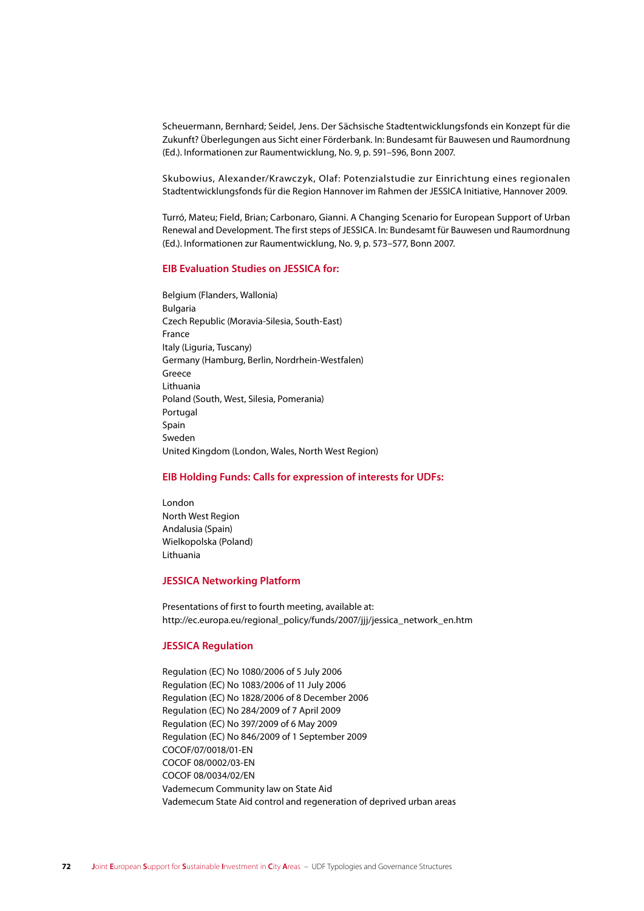Scheuermann, Bernhard; Seidel, Jens. Der Sächsische Stadtentwicklungsfonds ein Konzept für die Zukunft? Überlegungen aus Sicht einer Förderbank. In: Bundesamt für Bauwesen und Raumordnung (Ed.). Informationen zur Raumentwicklung, No. 9, p. 591–596, Bonn 2007.

Skubowius, Alexander/Krawczyk, Olaf: Potenzialstudie zur Einrichtung eines regionalen Stadtentwicklungsfonds für die Region Hannover im Rahmen der JESSICA Initiative, Hannover 2009.

Turró, Mateu; Field, Brian; Carbonaro, Gianni. A Changing Scenario for European Support of Urban Renewal and Development. The first steps of JESSICA. In: Bundesamt für Bauwesen und Raumordnung (Ed.). Informationen zur Raumentwicklung, No. 9, p. 573–577, Bonn 2007.

## EIB Evaluation Studies on JESSICA for:

Belgium (Flanders, Wallonia)
Bulgaria
Czech Republic (Moravia-Silesia, South-East)
France
Italy (Liguria, Tuscany)
Germany (Hamburg, Berlin, Nordrhein-Westfalen)
Greece
Lithuania
Poland (South, West, Silesia, Pomerania)
Portugal
Spain
Sweden
United Kingdom (London, Wales, North West Region)

## EIB Holding Funds: Calls for expression of interests for UDFs:

London
North West Region
Andalusia (Spain)
Wielkopolska (Poland)
Lithuania

## JESSICA Networking Platform

Presentations of first to fourth meeting, available at:
http://ec.europa.eu/regional_policy/funds/2007/jjj/jessica_network_en.htm

## JESSICA Regulation

Regulation (EC) No 1080/2006 of 5 July 2006
Regulation (EC) No 1083/2006 of 11 July 2006
Regulation (EC) No 1828/2006 of 8 December 2006
Regulation (EC) No 284/2009 of 7 April 2009
Regulation (EC) No 397/2009 of 6 May 2009
Regulation (EC) No 846/2009 of 1 September 2009
COCOF/07/0018/01-EN
COCOF 08/0002/03-EN
COCOF 08/0034/02/EN
Vademecum Community law on State Aid
Vademecum State Aid control and regeneration of deprived urban areas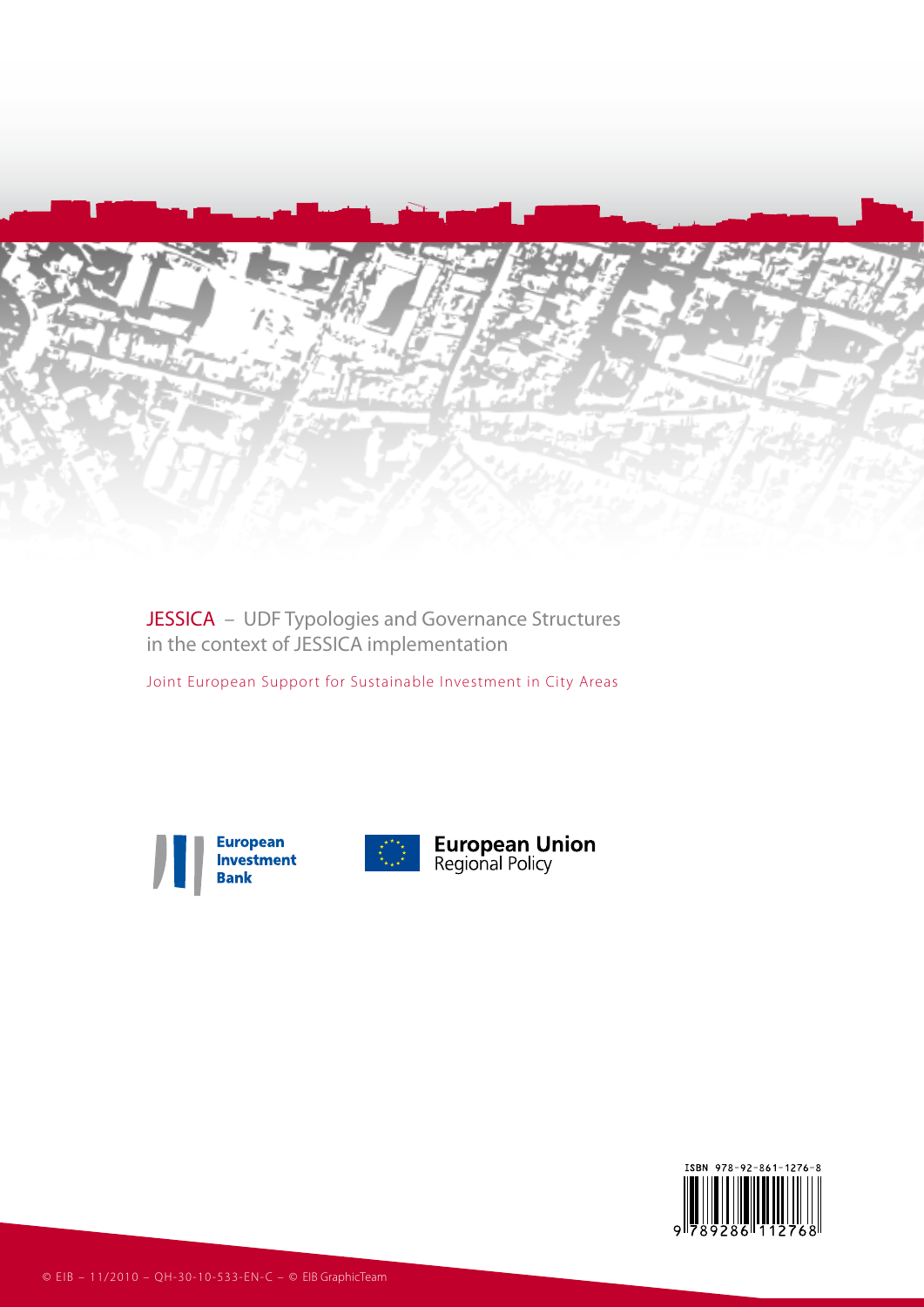JESSICA – UDF Typologies and Governance Structures in the context of JESSICA implementation

Joint European Support for Sustainable Investment in City Areas

European Investment Bank

European Union
Regional Policy

ISBN 978-92-861-1276-8

© EIB – 11/2010 – QH-30-10-533-EN-C – © EIB GraphicTeam